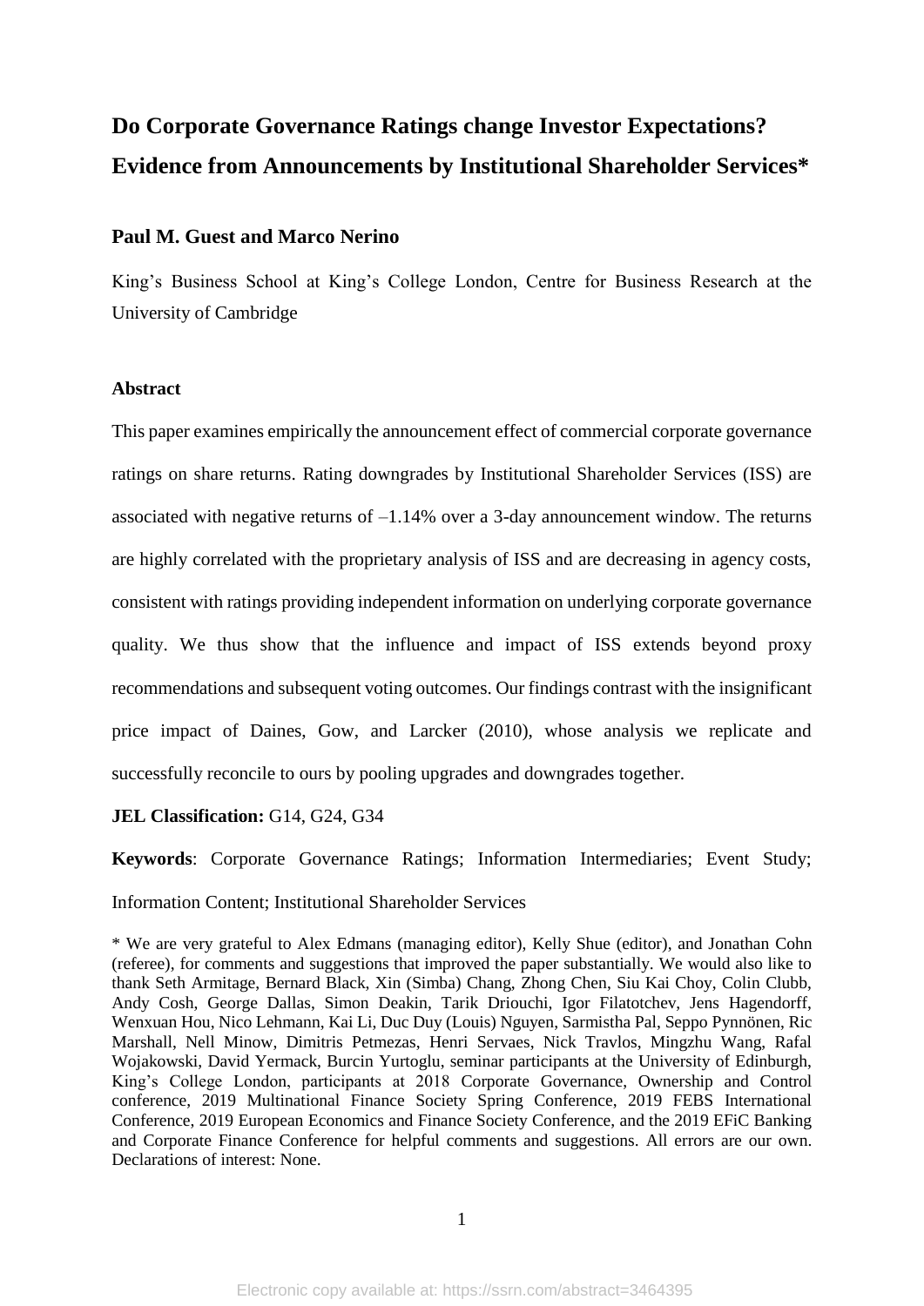# Do Corporate Governance Ratings change Investor Expectations? Evidence from Announcements by Institutional Shareholder Services*

**Paul M. Guest and Marco Nerino**

King's Business School at King's College London, Centre for Business Research at the University of Cambridge

## Abstract

This paper examines empirically the announcement effect of commercial corporate governance ratings on share returns. Rating downgrades by Institutional Shareholder Services (ISS) are associated with negative returns of –1.14% over a 3-day announcement window. The returns are highly correlated with the proprietary analysis of ISS and are decreasing in agency costs, consistent with ratings providing independent information on underlying corporate governance quality. We thus show that the influence and impact of ISS extends beyond proxy recommendations and subsequent voting outcomes. Our findings contrast with the insignificant price impact of Daines, Gow, and Larcker (2010), whose analysis we replicate and successfully reconcile to ours by pooling upgrades and downgrades together.

**JEL Classification:** G14, G24, G34

**Keywords**: Corporate Governance Ratings; Information Intermediaries; Event Study; Information Content; Institutional Shareholder Services

\* We are very grateful to Alex Edmans (managing editor), Kelly Shue (editor), and Jonathan Cohn (referee), for comments and suggestions that improved the paper substantially. We would also like to thank Seth Armitage, Bernard Black, Xin (Simba) Chang, Zhong Chen, Siu Kai Choy, Colin Clubb, Andy Cosh, George Dallas, Simon Deakin, Tarik Driouchi, Igor Filatotchev, Jens Hagendorff, Wenxuan Hou, Nico Lehmann, Kai Li, Duc Duy (Louis) Nguyen, Sarmistha Pal, Seppo Pynnönen, Ric Marshall, Nell Minow, Dimitris Petmezas, Henri Servaes, Nick Travlos, Mingzhu Wang, Rafal Wojakowski, David Yermack, Burcin Yurtoglu, seminar participants at the University of Edinburgh, King's College London, participants at 2018 Corporate Governance, Ownership and Control conference, 2019 Multinational Finance Society Spring Conference, 2019 FEBS International Conference, 2019 European Economics and Finance Society Conference, and the 2019 EFiC Banking and Corporate Finance Conference for helpful comments and suggestions. All errors are our own. Declarations of interest: None.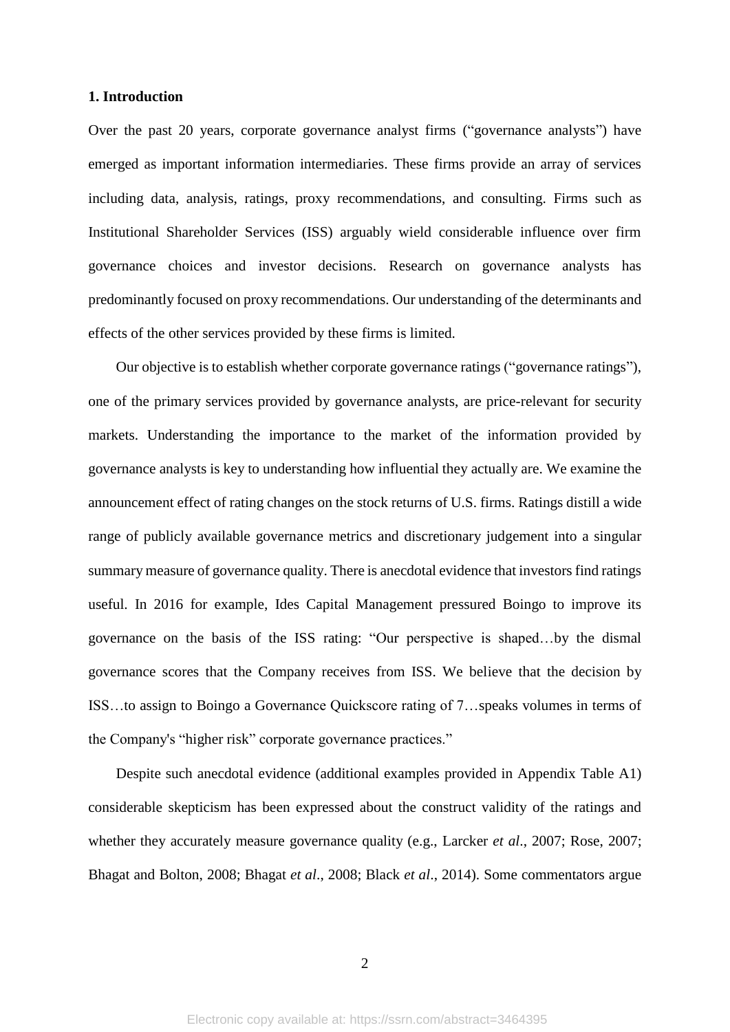## 1. Introduction

Over the past 20 years, corporate governance analyst firms ("governance analysts") have emerged as important information intermediaries. These firms provide an array of services including data, analysis, ratings, proxy recommendations, and consulting. Firms such as Institutional Shareholder Services (ISS) arguably wield considerable influence over firm governance choices and investor decisions. Research on governance analysts has predominantly focused on proxy recommendations. Our understanding of the determinants and effects of the other services provided by these firms is limited.

Our objective is to establish whether corporate governance ratings ("governance ratings"), one of the primary services provided by governance analysts, are price-relevant for security markets. Understanding the importance to the market of the information provided by governance analysts is key to understanding how influential they actually are. We examine the announcement effect of rating changes on the stock returns of U.S. firms. Ratings distill a wide range of publicly available governance metrics and discretionary judgement into a singular summary measure of governance quality. There is anecdotal evidence that investors find ratings useful. In 2016 for example, Ides Capital Management pressured Boingo to improve its governance on the basis of the ISS rating: "Our perspective is shaped…by the dismal governance scores that the Company receives from ISS. We believe that the decision by ISS…to assign to Boingo a Governance Quickscore rating of 7…speaks volumes in terms of the Company's "higher risk" corporate governance practices."

Despite such anecdotal evidence (additional examples provided in Appendix Table A1) considerable skepticism has been expressed about the construct validity of the ratings and whether they accurately measure governance quality (e.g., Larcker *et al*., 2007; Rose, 2007; Bhagat and Bolton, 2008; Bhagat *et al*., 2008; Black *et al*., 2014). Some commentators argue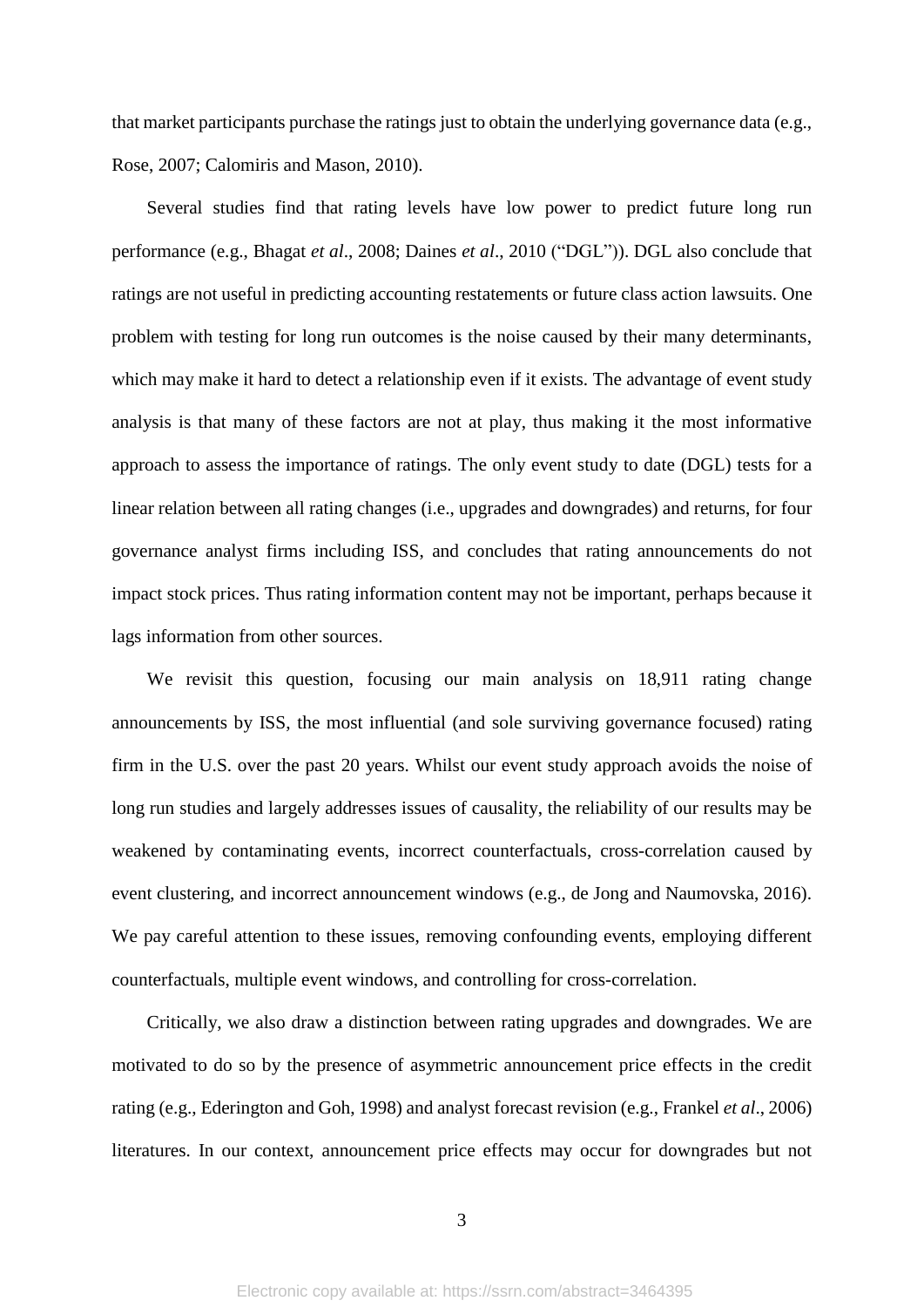that market participants purchase the ratings just to obtain the underlying governance data (e.g., Rose, 2007; Calomiris and Mason, 2010).

Several studies find that rating levels have low power to predict future long run performance (e.g., Bhagat *et al*., 2008; Daines *et al*., 2010 ("DGL")). DGL also conclude that ratings are not useful in predicting accounting restatements or future class action lawsuits. One problem with testing for long run outcomes is the noise caused by their many determinants, which may make it hard to detect a relationship even if it exists. The advantage of event study analysis is that many of these factors are not at play, thus making it the most informative approach to assess the importance of ratings. The only event study to date (DGL) tests for a linear relation between all rating changes (i.e., upgrades and downgrades) and returns, for four governance analyst firms including ISS, and concludes that rating announcements do not impact stock prices. Thus rating information content may not be important, perhaps because it lags information from other sources.

We revisit this question, focusing our main analysis on 18,911 rating change announcements by ISS, the most influential (and sole surviving governance focused) rating firm in the U.S. over the past 20 years. Whilst our event study approach avoids the noise of long run studies and largely addresses issues of causality, the reliability of our results may be weakened by contaminating events, incorrect counterfactuals, cross-correlation caused by event clustering, and incorrect announcement windows (e.g., de Jong and Naumovska, 2016). We pay careful attention to these issues, removing confounding events, employing different counterfactuals, multiple event windows, and controlling for cross-correlation.

Critically, we also draw a distinction between rating upgrades and downgrades. We are motivated to do so by the presence of asymmetric announcement price effects in the credit rating (e.g., Ederington and Goh, 1998) and analyst forecast revision (e.g., Frankel *et al*., 2006) literatures. In our context, announcement price effects may occur for downgrades but not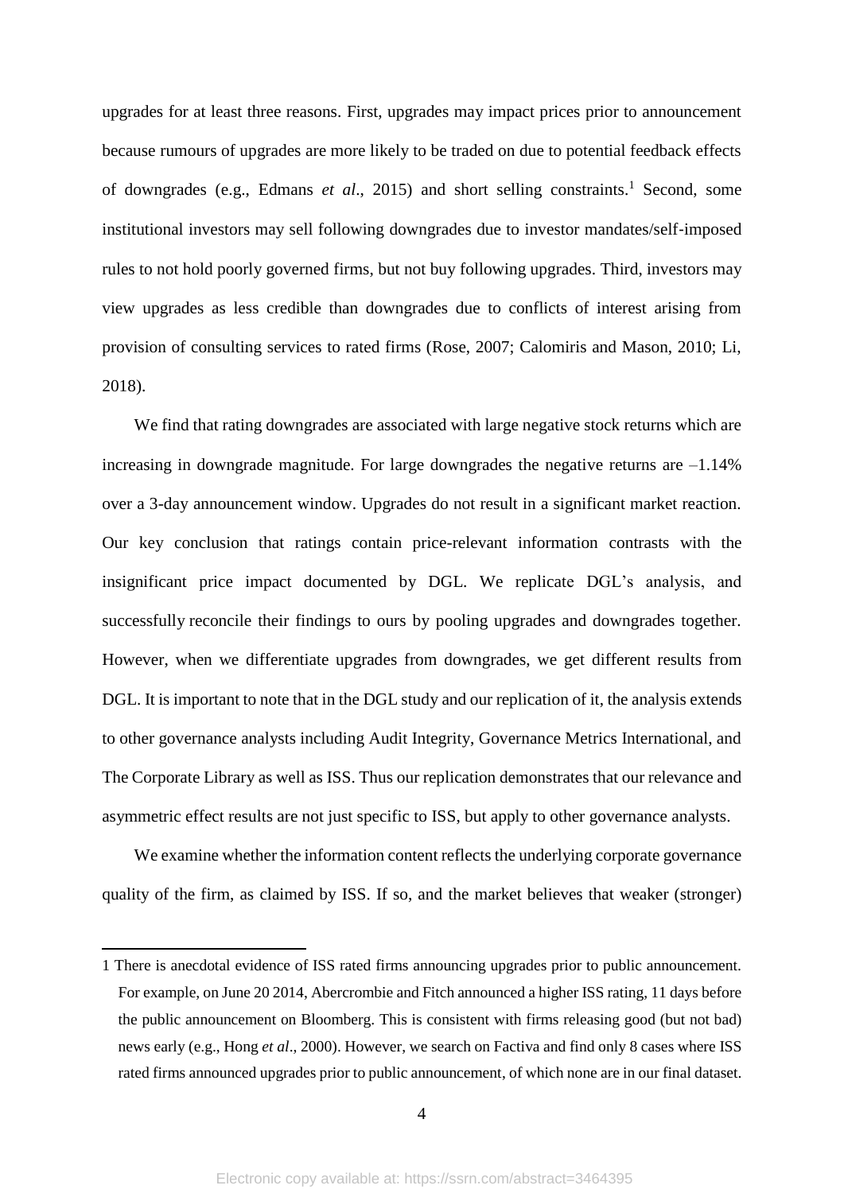upgrades for at least three reasons. First, upgrades may impact prices prior to announcement because rumours of upgrades are more likely to be traded on due to potential feedback effects of downgrades (e.g., Edmans *et al*., 2015) and short selling constraints.[1] Second, some institutional investors may sell following downgrades due to investor mandates/self-imposed rules to not hold poorly governed firms, but not buy following upgrades. Third, investors may view upgrades as less credible than downgrades due to conflicts of interest arising from provision of consulting services to rated firms (Rose, 2007; Calomiris and Mason, 2010; Li, 2018).

We find that rating downgrades are associated with large negative stock returns which are increasing in downgrade magnitude. For large downgrades the negative returns are –1.14% over a 3-day announcement window. Upgrades do not result in a significant market reaction. Our key conclusion that ratings contain price-relevant information contrasts with the insignificant price impact documented by DGL. We replicate DGL's analysis, and successfully reconcile their findings to ours by pooling upgrades and downgrades together. However, when we differentiate upgrades from downgrades, we get different results from DGL. It is important to note that in the DGL study and our replication of it, the analysis extends to other governance analysts including Audit Integrity, Governance Metrics International, and The Corporate Library as well as ISS. Thus our replication demonstrates that our relevance and asymmetric effect results are not just specific to ISS, but apply to other governance analysts.

We examine whether the information content reflects the underlying corporate governance quality of the firm, as claimed by ISS. If so, and the market believes that weaker (stronger)

---

1 There is anecdotal evidence of ISS rated firms announcing upgrades prior to public announcement. For example, on June 20 2014, Abercrombie and Fitch announced a higher ISS rating, 11 days before the public announcement on Bloomberg. This is consistent with firms releasing good (but not bad) news early (e.g., Hong *et al*., 2000). However, we search on Factiva and find only 8 cases where ISS rated firms announced upgrades prior to public announcement, of which none are in our final dataset.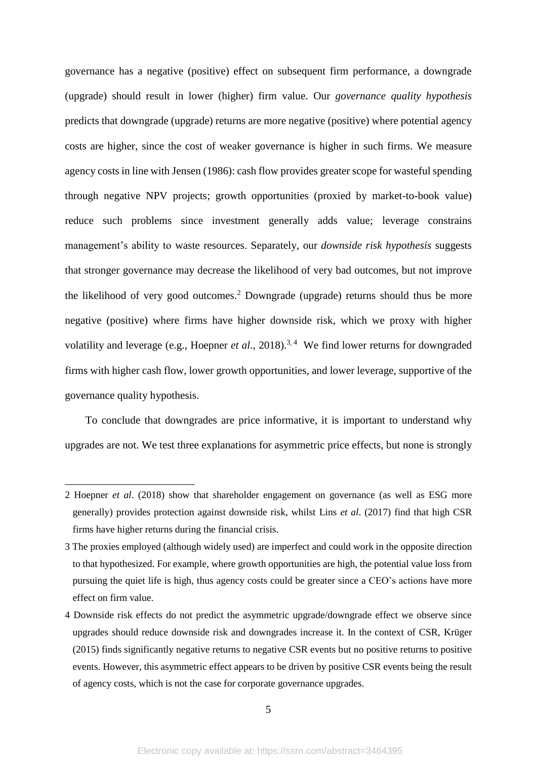governance has a negative (positive) effect on subsequent firm performance, a downgrade (upgrade) should result in lower (higher) firm value. Our *governance quality hypothesis* predicts that downgrade (upgrade) returns are more negative (positive) where potential agency costs are higher, since the cost of weaker governance is higher in such firms. We measure agency costs in line with Jensen (1986): cash flow provides greater scope for wasteful spending through negative NPV projects; growth opportunities (proxied by market-to-book value) reduce such problems since investment generally adds value; leverage constrains management's ability to waste resources. Separately, our *downside risk hypothesis* suggests that stronger governance may decrease the likelihood of very bad outcomes, but not improve the likelihood of very good outcomes.[2] Downgrade (upgrade) returns should thus be more negative (positive) where firms have higher downside risk, which we proxy with higher volatility and leverage (e.g., Hoepner *et al*., 2018).[3, 4] We find lower returns for downgraded firms with higher cash flow, lower growth opportunities, and lower leverage, supportive of the governance quality hypothesis.

To conclude that downgrades are price informative, it is important to understand why upgrades are not. We test three explanations for asymmetric price effects, but none is strongly

---

2 Hoepner *et al*. (2018) show that shareholder engagement on governance (as well as ESG more generally) provides protection against downside risk, whilst Lins *et al*. (2017) find that high CSR firms have higher returns during the financial crisis.

3 The proxies employed (although widely used) are imperfect and could work in the opposite direction to that hypothesized. For example, where growth opportunities are high, the potential value loss from pursuing the quiet life is high, thus agency costs could be greater since a CEO's actions have more effect on firm value.

4 Downside risk effects do not predict the asymmetric upgrade/downgrade effect we observe since upgrades should reduce downside risk and downgrades increase it. In the context of CSR, Krüger (2015) finds significantly negative returns to negative CSR events but no positive returns to positive events. However, this asymmetric effect appears to be driven by positive CSR events being the result of agency costs, which is not the case for corporate governance upgrades.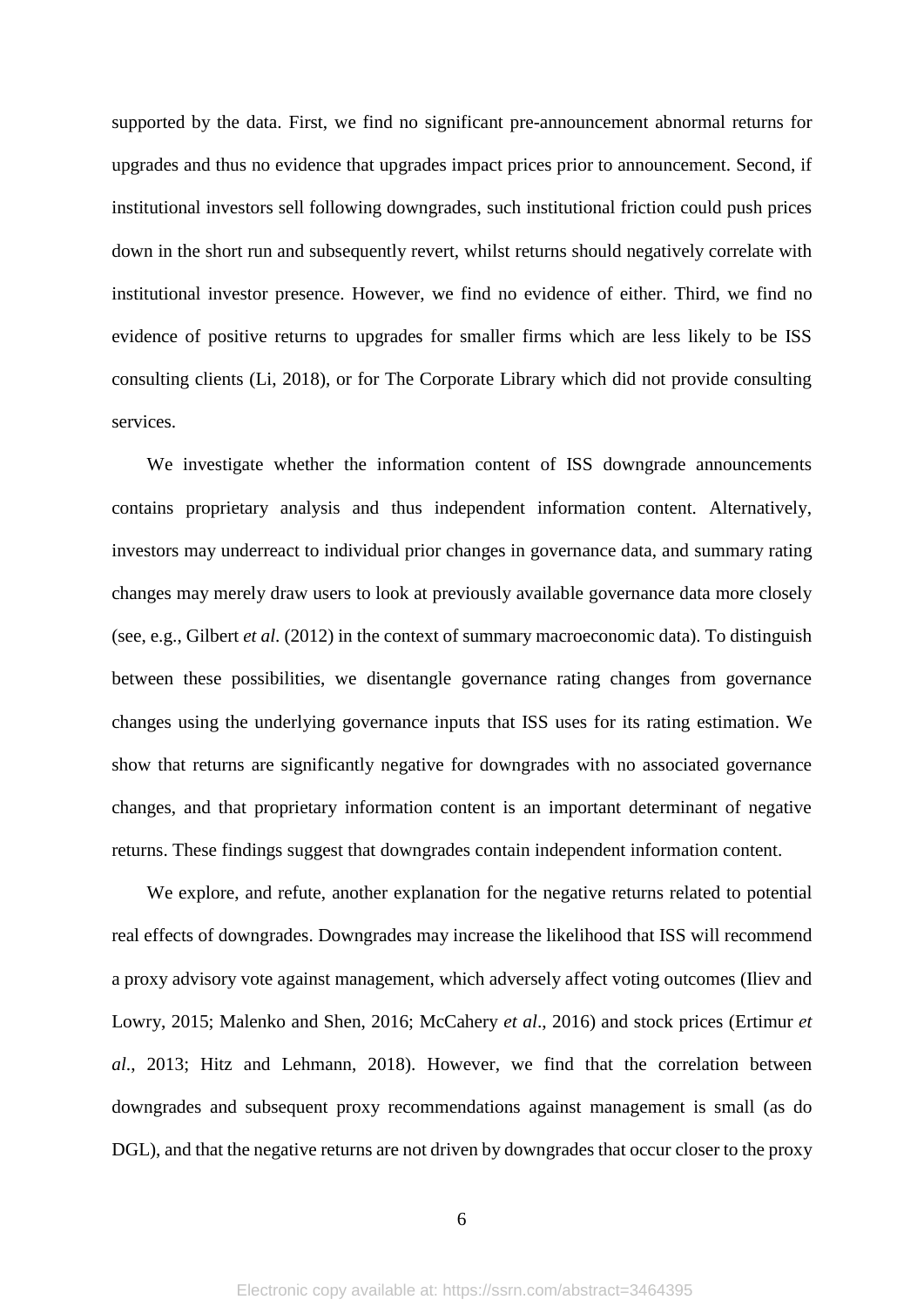supported by the data. First, we find no significant pre-announcement abnormal returns for upgrades and thus no evidence that upgrades impact prices prior to announcement. Second, if institutional investors sell following downgrades, such institutional friction could push prices down in the short run and subsequently revert, whilst returns should negatively correlate with institutional investor presence. However, we find no evidence of either. Third, we find no evidence of positive returns to upgrades for smaller firms which are less likely to be ISS consulting clients (Li, 2018), or for The Corporate Library which did not provide consulting services.

We investigate whether the information content of ISS downgrade announcements contains proprietary analysis and thus independent information content. Alternatively, investors may underreact to individual prior changes in governance data, and summary rating changes may merely draw users to look at previously available governance data more closely (see, e.g., Gilbert *et al.* (2012) in the context of summary macroeconomic data). To distinguish between these possibilities, we disentangle governance rating changes from governance changes using the underlying governance inputs that ISS uses for its rating estimation. We show that returns are significantly negative for downgrades with no associated governance changes, and that proprietary information content is an important determinant of negative returns. These findings suggest that downgrades contain independent information content.

We explore, and refute, another explanation for the negative returns related to potential real effects of downgrades. Downgrades may increase the likelihood that ISS will recommend a proxy advisory vote against management, which adversely affect voting outcomes (Iliev and Lowry, 2015; Malenko and Shen, 2016; McCahery *et al*., 2016) and stock prices (Ertimur *et al*., 2013; Hitz and Lehmann, 2018). However, we find that the correlation between downgrades and subsequent proxy recommendations against management is small (as do DGL), and that the negative returns are not driven by downgrades that occur closer to the proxy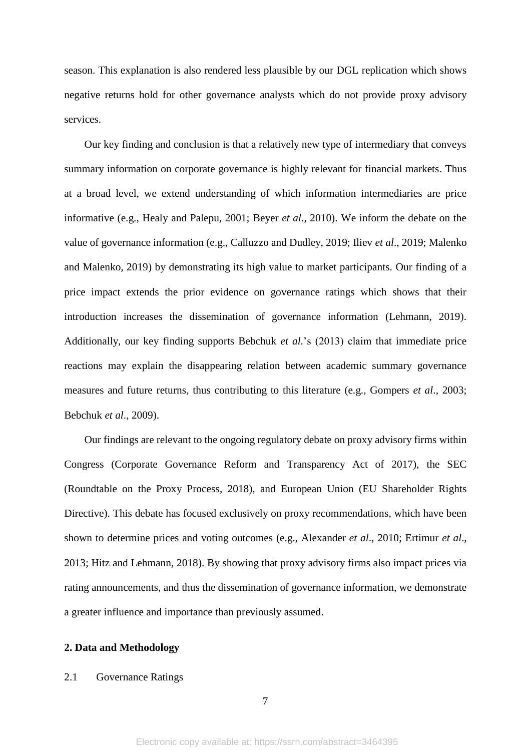season. This explanation is also rendered less plausible by our DGL replication which shows negative returns hold for other governance analysts which do not provide proxy advisory services.

Our key finding and conclusion is that a relatively new type of intermediary that conveys summary information on corporate governance is highly relevant for financial markets. Thus at a broad level, we extend understanding of which information intermediaries are price informative (e.g., Healy and Palepu, 2001; Beyer *et al*., 2010). We inform the debate on the value of governance information (e.g., Calluzzo and Dudley, 2019; Iliev *et al*., 2019; Malenko and Malenko, 2019) by demonstrating its high value to market participants. Our finding of a price impact extends the prior evidence on governance ratings which shows that their introduction increases the dissemination of governance information (Lehmann, 2019). Additionally, our key finding supports Bebchuk *et al.*'s (2013) claim that immediate price reactions may explain the disappearing relation between academic summary governance measures and future returns, thus contributing to this literature (e.g., Gompers *et al*., 2003; Bebchuk *et al*., 2009).

Our findings are relevant to the ongoing regulatory debate on proxy advisory firms within Congress (Corporate Governance Reform and Transparency Act of 2017), the SEC (Roundtable on the Proxy Process, 2018), and European Union (EU Shareholder Rights Directive). This debate has focused exclusively on proxy recommendations, which have been shown to determine prices and voting outcomes (e.g., Alexander *et al*., 2010; Ertimur *et al*., 2013; Hitz and Lehmann, 2018). By showing that proxy advisory firms also impact prices via rating announcements, and thus the dissemination of governance information, we demonstrate a greater influence and importance than previously assumed.

## 2. Data and Methodology

### 2.1 Governance Ratings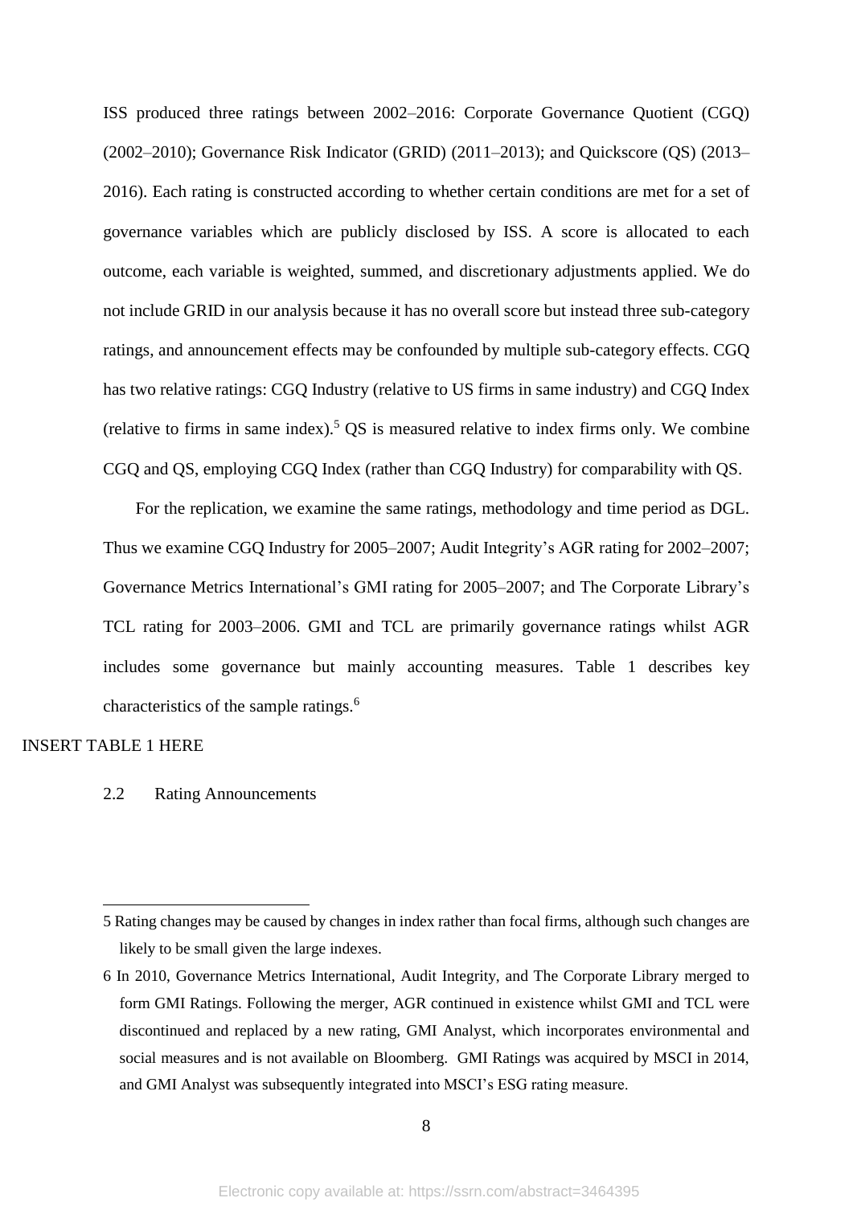ISS produced three ratings between 2002–2016: Corporate Governance Quotient (CGQ) (2002–2010); Governance Risk Indicator (GRID) (2011–2013); and Quickscore (QS) (2013–2016). Each rating is constructed according to whether certain conditions are met for a set of governance variables which are publicly disclosed by ISS. A score is allocated to each outcome, each variable is weighted, summed, and discretionary adjustments applied. We do not include GRID in our analysis because it has no overall score but instead three sub-category ratings, and announcement effects may be confounded by multiple sub-category effects. CGQ has two relative ratings: CGQ Industry (relative to US firms in same industry) and CGQ Index (relative to firms in same index).[5] QS is measured relative to index firms only. We combine CGQ and QS, employing CGQ Index (rather than CGQ Industry) for comparability with QS.

For the replication, we examine the same ratings, methodology and time period as DGL. Thus we examine CGQ Industry for 2005–2007; Audit Integrity's AGR rating for 2002–2007; Governance Metrics International's GMI rating for 2005–2007; and The Corporate Library's TCL rating for 2003–2006. GMI and TCL are primarily governance ratings whilst AGR includes some governance but mainly accounting measures. Table 1 describes key characteristics of the sample ratings.[6]

INSERT TABLE 1 HERE

## 2.2 Rating Announcements

---

5 Rating changes may be caused by changes in index rather than focal firms, although such changes are likely to be small given the large indexes.

6 In 2010, Governance Metrics International, Audit Integrity, and The Corporate Library merged to form GMI Ratings. Following the merger, AGR continued in existence whilst GMI and TCL were discontinued and replaced by a new rating, GMI Analyst, which incorporates environmental and social measures and is not available on Bloomberg. GMI Ratings was acquired by MSCI in 2014, and GMI Analyst was subsequently integrated into MSCI's ESG rating measure.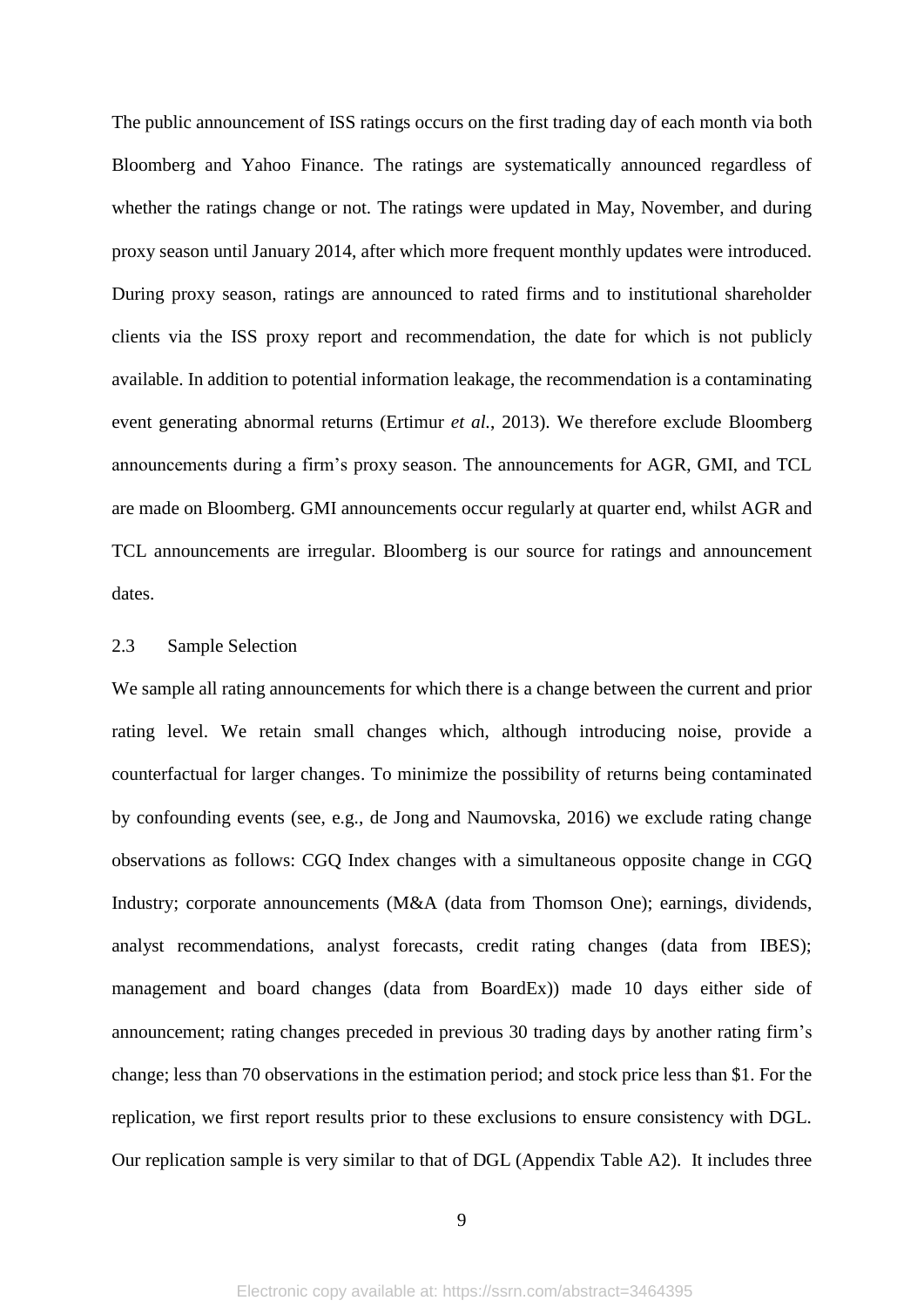The public announcement of ISS ratings occurs on the first trading day of each month via both Bloomberg and Yahoo Finance. The ratings are systematically announced regardless of whether the ratings change or not. The ratings were updated in May, November, and during proxy season until January 2014, after which more frequent monthly updates were introduced. During proxy season, ratings are announced to rated firms and to institutional shareholder clients via the ISS proxy report and recommendation, the date for which is not publicly available. In addition to potential information leakage, the recommendation is a contaminating event generating abnormal returns (Ertimur *et al.*, 2013). We therefore exclude Bloomberg announcements during a firm's proxy season. The announcements for AGR, GMI, and TCL are made on Bloomberg. GMI announcements occur regularly at quarter end, whilst AGR and TCL announcements are irregular. Bloomberg is our source for ratings and announcement dates.

### 2.3 Sample Selection

We sample all rating announcements for which there is a change between the current and prior rating level. We retain small changes which, although introducing noise, provide a counterfactual for larger changes. To minimize the possibility of returns being contaminated by confounding events (see, e.g., de Jong and Naumovska, 2016) we exclude rating change observations as follows: CGQ Index changes with a simultaneous opposite change in CGQ Industry; corporate announcements (M&A (data from Thomson One); earnings, dividends, analyst recommendations, analyst forecasts, credit rating changes (data from IBES); management and board changes (data from BoardEx)) made 10 days either side of announcement; rating changes preceded in previous 30 trading days by another rating firm's change; less than 70 observations in the estimation period; and stock price less than $1. For the replication, we first report results prior to these exclusions to ensure consistency with DGL. Our replication sample is very similar to that of DGL (Appendix Table A2). It includes three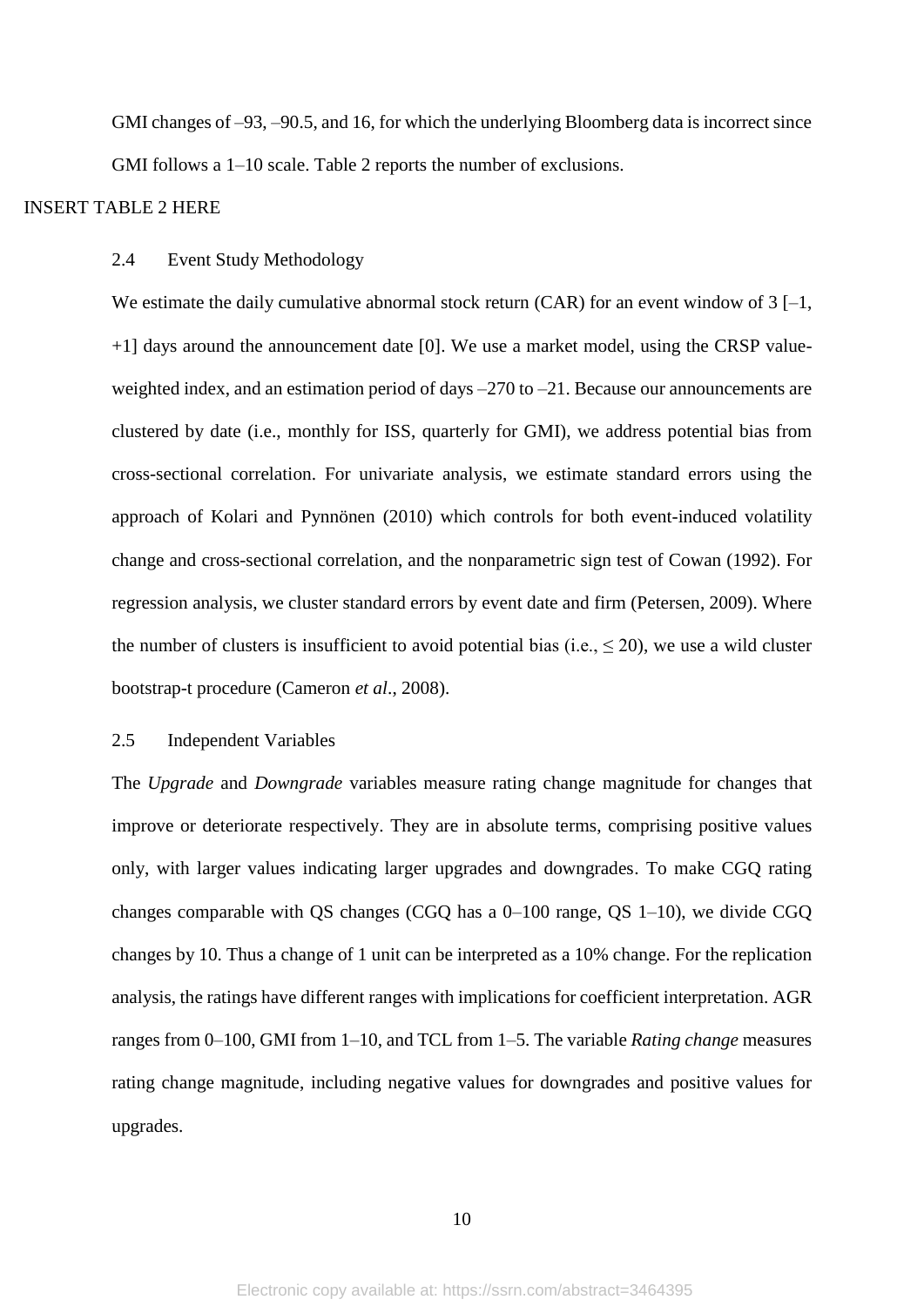GMI changes of –93, –90.5, and 16, for which the underlying Bloomberg data is incorrect since GMI follows a 1–10 scale. Table 2 reports the number of exclusions.

INSERT TABLE 2 HERE

### 2.4 Event Study Methodology

We estimate the daily cumulative abnormal stock return (CAR) for an event window of 3 [–1, +1] days around the announcement date [0]. We use a market model, using the CRSP value-weighted index, and an estimation period of days –270 to –21. Because our announcements are clustered by date (i.e., monthly for ISS, quarterly for GMI), we address potential bias from cross-sectional correlation. For univariate analysis, we estimate standard errors using the approach of Kolari and Pynnönen (2010) which controls for both event-induced volatility change and cross-sectional correlation, and the nonparametric sign test of Cowan (1992). For regression analysis, we cluster standard errors by event date and firm (Petersen, 2009). Where the number of clusters is insufficient to avoid potential bias (i.e., $\leq 20$), we use a wild cluster bootstrap-t procedure (Cameron *et al*., 2008).

### 2.5 Independent Variables

The *Upgrade* and *Downgrade* variables measure rating change magnitude for changes that improve or deteriorate respectively. They are in absolute terms, comprising positive values only, with larger values indicating larger upgrades and downgrades. To make CGQ rating changes comparable with QS changes (CGQ has a 0–100 range, QS 1–10), we divide CGQ changes by 10. Thus a change of 1 unit can be interpreted as a 10% change. For the replication analysis, the ratings have different ranges with implications for coefficient interpretation. AGR ranges from 0–100, GMI from 1–10, and TCL from 1–5. The variable *Rating change* measures rating change magnitude, including negative values for downgrades and positive values for upgrades.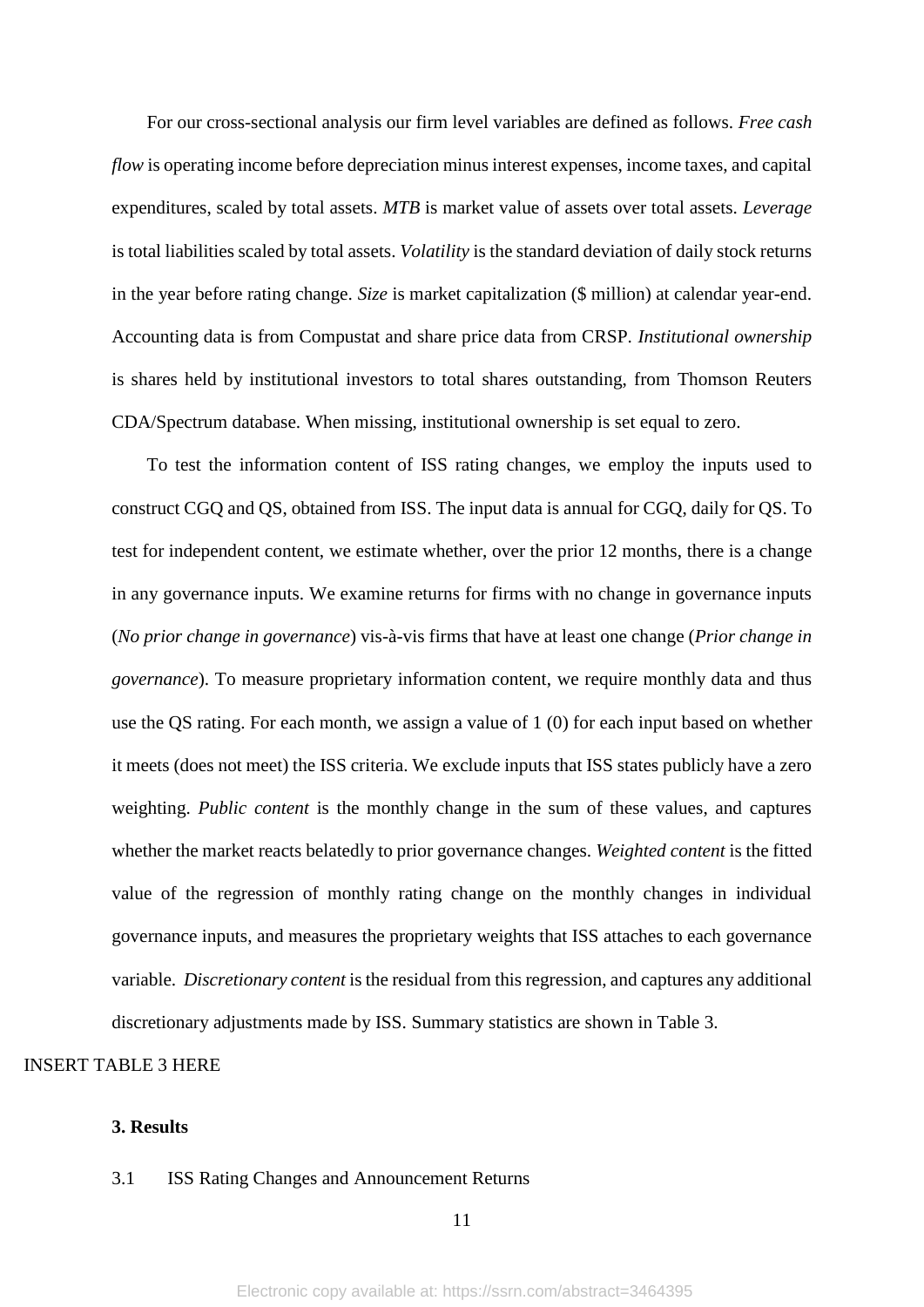For our cross-sectional analysis our firm level variables are defined as follows. *Free cash flow* is operating income before depreciation minus interest expenses, income taxes, and capital expenditures, scaled by total assets. *MTB* is market value of assets over total assets. *Leverage* is total liabilities scaled by total assets. *Volatility* is the standard deviation of daily stock returns in the year before rating change. *Size* is market capitalization ($ million) at calendar year-end. Accounting data is from Compustat and share price data from CRSP. *Institutional ownership* is shares held by institutional investors to total shares outstanding, from Thomson Reuters CDA/Spectrum database. When missing, institutional ownership is set equal to zero.

To test the information content of ISS rating changes, we employ the inputs used to construct CGQ and QS, obtained from ISS. The input data is annual for CGQ, daily for QS. To test for independent content, we estimate whether, over the prior 12 months, there is a change in any governance inputs. We examine returns for firms with no change in governance inputs (*No prior change in governance*) vis-à-vis firms that have at least one change (*Prior change in governance*). To measure proprietary information content, we require monthly data and thus use the QS rating. For each month, we assign a value of 1 (0) for each input based on whether it meets (does not meet) the ISS criteria. We exclude inputs that ISS states publicly have a zero weighting. *Public content* is the monthly change in the sum of these values, and captures whether the market reacts belatedly to prior governance changes. *Weighted content* is the fitted value of the regression of monthly rating change on the monthly changes in individual governance inputs, and measures the proprietary weights that ISS attaches to each governance variable. *Discretionary content* is the residual from this regression, and captures any additional discretionary adjustments made by ISS. Summary statistics are shown in Table 3.

INSERT TABLE 3 HERE

## 3. Results

### 3.1 ISS Rating Changes and Announcement Returns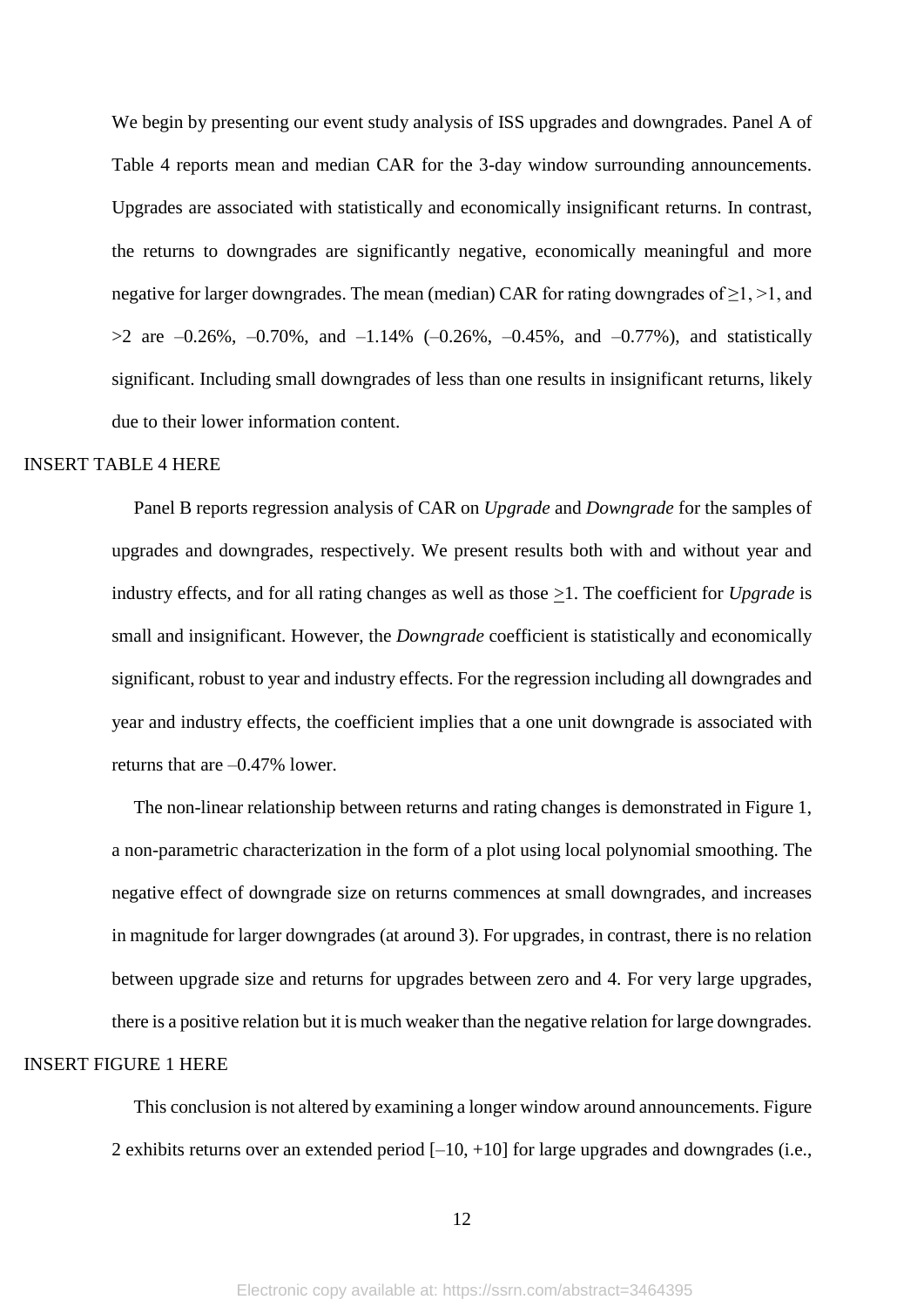We begin by presenting our event study analysis of ISS upgrades and downgrades. Panel A of Table 4 reports mean and median CAR for the 3-day window surrounding announcements. Upgrades are associated with statistically and economically insignificant returns. In contrast, the returns to downgrades are significantly negative, economically meaningful and more negative for larger downgrades. The mean (median) CAR for rating downgrades of ≥1, >1, and >2 are –0.26%, –0.70%, and –1.14% (–0.26%, –0.45%, and –0.77%), and statistically significant. Including small downgrades of less than one results in insignificant returns, likely due to their lower information content.

INSERT TABLE 4 HERE

Panel B reports regression analysis of CAR on *Upgrade* and *Downgrade* for the samples of upgrades and downgrades, respectively. We present results both with and without year and industry effects, and for all rating changes as well as those ≥1. The coefficient for *Upgrade* is small and insignificant. However, the *Downgrade* coefficient is statistically and economically significant, robust to year and industry effects. For the regression including all downgrades and year and industry effects, the coefficient implies that a one unit downgrade is associated with returns that are –0.47% lower.

The non-linear relationship between returns and rating changes is demonstrated in Figure 1, a non-parametric characterization in the form of a plot using local polynomial smoothing. The negative effect of downgrade size on returns commences at small downgrades, and increases in magnitude for larger downgrades (at around 3). For upgrades, in contrast, there is no relation between upgrade size and returns for upgrades between zero and 4. For very large upgrades, there is a positive relation but it is much weaker than the negative relation for large downgrades.

INSERT FIGURE 1 HERE

This conclusion is not altered by examining a longer window around announcements. Figure 2 exhibits returns over an extended period [–10, +10] for large upgrades and downgrades (i.e.,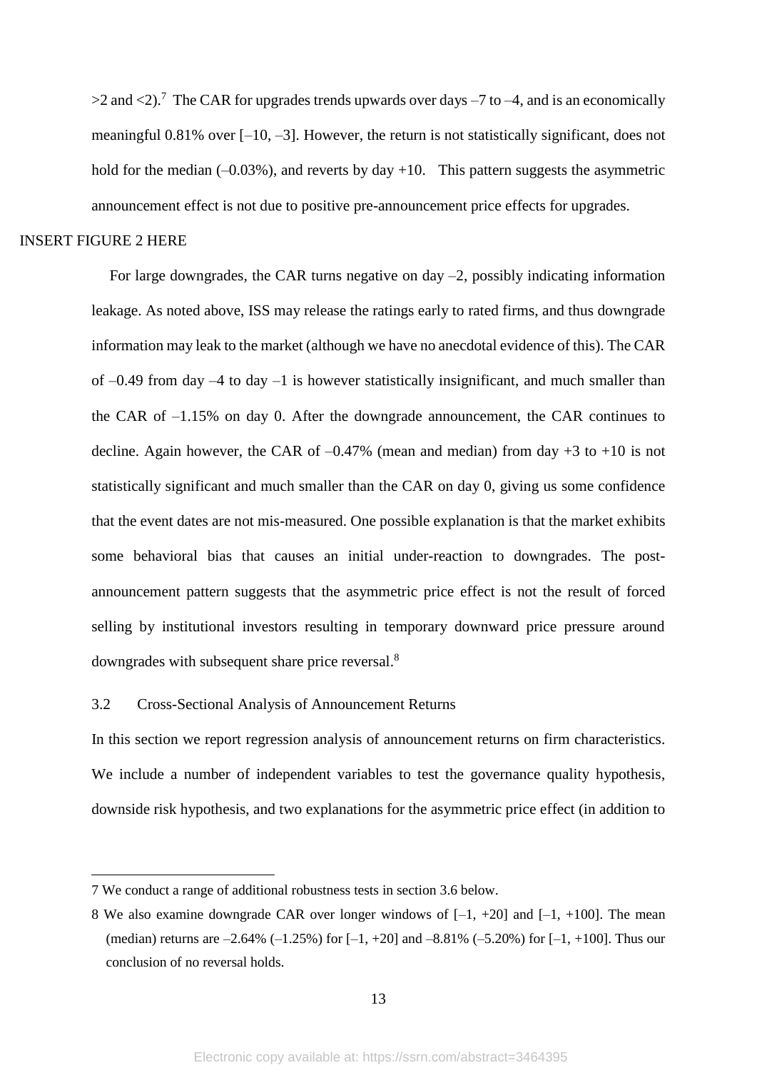>2 and <2).[7] The CAR for upgrades trends upwards over days –7 to –4, and is an economically meaningful 0.81% over [–10, –3]. However, the return is not statistically significant, does not hold for the median (–0.03%), and reverts by day +10. This pattern suggests the asymmetric announcement effect is not due to positive pre-announcement price effects for upgrades.

INSERT FIGURE 2 HERE

For large downgrades, the CAR turns negative on day –2, possibly indicating information leakage. As noted above, ISS may release the ratings early to rated firms, and thus downgrade information may leak to the market (although we have no anecdotal evidence of this). The CAR of –0.49 from day –4 to day –1 is however statistically insignificant, and much smaller than the CAR of –1.15% on day 0. After the downgrade announcement, the CAR continues to decline. Again however, the CAR of –0.47% (mean and median) from day +3 to +10 is not statistically significant and much smaller than the CAR on day 0, giving us some confidence that the event dates are not mis-measured. One possible explanation is that the market exhibits some behavioral bias that causes an initial under-reaction to downgrades. The post-announcement pattern suggests that the asymmetric price effect is not the result of forced selling by institutional investors resulting in temporary downward price pressure around downgrades with subsequent share price reversal.[8]

### 3.2 Cross-Sectional Analysis of Announcement Returns

In this section we report regression analysis of announcement returns on firm characteristics. We include a number of independent variables to test the governance quality hypothesis, downside risk hypothesis, and two explanations for the asymmetric price effect (in addition to

---

7 We conduct a range of additional robustness tests in section 3.6 below.

8 We also examine downgrade CAR over longer windows of [–1, +20] and [–1, +100]. The mean (median) returns are –2.64% (–1.25%) for [–1, +20] and –8.81% (–5.20%) for [–1, +100]. Thus our conclusion of no reversal holds.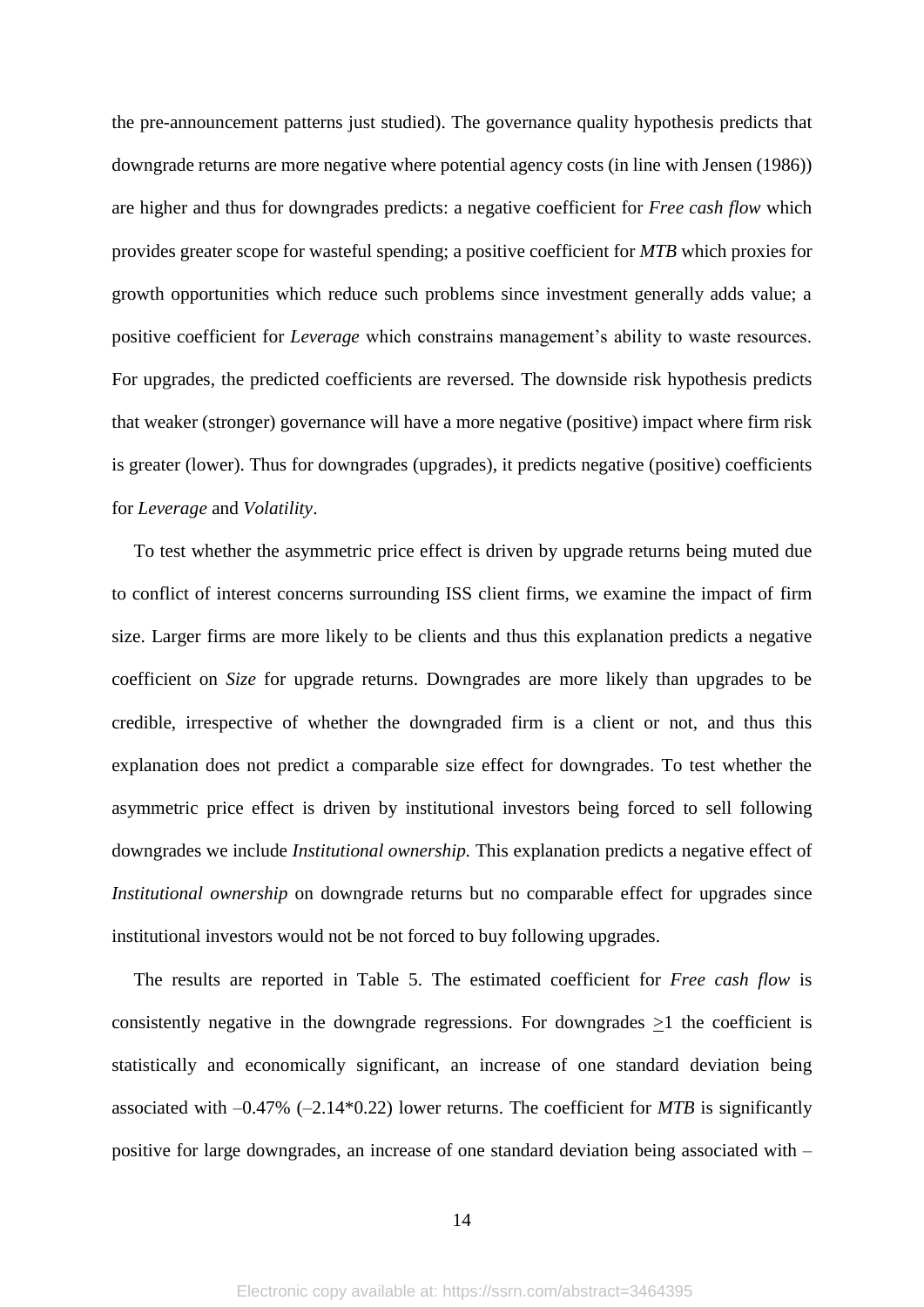the pre-announcement patterns just studied). The governance quality hypothesis predicts that downgrade returns are more negative where potential agency costs (in line with Jensen (1986)) are higher and thus for downgrades predicts: a negative coefficient for *Free cash flow* which provides greater scope for wasteful spending; a positive coefficient for *MTB* which proxies for growth opportunities which reduce such problems since investment generally adds value; a positive coefficient for *Leverage* which constrains management's ability to waste resources. For upgrades, the predicted coefficients are reversed. The downside risk hypothesis predicts that weaker (stronger) governance will have a more negative (positive) impact where firm risk is greater (lower). Thus for downgrades (upgrades), it predicts negative (positive) coefficients for *Leverage* and *Volatility*.

To test whether the asymmetric price effect is driven by upgrade returns being muted due to conflict of interest concerns surrounding ISS client firms, we examine the impact of firm size. Larger firms are more likely to be clients and thus this explanation predicts a negative coefficient on *Size* for upgrade returns. Downgrades are more likely than upgrades to be credible, irrespective of whether the downgraded firm is a client or not, and thus this explanation does not predict a comparable size effect for downgrades. To test whether the asymmetric price effect is driven by institutional investors being forced to sell following downgrades we include *Institutional ownership.* This explanation predicts a negative effect of *Institutional ownership* on downgrade returns but no comparable effect for upgrades since institutional investors would not be not forced to buy following upgrades.

The results are reported in Table 5. The estimated coefficient for *Free cash flow* is consistently negative in the downgrade regressions. For downgrades $\geq$1 the coefficient is statistically and economically significant, an increase of one standard deviation being associated with –0.47% (–2.14*0.22) lower returns. The coefficient for *MTB* is significantly positive for large downgrades, an increase of one standard deviation being associated with –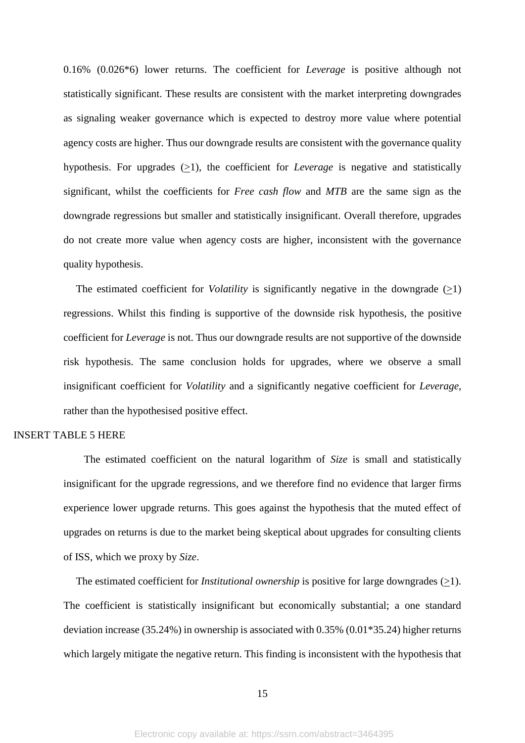0.16% (0.026*6) lower returns. The coefficient for *Leverage* is positive although not statistically significant. These results are consistent with the market interpreting downgrades as signaling weaker governance which is expected to destroy more value where potential agency costs are higher. Thus our downgrade results are consistent with the governance quality hypothesis. For upgrades ($\geq$1), the coefficient for *Leverage* is negative and statistically significant, whilst the coefficients for *Free cash flow* and *MTB* are the same sign as the downgrade regressions but smaller and statistically insignificant. Overall therefore, upgrades do not create more value when agency costs are higher, inconsistent with the governance quality hypothesis.

The estimated coefficient for *Volatility* is significantly negative in the downgrade ($\geq$1) regressions. Whilst this finding is supportive of the downside risk hypothesis, the positive coefficient for *Leverage* is not. Thus our downgrade results are not supportive of the downside risk hypothesis. The same conclusion holds for upgrades, where we observe a small insignificant coefficient for *Volatility* and a significantly negative coefficient for *Leverage*, rather than the hypothesised positive effect.

INSERT TABLE 5 HERE

The estimated coefficient on the natural logarithm of *Size* is small and statistically insignificant for the upgrade regressions, and we therefore find no evidence that larger firms experience lower upgrade returns. This goes against the hypothesis that the muted effect of upgrades on returns is due to the market being skeptical about upgrades for consulting clients of ISS, which we proxy by *Size*.

The estimated coefficient for *Institutional ownership* is positive for large downgrades ($\geq$1). The coefficient is statistically insignificant but economically substantial; a one standard deviation increase (35.24%) in ownership is associated with 0.35% (0.01*35.24) higher returns which largely mitigate the negative return. This finding is inconsistent with the hypothesis that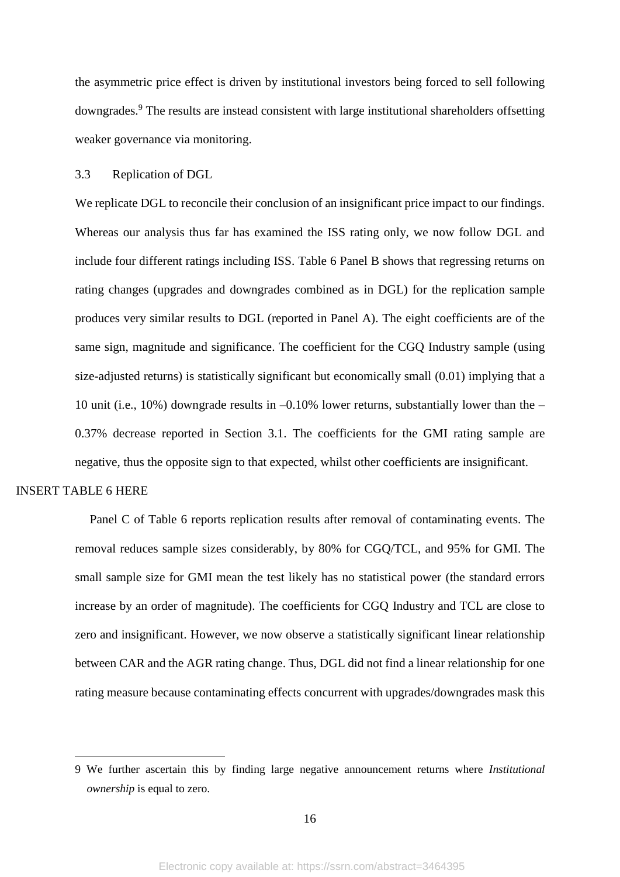the asymmetric price effect is driven by institutional investors being forced to sell following downgrades.[9] The results are instead consistent with large institutional shareholders offsetting weaker governance via monitoring.

### 3.3 Replication of DGL

We replicate DGL to reconcile their conclusion of an insignificant price impact to our findings. Whereas our analysis thus far has examined the ISS rating only, we now follow DGL and include four different ratings including ISS. Table 6 Panel B shows that regressing returns on rating changes (upgrades and downgrades combined as in DGL) for the replication sample produces very similar results to DGL (reported in Panel A). The eight coefficients are of the same sign, magnitude and significance. The coefficient for the CGQ Industry sample (using size-adjusted returns) is statistically significant but economically small (0.01) implying that a 10 unit (i.e., 10%) downgrade results in –0.10% lower returns, substantially lower than the –0.37% decrease reported in Section 3.1. The coefficients for the GMI rating sample are negative, thus the opposite sign to that expected, whilst other coefficients are insignificant.

INSERT TABLE 6 HERE

Panel C of Table 6 reports replication results after removal of contaminating events. The removal reduces sample sizes considerably, by 80% for CGQ/TCL, and 95% for GMI. The small sample size for GMI mean the test likely has no statistical power (the standard errors increase by an order of magnitude). The coefficients for CGQ Industry and TCL are close to zero and insignificant. However, we now observe a statistically significant linear relationship between CAR and the AGR rating change. Thus, DGL did not find a linear relationship for one rating measure because contaminating effects concurrent with upgrades/downgrades mask this

---

9 We further ascertain this by finding large negative announcement returns where *Institutional ownership* is equal to zero.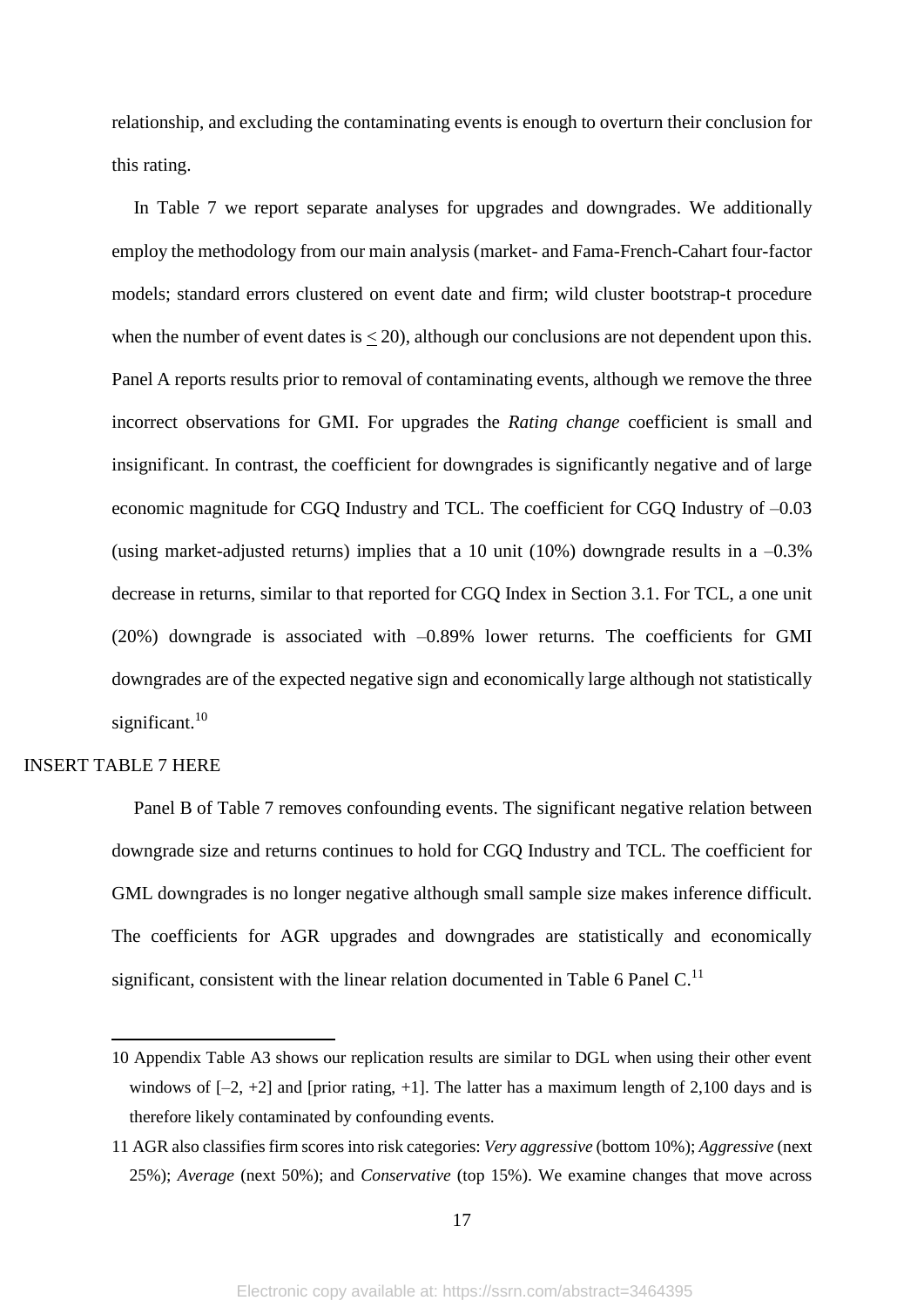relationship, and excluding the contaminating events is enough to overturn their conclusion for this rating.

In Table 7 we report separate analyses for upgrades and downgrades. We additionally employ the methodology from our main analysis (market- and Fama-French-Cahart four-factor models; standard errors clustered on event date and firm; wild cluster bootstrap-t procedure when the number of event dates is $\leq 20$), although our conclusions are not dependent upon this. Panel A reports results prior to removal of contaminating events, although we remove the three incorrect observations for GMI. For upgrades the *Rating change* coefficient is small and insignificant. In contrast, the coefficient for downgrades is significantly negative and of large economic magnitude for CGQ Industry and TCL. The coefficient for CGQ Industry of –0.03 (using market-adjusted returns) implies that a 10 unit (10%) downgrade results in a –0.3% decrease in returns, similar to that reported for CGQ Index in Section 3.1. For TCL, a one unit (20%) downgrade is associated with –0.89% lower returns. The coefficients for GMI downgrades are of the expected negative sign and economically large although not statistically significant.[10]

INSERT TABLE 7 HERE

Panel B of Table 7 removes confounding events. The significant negative relation between downgrade size and returns continues to hold for CGQ Industry and TCL. The coefficient for GML downgrades is no longer negative although small sample size makes inference difficult. The coefficients for AGR upgrades and downgrades are statistically and economically significant, consistent with the linear relation documented in Table 6 Panel C.[11]

---

10 Appendix Table A3 shows our replication results are similar to DGL when using their other event windows of [–2, +2] and [prior rating, +1]. The latter has a maximum length of 2,100 days and is therefore likely contaminated by confounding events.

11 AGR also classifies firm scores into risk categories: *Very aggressive* (bottom 10%); *Aggressive* (next 25%); *Average* (next 50%); and *Conservative* (top 15%). We examine changes that move across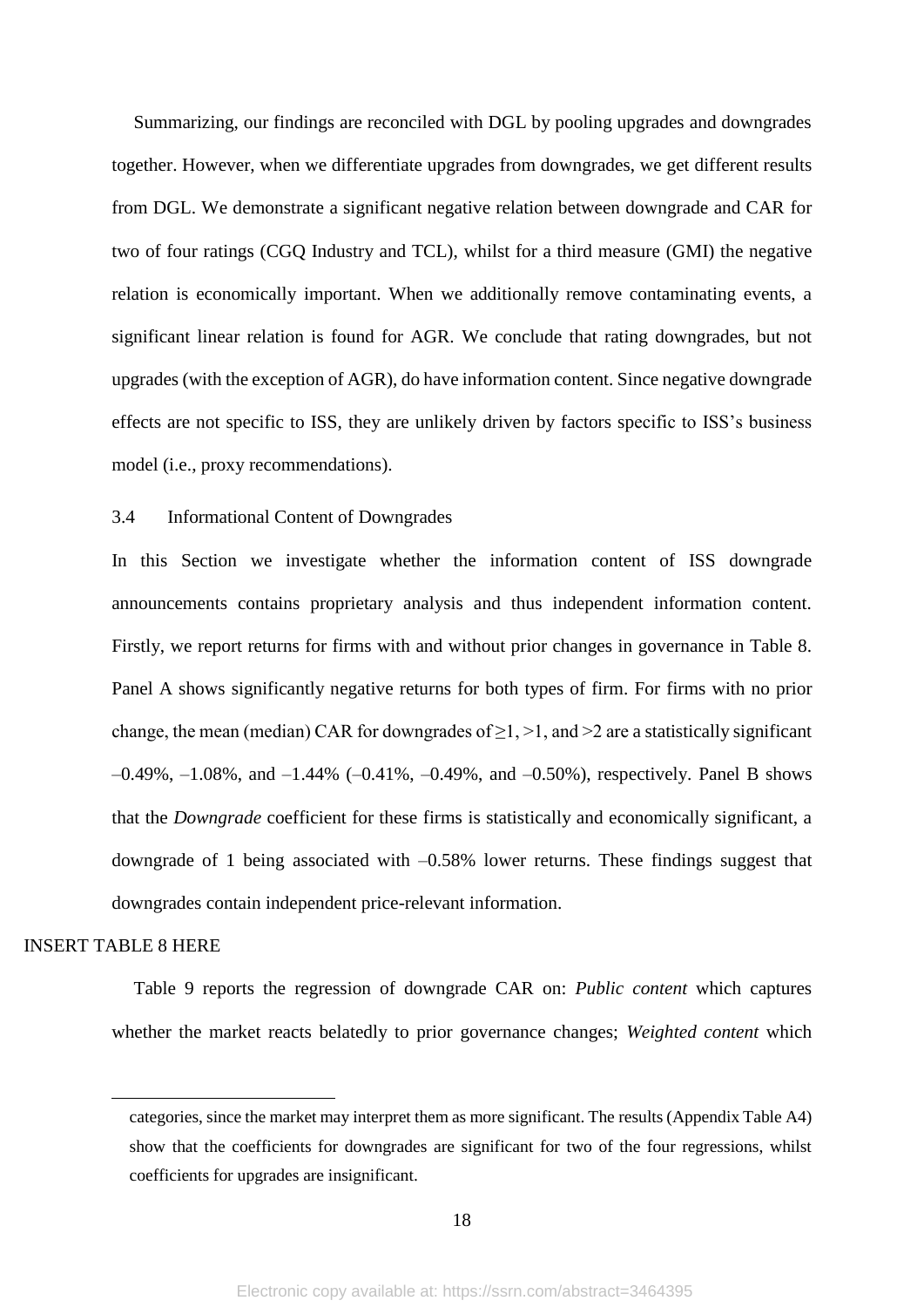Summarizing, our findings are reconciled with DGL by pooling upgrades and downgrades together. However, when we differentiate upgrades from downgrades, we get different results from DGL. We demonstrate a significant negative relation between downgrade and CAR for two of four ratings (CGQ Industry and TCL), whilst for a third measure (GMI) the negative relation is economically important. When we additionally remove contaminating events, a significant linear relation is found for AGR. We conclude that rating downgrades, but not upgrades (with the exception of AGR), do have information content. Since negative downgrade effects are not specific to ISS, they are unlikely driven by factors specific to ISS's business model (i.e., proxy recommendations).

## 3.4 Informational Content of Downgrades

In this Section we investigate whether the information content of ISS downgrade announcements contains proprietary analysis and thus independent information content. Firstly, we report returns for firms with and without prior changes in governance in Table 8. Panel A shows significantly negative returns for both types of firm. For firms with no prior change, the mean (median) CAR for downgrades of $\geq 1$, $>1$, and $>2$ are a statistically significant –0.49%, –1.08%, and –1.44% (–0.41%, –0.49%, and –0.50%), respectively. Panel B shows that the *Downgrade* coefficient for these firms is statistically and economically significant, a downgrade of 1 being associated with –0.58% lower returns. These findings suggest that downgrades contain independent price-relevant information.

INSERT TABLE 8 HERE

Table 9 reports the regression of downgrade CAR on: *Public content* which captures whether the market reacts belatedly to prior governance changes; *Weighted content* which

---

categories, since the market may interpret them as more significant. The results (Appendix Table A4) show that the coefficients for downgrades are significant for two of the four regressions, whilst coefficients for upgrades are insignificant.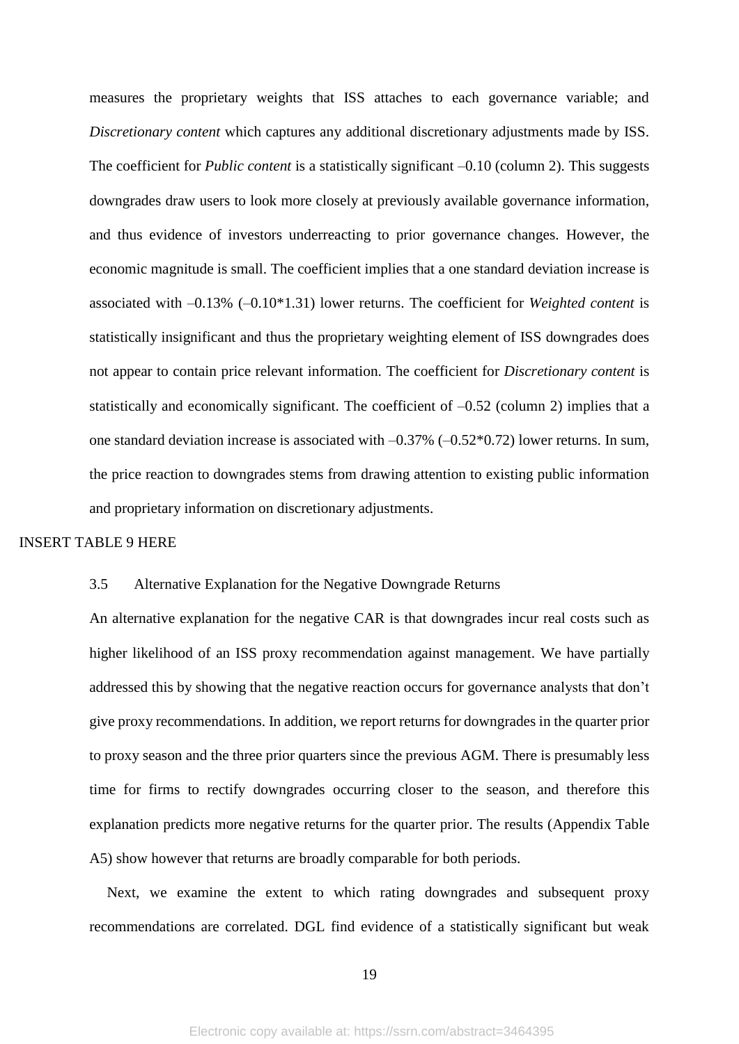measures the proprietary weights that ISS attaches to each governance variable; and *Discretionary content* which captures any additional discretionary adjustments made by ISS. The coefficient for *Public content* is a statistically significant –0.10 (column 2). This suggests downgrades draw users to look more closely at previously available governance information, and thus evidence of investors underreacting to prior governance changes. However, the economic magnitude is small. The coefficient implies that a one standard deviation increase is associated with –0.13% (–0.10*1.31) lower returns. The coefficient for *Weighted content* is statistically insignificant and thus the proprietary weighting element of ISS downgrades does not appear to contain price relevant information. The coefficient for *Discretionary content* is statistically and economically significant. The coefficient of –0.52 (column 2) implies that a one standard deviation increase is associated with –0.37% (–0.52*0.72) lower returns. In sum, the price reaction to downgrades stems from drawing attention to existing public information and proprietary information on discretionary adjustments.

INSERT TABLE 9 HERE

### 3.5 Alternative Explanation for the Negative Downgrade Returns

An alternative explanation for the negative CAR is that downgrades incur real costs such as higher likelihood of an ISS proxy recommendation against management. We have partially addressed this by showing that the negative reaction occurs for governance analysts that don't give proxy recommendations. In addition, we report returns for downgrades in the quarter prior to proxy season and the three prior quarters since the previous AGM. There is presumably less time for firms to rectify downgrades occurring closer to the season, and therefore this explanation predicts more negative returns for the quarter prior. The results (Appendix Table A5) show however that returns are broadly comparable for both periods.

Next, we examine the extent to which rating downgrades and subsequent proxy recommendations are correlated. DGL find evidence of a statistically significant but weak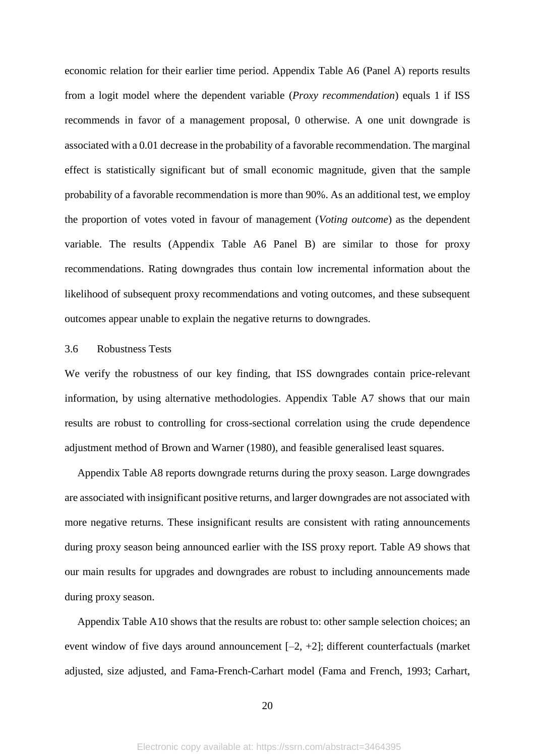economic relation for their earlier time period. Appendix Table A6 (Panel A) reports results from a logit model where the dependent variable (*Proxy recommendation*) equals 1 if ISS recommends in favor of a management proposal, 0 otherwise. A one unit downgrade is associated with a 0.01 decrease in the probability of a favorable recommendation. The marginal effect is statistically significant but of small economic magnitude, given that the sample probability of a favorable recommendation is more than 90%. As an additional test, we employ the proportion of votes voted in favour of management (*Voting outcome*) as the dependent variable. The results (Appendix Table A6 Panel B) are similar to those for proxy recommendations. Rating downgrades thus contain low incremental information about the likelihood of subsequent proxy recommendations and voting outcomes, and these subsequent outcomes appear unable to explain the negative returns to downgrades.

### 3.6 Robustness Tests

We verify the robustness of our key finding, that ISS downgrades contain price-relevant information, by using alternative methodologies. Appendix Table A7 shows that our main results are robust to controlling for cross-sectional correlation using the crude dependence adjustment method of Brown and Warner (1980), and feasible generalised least squares.

Appendix Table A8 reports downgrade returns during the proxy season. Large downgrades are associated with insignificant positive returns, and larger downgrades are not associated with more negative returns. These insignificant results are consistent with rating announcements during proxy season being announced earlier with the ISS proxy report. Table A9 shows that our main results for upgrades and downgrades are robust to including announcements made during proxy season.

Appendix Table A10 shows that the results are robust to: other sample selection choices; an event window of five days around announcement [–2, +2]; different counterfactuals (market adjusted, size adjusted, and Fama-French-Carhart model (Fama and French, 1993; Carhart,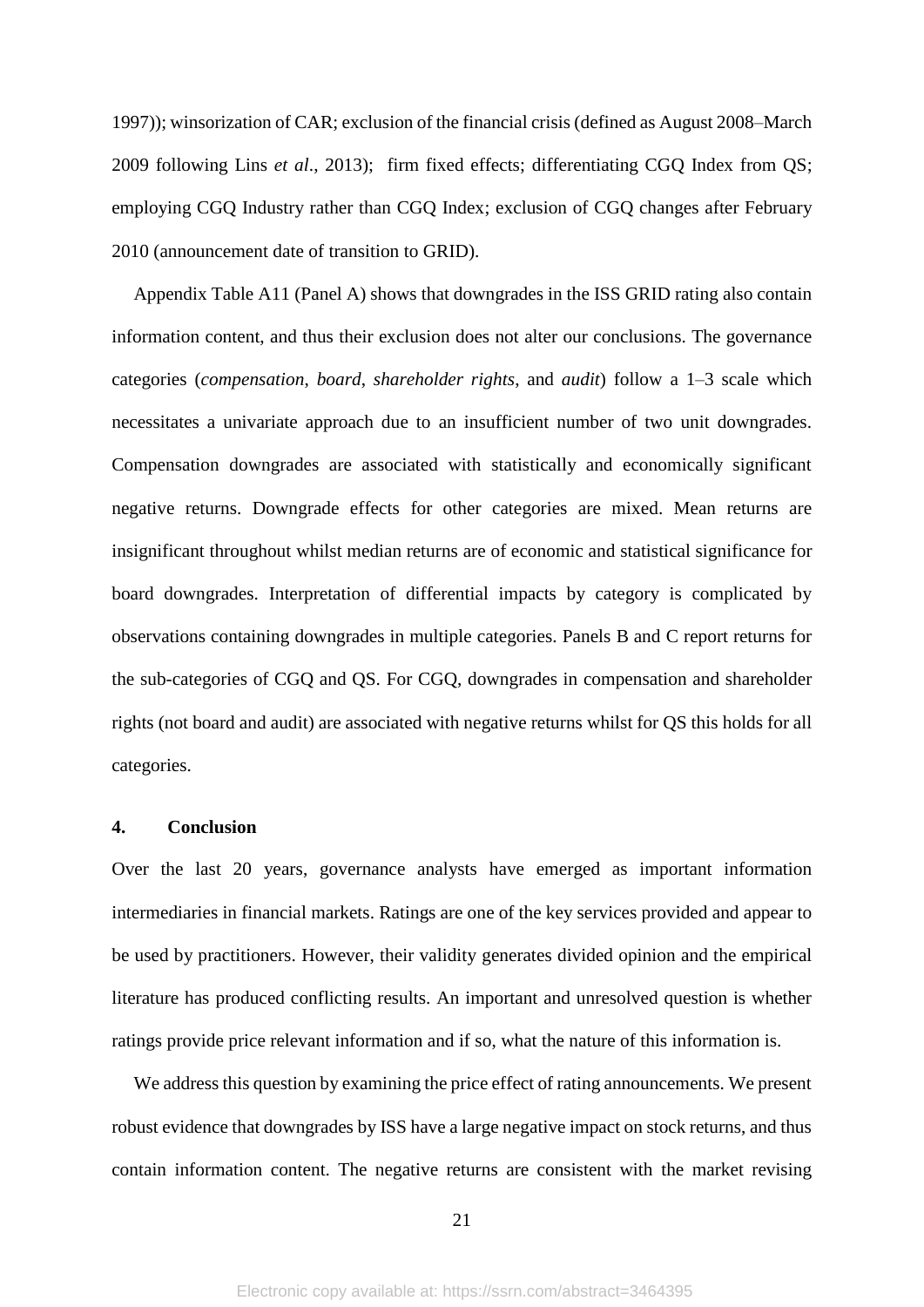1997)); winsorization of CAR; exclusion of the financial crisis (defined as August 2008–March 2009 following Lins *et al*., 2013); firm fixed effects; differentiating CGQ Index from QS; employing CGQ Industry rather than CGQ Index; exclusion of CGQ changes after February 2010 (announcement date of transition to GRID).

Appendix Table A11 (Panel A) shows that downgrades in the ISS GRID rating also contain information content, and thus their exclusion does not alter our conclusions. The governance categories (*compensation*, *board*, *shareholder rights*, and *audit*) follow a 1–3 scale which necessitates a univariate approach due to an insufficient number of two unit downgrades. Compensation downgrades are associated with statistically and economically significant negative returns. Downgrade effects for other categories are mixed. Mean returns are insignificant throughout whilst median returns are of economic and statistical significance for board downgrades. Interpretation of differential impacts by category is complicated by observations containing downgrades in multiple categories. Panels B and C report returns for the sub-categories of CGQ and QS. For CGQ, downgrades in compensation and shareholder rights (not board and audit) are associated with negative returns whilst for QS this holds for all categories.

## 4. Conclusion

Over the last 20 years, governance analysts have emerged as important information intermediaries in financial markets. Ratings are one of the key services provided and appear to be used by practitioners. However, their validity generates divided opinion and the empirical literature has produced conflicting results. An important and unresolved question is whether ratings provide price relevant information and if so, what the nature of this information is.

We address this question by examining the price effect of rating announcements. We present robust evidence that downgrades by ISS have a large negative impact on stock returns, and thus contain information content. The negative returns are consistent with the market revising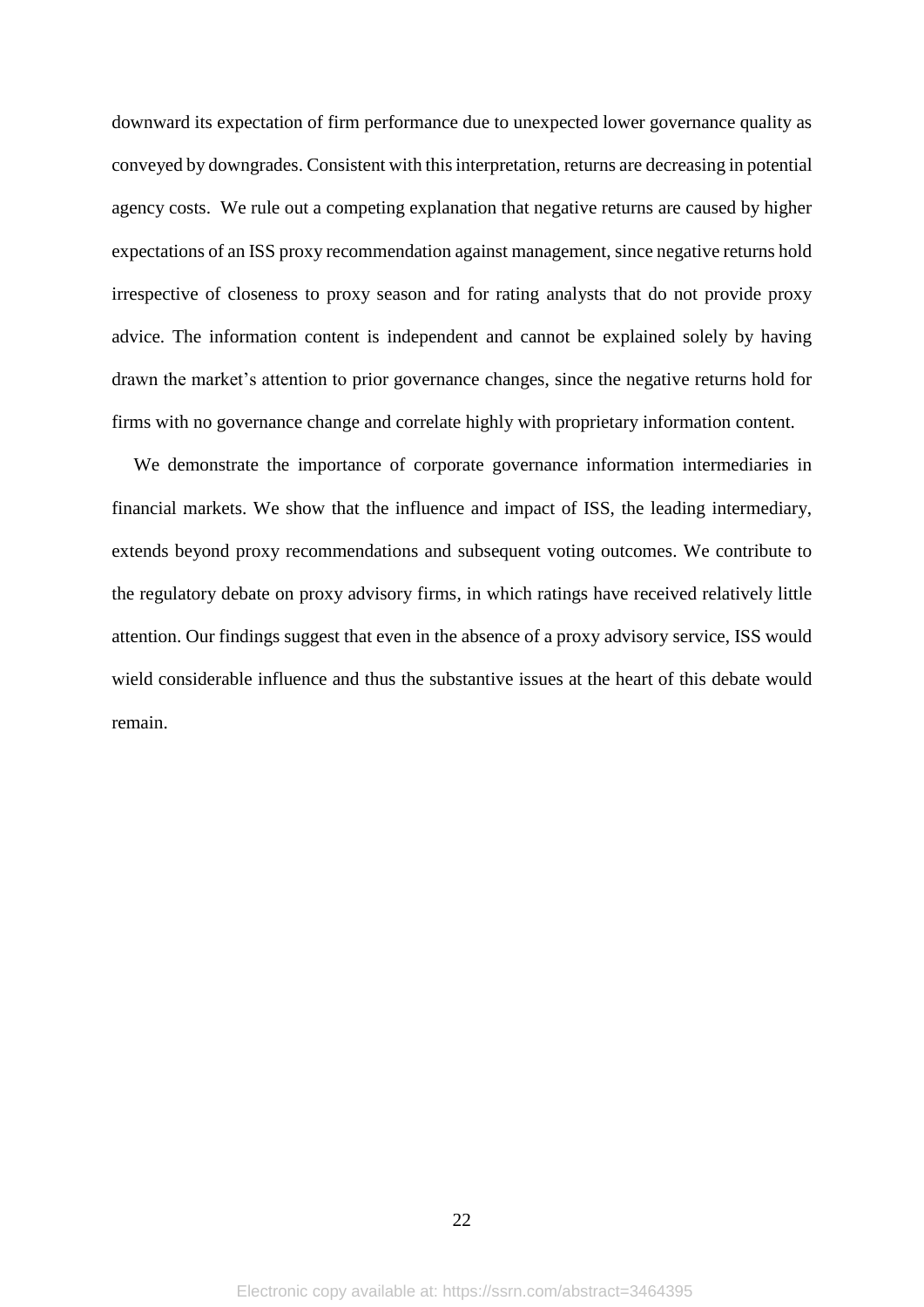downward its expectation of firm performance due to unexpected lower governance quality as conveyed by downgrades. Consistent with this interpretation, returns are decreasing in potential agency costs. We rule out a competing explanation that negative returns are caused by higher expectations of an ISS proxy recommendation against management, since negative returns hold irrespective of closeness to proxy season and for rating analysts that do not provide proxy advice. The information content is independent and cannot be explained solely by having drawn the market's attention to prior governance changes, since the negative returns hold for firms with no governance change and correlate highly with proprietary information content.

We demonstrate the importance of corporate governance information intermediaries in financial markets. We show that the influence and impact of ISS, the leading intermediary, extends beyond proxy recommendations and subsequent voting outcomes. We contribute to the regulatory debate on proxy advisory firms, in which ratings have received relatively little attention. Our findings suggest that even in the absence of a proxy advisory service, ISS would wield considerable influence and thus the substantive issues at the heart of this debate would remain.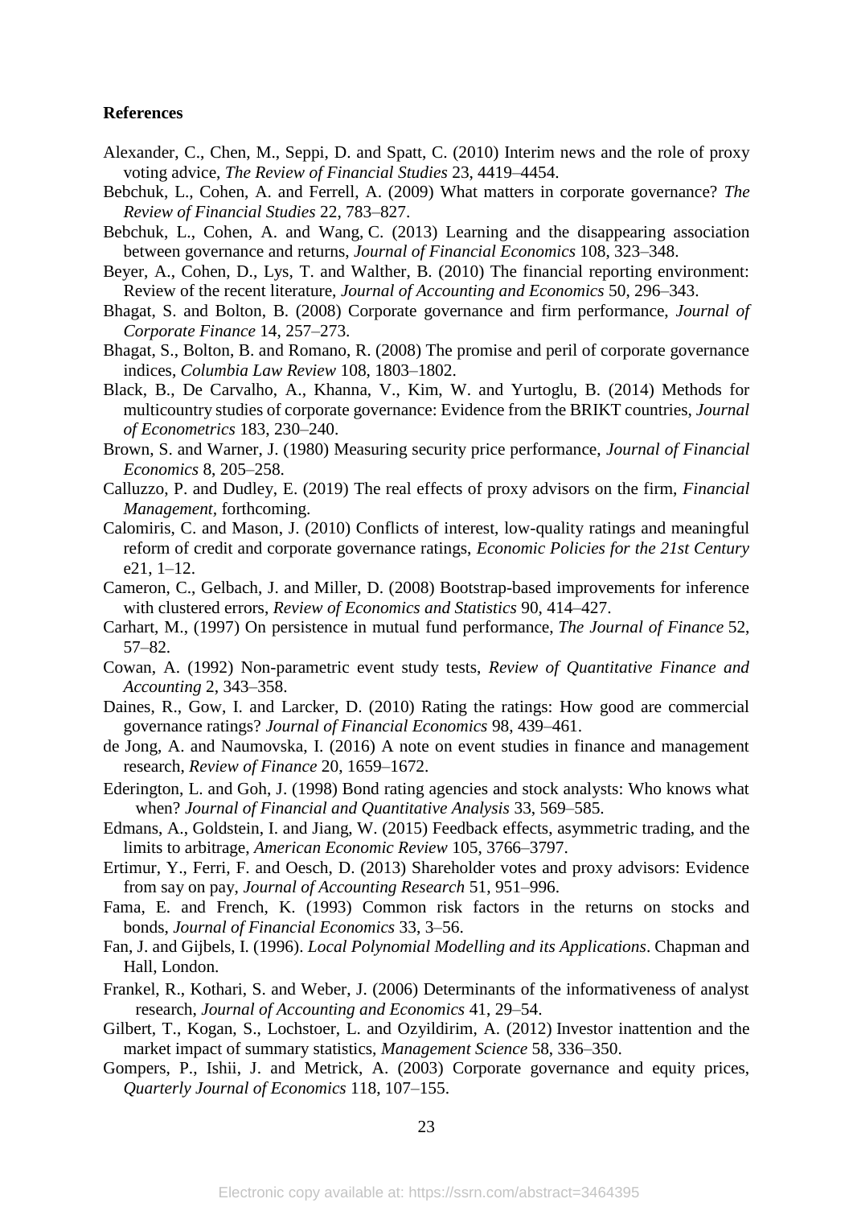**References**

Alexander, C., Chen, M., Seppi, D. and Spatt, C. (2010) Interim news and the role of proxy voting advice, *The Review of Financial Studies* 23, 4419–4454.

Bebchuk, L., Cohen, A. and Ferrell, A. (2009) What matters in corporate governance? *The Review of Financial Studies* 22, 783–827.

Bebchuk, L., Cohen, A. and Wang, C. (2013) Learning and the disappearing association between governance and returns, *Journal of Financial Economics* 108, 323–348.

Beyer, A., Cohen, D., Lys, T. and Walther, B. (2010) The financial reporting environment: Review of the recent literature, *Journal of Accounting and Economics* 50, 296–343.

Bhagat, S. and Bolton, B. (2008) Corporate governance and firm performance, *Journal of Corporate Finance* 14, 257–273.

Bhagat, S., Bolton, B. and Romano, R. (2008) The promise and peril of corporate governance indices, *Columbia Law Review* 108, 1803–1802.

Black, B., De Carvalho, A., Khanna, V., Kim, W. and Yurtoglu, B. (2014) Methods for multicountry studies of corporate governance: Evidence from the BRIKT countries, *Journal of Econometrics* 183, 230–240.

Brown, S. and Warner, J. (1980) Measuring security price performance, *Journal of Financial Economics* 8, 205–258.

Calluzzo, P. and Dudley, E. (2019) The real effects of proxy advisors on the firm, *Financial Management*, forthcoming.

Calomiris, C. and Mason, J. (2010) Conflicts of interest, low-quality ratings and meaningful reform of credit and corporate governance ratings, *Economic Policies for the 21st Century* e21, 1–12.

Cameron, C., Gelbach, J. and Miller, D. (2008) Bootstrap-based improvements for inference with clustered errors, *Review of Economics and Statistics* 90, 414–427.

Carhart, M., (1997) On persistence in mutual fund performance, *The Journal of Finance* 52, 57–82.

Cowan, A. (1992) Non-parametric event study tests, *Review of Quantitative Finance and Accounting* 2, 343–358.

Daines, R., Gow, I. and Larcker, D. (2010) Rating the ratings: How good are commercial governance ratings? *Journal of Financial Economics* 98, 439–461.

de Jong, A. and Naumovska, I. (2016) A note on event studies in finance and management research, *Review of Finance* 20, 1659–1672.

Ederington, L. and Goh, J. (1998) Bond rating agencies and stock analysts: Who knows what when? *Journal of Financial and Quantitative Analysis* 33, 569–585.

Edmans, A., Goldstein, I. and Jiang, W. (2015) Feedback effects, asymmetric trading, and the limits to arbitrage, *American Economic Review* 105, 3766–3797.

Ertimur, Y., Ferri, F. and Oesch, D. (2013) Shareholder votes and proxy advisors: Evidence from say on pay, *Journal of Accounting Research* 51, 951–996.

Fama, E. and French, K. (1993) Common risk factors in the returns on stocks and bonds, *Journal of Financial Economics* 33, 3–56.

Fan, J. and Gijbels, I. (1996). *Local Polynomial Modelling and its Applications*. Chapman and Hall, London.

Frankel, R., Kothari, S. and Weber, J. (2006) Determinants of the informativeness of analyst research, *Journal of Accounting and Economics* 41, 29–54.

Gilbert, T., Kogan, S., Lochstoer, L. and Ozyildirim, A. (2012) Investor inattention and the market impact of summary statistics, *Management Science* 58, 336–350.

Gompers, P., Ishii, J. and Metrick, A. (2003) Corporate governance and equity prices, *Quarterly Journal of Economics* 118, 107–155.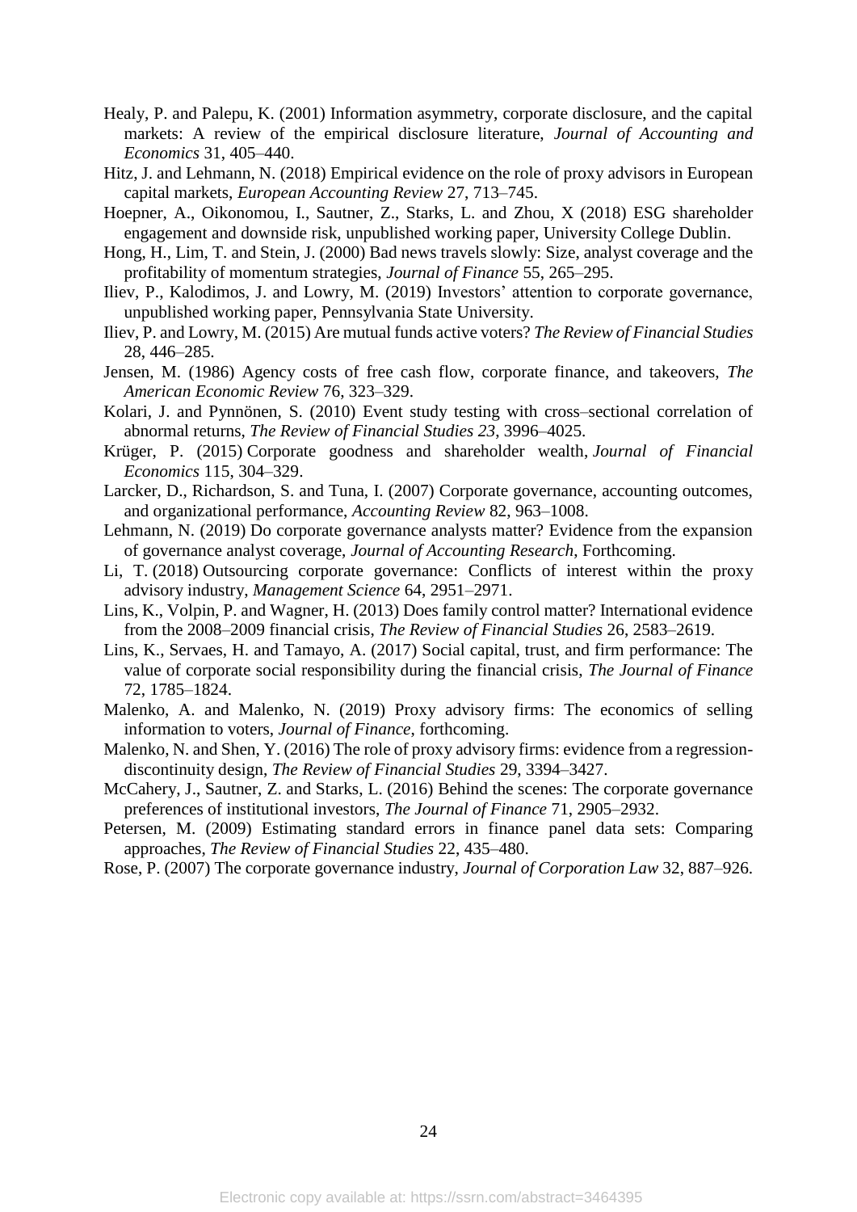Healy, P. and Palepu, K. (2001) Information asymmetry, corporate disclosure, and the capital markets: A review of the empirical disclosure literature, *Journal of Accounting and Economics* 31, 405–440.

Hitz, J. and Lehmann, N. (2018) Empirical evidence on the role of proxy advisors in European capital markets, *European Accounting Review* 27, 713–745.

Hoepner, A., Oikonomou, I., Sautner, Z., Starks, L. and Zhou, X (2018) ESG shareholder engagement and downside risk, unpublished working paper, University College Dublin.

Hong, H., Lim, T. and Stein, J. (2000) Bad news travels slowly: Size, analyst coverage and the profitability of momentum strategies, *Journal of Finance* 55, 265–295.

Iliev, P., Kalodimos, J. and Lowry, M. (2019) Investors' attention to corporate governance, unpublished working paper, Pennsylvania State University.

Iliev, P. and Lowry, M. (2015) Are mutual funds active voters? *The Review of Financial Studies* 28, 446–285.

Jensen, M. (1986) Agency costs of free cash flow, corporate finance, and takeovers, *The American Economic Review* 76, 323–329.

Kolari, J. and Pynnönen, S. (2010) Event study testing with cross–sectional correlation of abnormal returns, *The Review of Financial Studies 23*, 3996–4025.

Krüger, P. (2015) Corporate goodness and shareholder wealth, *Journal of Financial Economics* 115, 304–329.

Larcker, D., Richardson, S. and Tuna, I. (2007) Corporate governance, accounting outcomes, and organizational performance, *Accounting Review* 82, 963–1008.

Lehmann, N. (2019) Do corporate governance analysts matter? Evidence from the expansion of governance analyst coverage, *Journal of Accounting Research*, Forthcoming.

Li, T. (2018) Outsourcing corporate governance: Conflicts of interest within the proxy advisory industry, *Management Science* 64, 2951–2971.

Lins, K., Volpin, P. and Wagner, H. (2013) Does family control matter? International evidence from the 2008–2009 financial crisis, *The Review of Financial Studies* 26, 2583–2619.

Lins, K., Servaes, H. and Tamayo, A. (2017) Social capital, trust, and firm performance: The value of corporate social responsibility during the financial crisis, *The Journal of Finance* 72, 1785–1824.

Malenko, A. and Malenko, N. (2019) Proxy advisory firms: The economics of selling information to voters, *Journal of Finance*, forthcoming.

Malenko, N. and Shen, Y. (2016) The role of proxy advisory firms: evidence from a regression-discontinuity design, *The Review of Financial Studies* 29, 3394–3427.

McCahery, J., Sautner, Z. and Starks, L. (2016) Behind the scenes: The corporate governance preferences of institutional investors, *The Journal of Finance* 71, 2905–2932.

Petersen, M. (2009) Estimating standard errors in finance panel data sets: Comparing approaches, *The Review of Financial Studies* 22, 435–480.

Rose, P. (2007) The corporate governance industry, *Journal of Corporation Law* 32, 887–926.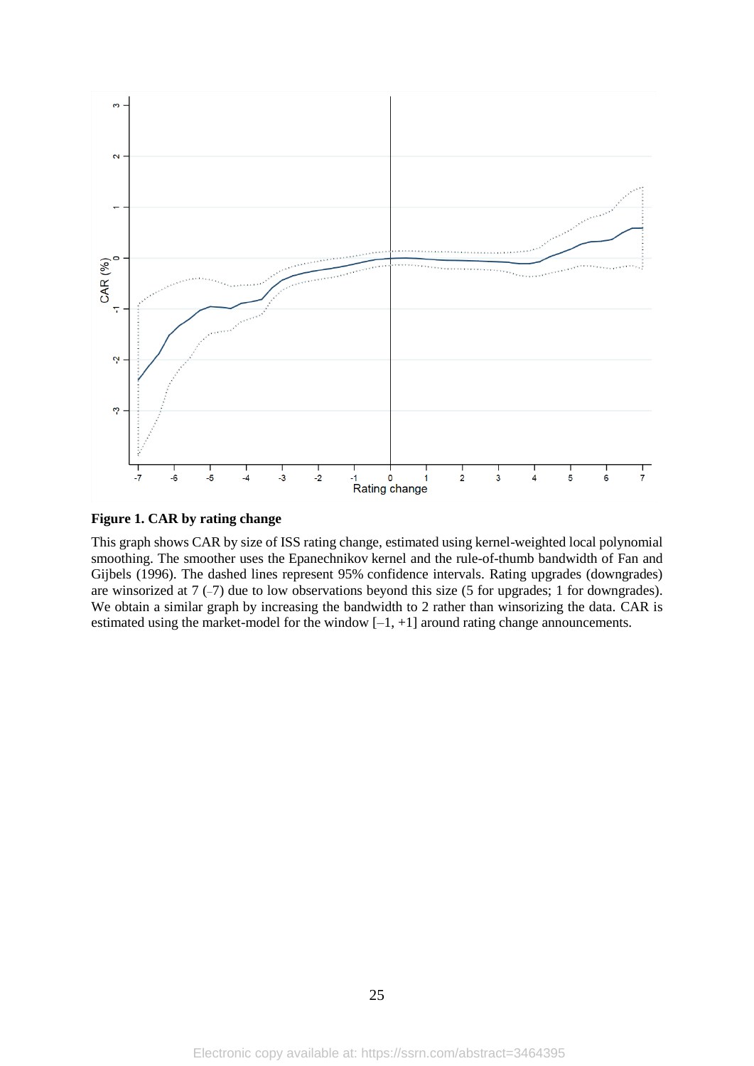**Figure 1. CAR by rating change**

This graph shows CAR by size of ISS rating change, estimated using kernel-weighted local polynomial smoothing. The smoother uses the Epanechnikov kernel and the rule-of-thumb bandwidth of Fan and Gijbels (1996). The dashed lines represent 95% confidence intervals. Rating upgrades (downgrades) are winsorized at 7 (–7) due to low observations beyond this size (5 for upgrades; 1 for downgrades). We obtain a similar graph by increasing the bandwidth to 2 rather than winsorizing the data. CAR is estimated using the market-model for the window [–1, +1] around rating change announcements.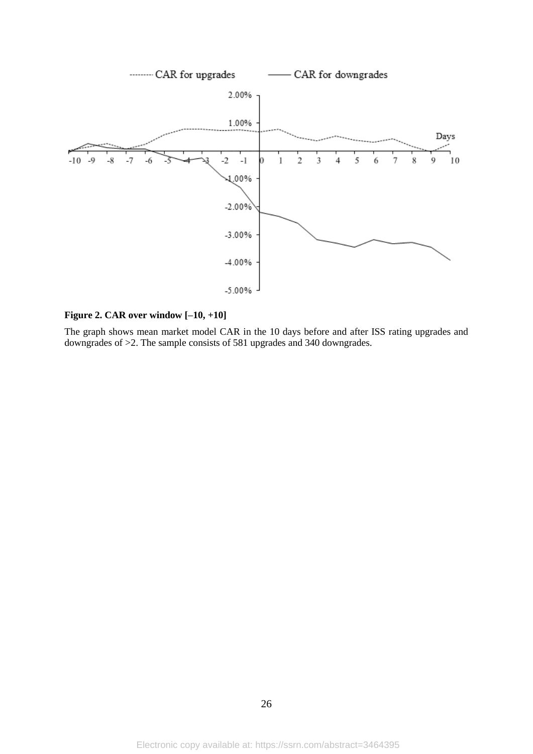**Figure 2. CAR over window [–10, +10]**

The graph shows mean market model CAR in the 10 days before and after ISS rating upgrades and downgrades of >2. The sample consists of 581 upgrades and 340 downgrades.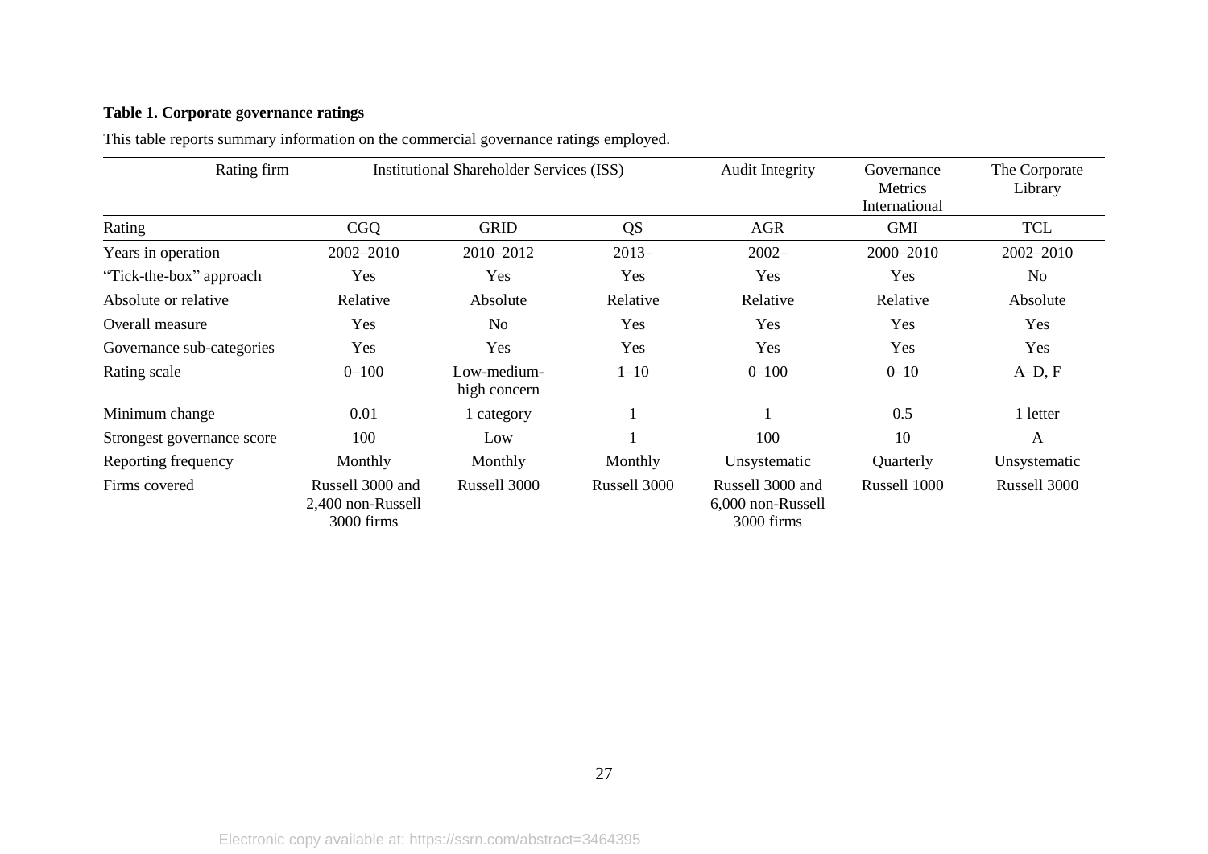**Table 1. Corporate governance ratings**

This table reports summary information on the commercial governance ratings employed.

| Rating firm | Institutional Shareholder Services (ISS) | | | Audit Integrity | Governance Metrics International | The Corporate Library |
|---|---|---|---|---|---|---|
| Rating | CGQ | GRID | QS | AGR | GMI | TCL |
| Years in operation | 2002–2010 | 2010–2012 | 2013– | 2002– | 2000–2010 | 2002–2010 |
| "Tick-the-box" approach | Yes | Yes | Yes | Yes | Yes | No |
| Absolute or relative | Relative | Absolute | Relative | Relative | Relative | Absolute |
| Overall measure | Yes | No | Yes | Yes | Yes | Yes |
| Governance sub-categories | Yes | Yes | Yes | Yes | Yes | Yes |
| Rating scale | 0–100 | Low-medium-high concern | 1–10 | 0–100 | 0–10 | A–D, F |
| Minimum change | 0.01 | 1 category | 1 | 1 | 0.5 | 1 letter |
| Strongest governance score | 100 | Low | 1 | 100 | 10 | A |
| Reporting frequency | Monthly | Monthly | Monthly | Unsystematic | Quarterly | Unsystematic |
| Firms covered | Russell 3000 and 2,400 non-Russell 3000 firms | Russell 3000 | Russell 3000 | Russell 3000 and 6,000 non-Russell 3000 firms | Russell 1000 | Russell 3000 |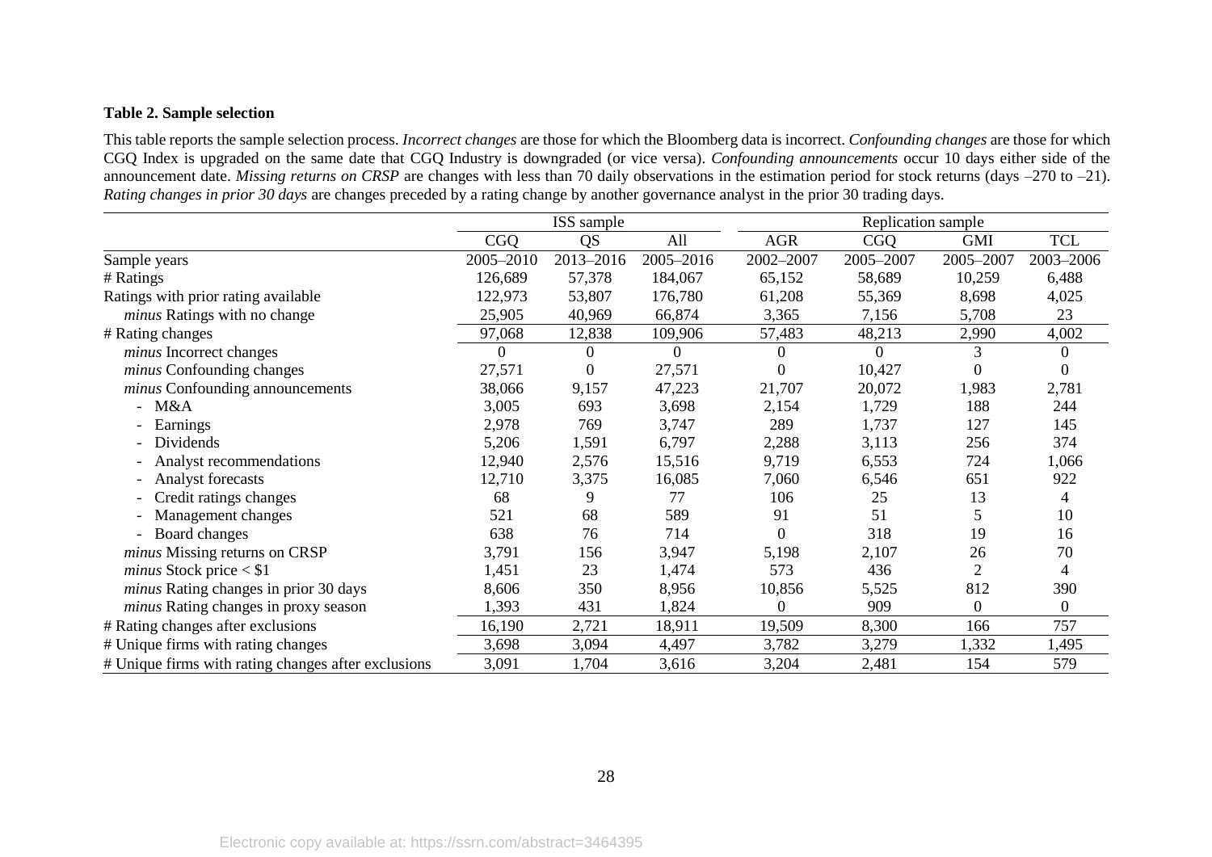**Table 2. Sample selection**

This table reports the sample selection process. *Incorrect changes* are those for which the Bloomberg data is incorrect. *Confounding changes* are those for which CGQ Index is upgraded on the same date that CGQ Industry is downgraded (or vice versa). *Confounding announcements* occur 10 days either side of the announcement date. *Missing returns on CRSP* are changes with less than 70 daily observations in the estimation period for stock returns (days –270 to –21). *Rating changes in prior 30 days* are changes preceded by a rating change by another governance analyst in the prior 30 trading days.

| | ISS sample | | | Replication sample | | | |
|---|---|---|---|---|---|---|---|
| | CGQ | QS | All | AGR | CGQ | GMI | TCL |
| Sample years | 2005–2010 | 2013–2016 | 2005–2016 | 2002–2007 | 2005–2007 | 2005–2007 | 2003–2006 |
| # Ratings | 126,689 | 57,378 | 184,067 | 65,152 | 58,689 | 10,259 | 6,488 |
| Ratings with prior rating available | 122,973 | 53,807 | 176,780 | 61,208 | 55,369 | 8,698 | 4,025 |
| *minus* Ratings with no change | 25,905 | 40,969 | 66,874 | 3,365 | 7,156 | 5,708 | 23 |
| # Rating changes | 97,068 | 12,838 | 109,906 | 57,483 | 48,213 | 2,990 | 4,002 |
| *minus* Incorrect changes | 0 | 0 | 0 | 0 | 0 | 3 | 0 |
| *minus* Confounding changes | 27,571 | 0 | 27,571 | 0 | 10,427 | 0 | 0 |
| *minus* Confounding announcements | 38,066 | 9,157 | 47,223 | 21,707 | 20,072 | 1,983 | 2,781 |
| - M&A | 3,005 | 693 | 3,698 | 2,154 | 1,729 | 188 | 244 |
| - Earnings | 2,978 | 769 | 3,747 | 289 | 1,737 | 127 | 145 |
| - Dividends | 5,206 | 1,591 | 6,797 | 2,288 | 3,113 | 256 | 374 |
| - Analyst recommendations | 12,940 | 2,576 | 15,516 | 9,719 | 6,553 | 724 | 1,066 |
| - Analyst forecasts | 12,710 | 3,375 | 16,085 | 7,060 | 6,546 | 651 | 922 |
| - Credit ratings changes | 68 | 9 | 77 | 106 | 25 | 13 | 4 |
| - Management changes | 521 | 68 | 589 | 91 | 51 | 5 | 10 |
| - Board changes | 638 | 76 | 714 | 0 | 318 | 19 | 16 |
| *minus* Missing returns on CRSP | 3,791 | 156 | 3,947 | 5,198 | 2,107 | 26 | 70 |
| *minus* Stock price < $1 | 1,451 | 23 | 1,474 | 573 | 436 | 2 | 4 |
| *minus* Rating changes in prior 30 days | 8,606 | 350 | 8,956 | 10,856 | 5,525 | 812 | 390 |
| *minus* Rating changes in proxy season | 1,393 | 431 | 1,824 | 0 | 909 | 0 | 0 |
| # Rating changes after exclusions | 16,190 | 2,721 | 18,911 | 19,509 | 8,300 | 166 | 757 |
| # Unique firms with rating changes | 3,698 | 3,094 | 4,497 | 3,782 | 3,279 | 1,332 | 1,495 |
| # Unique firms with rating changes after exclusions | 3,091 | 1,704 | 3,616 | 3,204 | 2,481 | 154 | 579 |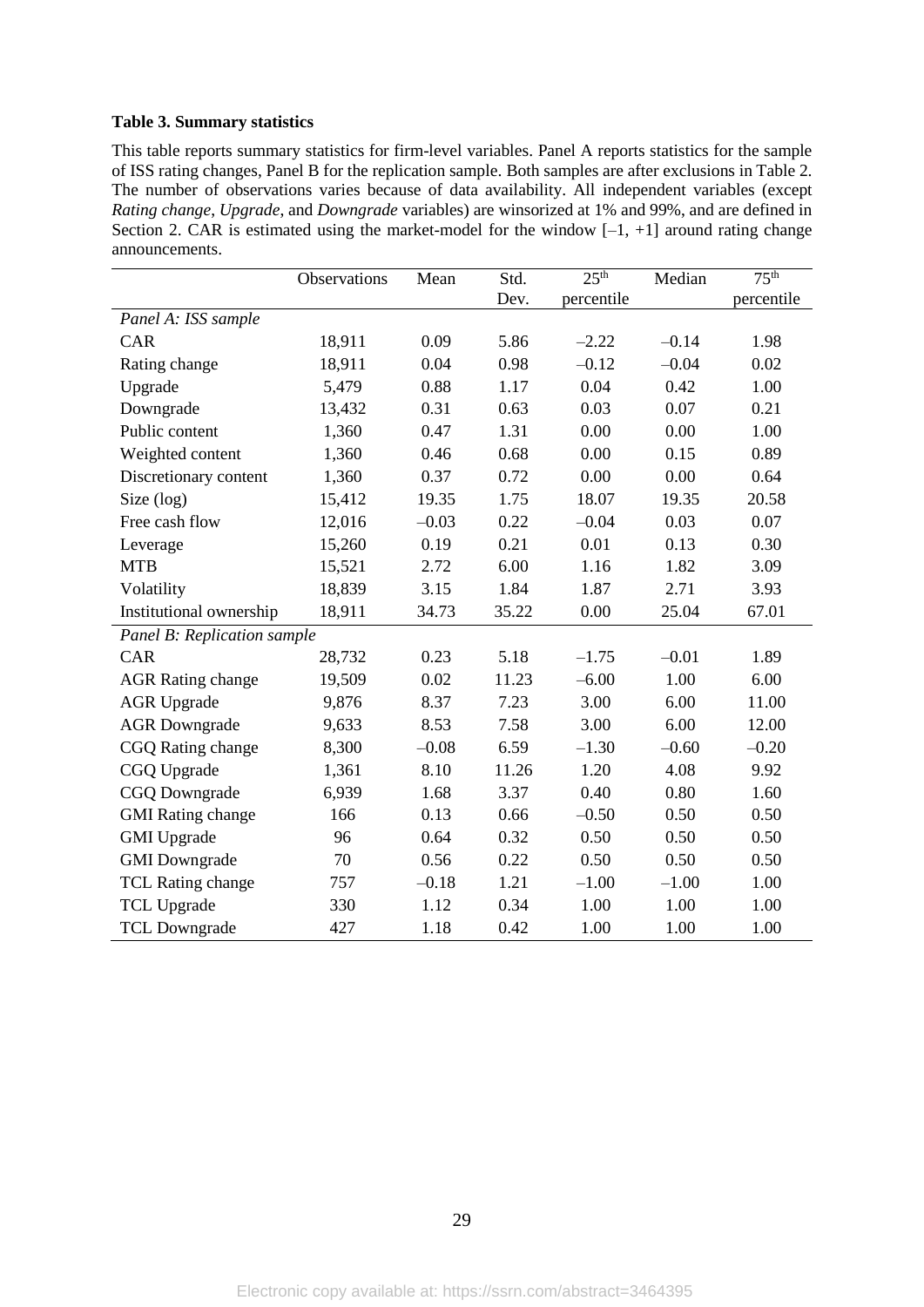**Table 3. Summary statistics**

This table reports summary statistics for firm-level variables. Panel A reports statistics for the sample of ISS rating changes, Panel B for the replication sample. Both samples are after exclusions in Table 2. The number of observations varies because of data availability. All independent variables (except *Rating change*, *Upgrade*, and *Downgrade* variables) are winsorized at 1% and 99%, and are defined in Section 2. CAR is estimated using the market-model for the window [–1, +1] around rating change announcements.

| | Observations | Mean | Std. Dev. | 25th percentile | Median | 75th percentile |
|---|---|---|---|---|---|---|
| *Panel A: ISS sample* | | | | | | |
| CAR | 18,911 | 0.09 | 5.86 | –2.22 | –0.14 | 1.98 |
| Rating change | 18,911 | 0.04 | 0.98 | –0.12 | –0.04 | 0.02 |
| Upgrade | 5,479 | 0.88 | 1.17 | 0.04 | 0.42 | 1.00 |
| Downgrade | 13,432 | 0.31 | 0.63 | 0.03 | 0.07 | 0.21 |
| Public content | 1,360 | 0.47 | 1.31 | 0.00 | 0.00 | 1.00 |
| Weighted content | 1,360 | 0.46 | 0.68 | 0.00 | 0.15 | 0.89 |
| Discretionary content | 1,360 | 0.37 | 0.72 | 0.00 | 0.00 | 0.64 |
| Size (log) | 15,412 | 19.35 | 1.75 | 18.07 | 19.35 | 20.58 |
| Free cash flow | 12,016 | –0.03 | 0.22 | –0.04 | 0.03 | 0.07 |
| Leverage | 15,260 | 0.19 | 0.21 | 0.01 | 0.13 | 0.30 |
| MTB | 15,521 | 2.72 | 6.00 | 1.16 | 1.82 | 3.09 |
| Volatility | 18,839 | 3.15 | 1.84 | 1.87 | 2.71 | 3.93 |
| Institutional ownership | 18,911 | 34.73 | 35.22 | 0.00 | 25.04 | 67.01 |
| *Panel B: Replication sample* | | | | | | |
| CAR | 28,732 | 0.23 | 5.18 | –1.75 | –0.01 | 1.89 |
| AGR Rating change | 19,509 | 0.02 | 11.23 | –6.00 | 1.00 | 6.00 |
| AGR Upgrade | 9,876 | 8.37 | 7.23 | 3.00 | 6.00 | 11.00 |
| AGR Downgrade | 9,633 | 8.53 | 7.58 | 3.00 | 6.00 | 12.00 |
| CGQ Rating change | 8,300 | –0.08 | 6.59 | –1.30 | –0.60 | –0.20 |
| CGQ Upgrade | 1,361 | 8.10 | 11.26 | 1.20 | 4.08 | 9.92 |
| CGQ Downgrade | 6,939 | 1.68 | 3.37 | 0.40 | 0.80 | 1.60 |
| GMI Rating change | 166 | 0.13 | 0.66 | –0.50 | 0.50 | 0.50 |
| GMI Upgrade | 96 | 0.64 | 0.32 | 0.50 | 0.50 | 0.50 |
| GMI Downgrade | 70 | 0.56 | 0.22 | 0.50 | 0.50 | 0.50 |
| TCL Rating change | 757 | –0.18 | 1.21 | –1.00 | –1.00 | 1.00 |
| TCL Upgrade | 330 | 1.12 | 0.34 | 1.00 | 1.00 | 1.00 |
| TCL Downgrade | 427 | 1.18 | 0.42 | 1.00 | 1.00 | 1.00 |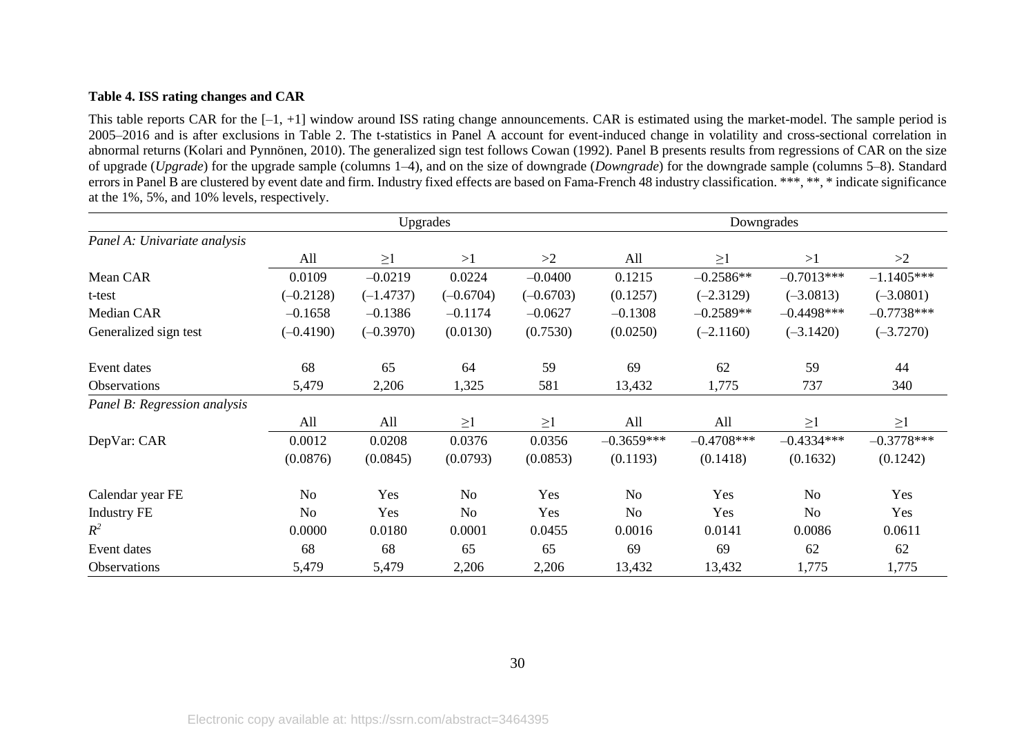**Table 4. ISS rating changes and CAR**

This table reports CAR for the [–1, +1] window around ISS rating change announcements. CAR is estimated using the market-model. The sample period is 2005–2016 and is after exclusions in Table 2. The t-statistics in Panel A account for event-induced change in volatility and cross-sectional correlation in abnormal returns (Kolari and Pynnönen, 2010). The generalized sign test follows Cowan (1992). Panel B presents results from regressions of CAR on the size of upgrade (*Upgrade*) for the upgrade sample (columns 1–4), and on the size of downgrade (*Downgrade*) for the downgrade sample (columns 5–8). Standard errors in Panel B are clustered by event date and firm. Industry fixed effects are based on Fama-French 48 industry classification. ***, **, * indicate significance at the 1%, 5%, and 10% levels, respectively.

| | Upgrades | | | | Downgrades | | | |
|---|---|---|---|---|---|---|---|---|
| *Panel A: Univariate analysis* | | | | | | | | |
| | All | ≥1 | >1 | >2 | All | ≥1 | >1 | >2 |
| Mean CAR | 0.0109 | –0.0219 | 0.0224 | –0.0400 | 0.1215 | –0.2586** | –0.7013*** | –1.1405*** |
| t-test | (–0.2128) | (–1.4737) | (–0.6704) | (–0.6703) | (0.1257) | (–2.3129) | (–3.0813) | (–3.0801) |
| Median CAR | –0.1658 | –0.1386 | –0.1174 | –0.0627 | –0.1308 | –0.2589** | –0.4498*** | –0.7738*** |
| Generalized sign test | (–0.4190) | (–0.3970) | (0.0130) | (0.7530) | (0.0250) | (–2.1160) | (–3.1420) | (–3.7270) |
| Event dates | 68 | 65 | 64 | 59 | 69 | 62 | 59 | 44 |
| Observations | 5,479 | 2,206 | 1,325 | 581 | 13,432 | 1,775 | 737 | 340 |
| *Panel B: Regression analysis* | | | | | | | | |
| | All | All | ≥1 | ≥1 | All | All | ≥1 | ≥1 |
| DepVar: CAR | 0.0012 | 0.0208 | 0.0376 | 0.0356 | –0.3659*** | –0.4708*** | –0.4334*** | –0.3778*** |
| | (0.0876) | (0.0845) | (0.0793) | (0.0853) | (0.1193) | (0.1418) | (0.1632) | (0.1242) |
| Calendar year FE | No | Yes | No | Yes | No | Yes | No | Yes |
| Industry FE | No | Yes | No | Yes | No | Yes | No | Yes |
| $R^2$ | 0.0000 | 0.0180 | 0.0001 | 0.0455 | 0.0016 | 0.0141 | 0.0086 | 0.0611 |
| Event dates | 68 | 68 | 65 | 65 | 69 | 69 | 62 | 62 |
| Observations | 5,479 | 5,479 | 2,206 | 2,206 | 13,432 | 13,432 | 1,775 | 1,775 |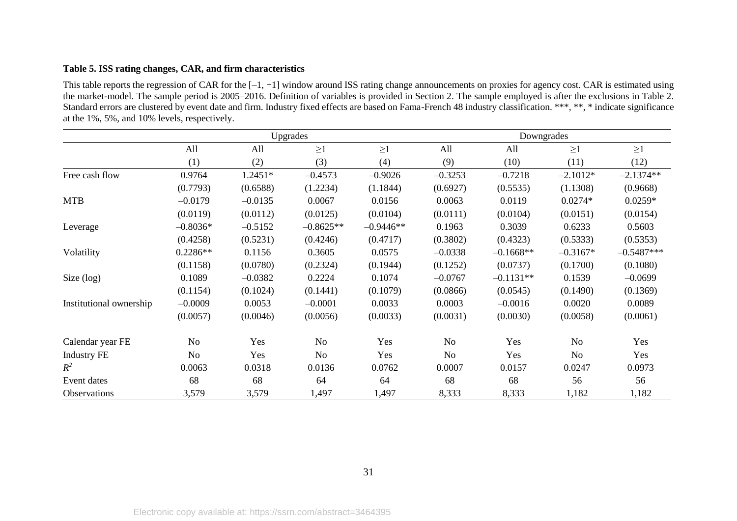**Table 5. ISS rating changes, CAR, and firm characteristics**

This table reports the regression of CAR for the [–1, +1] window around ISS rating change announcements on proxies for agency cost. CAR is estimated using the market-model. The sample period is 2005–2016. Definition of variables is provided in Section 2. The sample employed is after the exclusions in Table 2. Standard errors are clustered by event date and firm. Industry fixed effects are based on Fama-French 48 industry classification. ***, **, * indicate significance at the 1%, 5%, and 10% levels, respectively.

| | Upgrades | | | | Downgrades | | | |
|---|---|---|---|---|---|---|---|---|
| | All | All | ≥1 | ≥1 | All | All | ≥1 | ≥1 |
| | (1) | (2) | (3) | (4) | (9) | (10) | (11) | (12) |
| Free cash flow | 0.9764 | 1.2451* | –0.4573 | –0.9026 | –0.3253 | –0.7218 | –2.1012* | –2.1374** |
| | (0.7793) | (0.6588) | (1.2234) | (1.1844) | (0.6927) | (0.5535) | (1.1308) | (0.9668) |
| MTB | –0.0179 | –0.0135 | 0.0067 | 0.0156 | 0.0063 | 0.0119 | 0.0274* | 0.0259* |
| | (0.0119) | (0.0112) | (0.0125) | (0.0104) | (0.0111) | (0.0104) | (0.0151) | (0.0154) |
| Leverage | –0.8036* | –0.5152 | –0.8625** | –0.9446** | 0.1963 | 0.3039 | 0.6233 | 0.5603 |
| | (0.4258) | (0.5231) | (0.4246) | (0.4717) | (0.3802) | (0.4323) | (0.5333) | (0.5353) |
| Volatility | 0.2286** | 0.1156 | 0.3605 | 0.0575 | –0.0338 | –0.1668** | –0.3167* | –0.5487*** |
| | (0.1158) | (0.0780) | (0.2324) | (0.1944) | (0.1252) | (0.0737) | (0.1700) | (0.1080) |
| Size (log) | 0.1089 | –0.0382 | 0.2224 | 0.1074 | –0.0767 | –0.1131** | 0.1539 | –0.0699 |
| | (0.1154) | (0.1024) | (0.1441) | (0.1079) | (0.0866) | (0.0545) | (0.1490) | (0.1369) |
| Institutional ownership | –0.0009 | 0.0053 | –0.0001 | 0.0033 | 0.0003 | –0.0016 | 0.0020 | 0.0089 |
| | (0.0057) | (0.0046) | (0.0056) | (0.0033) | (0.0031) | (0.0030) | (0.0058) | (0.0061) |
| Calendar year FE | No | Yes | No | Yes | No | Yes | No | Yes |
| Industry FE | No | Yes | No | Yes | No | Yes | No | Yes |
| $R^2$ | 0.0063 | 0.0318 | 0.0136 | 0.0762 | 0.0007 | 0.0157 | 0.0247 | 0.0973 |
| Event dates | 68 | 68 | 64 | 64 | 68 | 68 | 56 | 56 |
| Observations | 3,579 | 3,579 | 1,497 | 1,497 | 8,333 | 8,333 | 1,182 | 1,182 |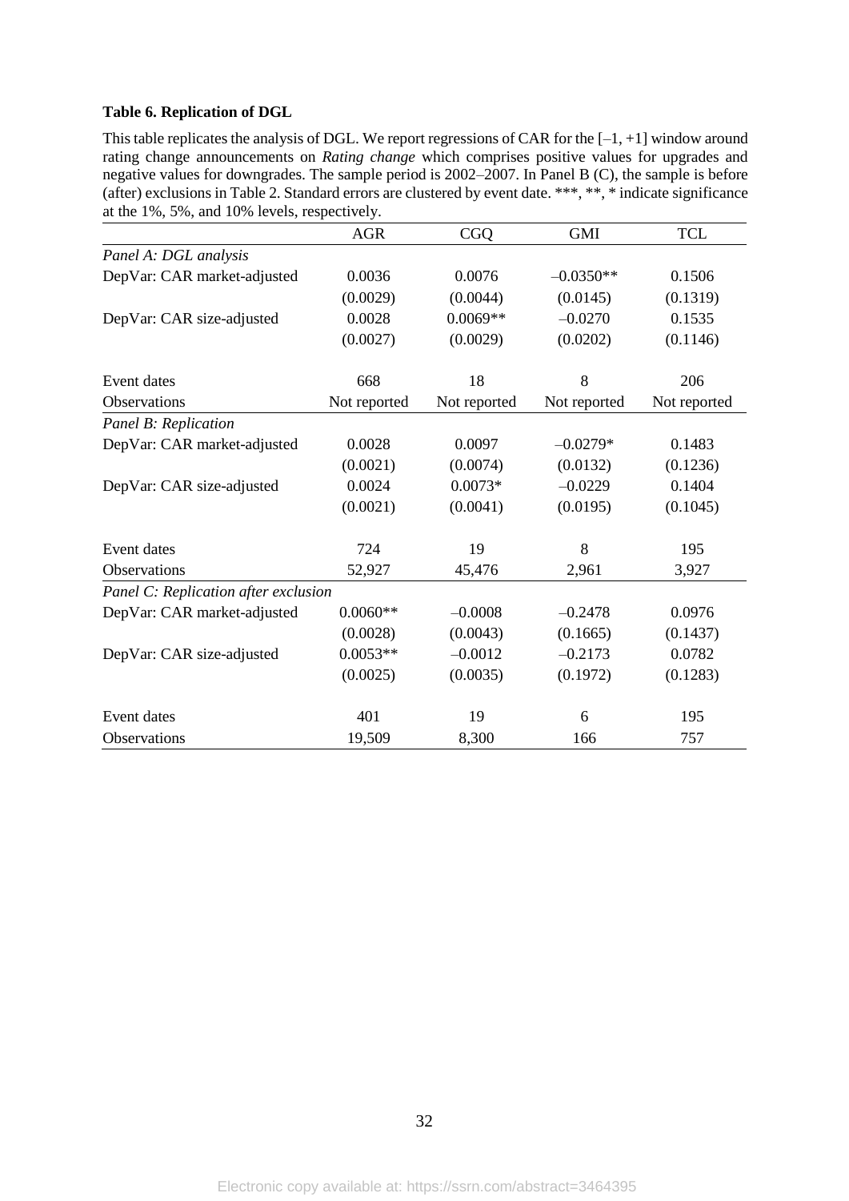**Table 6. Replication of DGL**

This table replicates the analysis of DGL. We report regressions of CAR for the [–1, +1] window around rating change announcements on *Rating change* which comprises positive values for upgrades and negative values for downgrades. The sample period is 2002–2007. In Panel B (C), the sample is before (after) exclusions in Table 2. Standard errors are clustered by event date. ***, **, * indicate significance at the 1%, 5%, and 10% levels, respectively.

| | AGR | CGQ | GMI | TCL |
|---|---|---|---|---|
| *Panel A: DGL analysis* | | | | |
| DepVar: CAR market-adjusted | 0.0036 | 0.0076 | –0.0350** | 0.1506 |
| | (0.0029) | (0.0044) | (0.0145) | (0.1319) |
| DepVar: CAR size-adjusted | 0.0028 | 0.0069** | –0.0270 | 0.1535 |
| | (0.0027) | (0.0029) | (0.0202) | (0.1146) |
| Event dates | 668 | 18 | 8 | 206 |
| Observations | Not reported | Not reported | Not reported | Not reported |
| *Panel B: Replication* | | | | |
| DepVar: CAR market-adjusted | 0.0028 | 0.0097 | –0.0279* | 0.1483 |
| | (0.0021) | (0.0074) | (0.0132) | (0.1236) |
| DepVar: CAR size-adjusted | 0.0024 | 0.0073* | –0.0229 | 0.1404 |
| | (0.0021) | (0.0041) | (0.0195) | (0.1045) |
| Event dates | 724 | 19 | 8 | 195 |
| Observations | 52,927 | 45,476 | 2,961 | 3,927 |
| *Panel C: Replication after exclusion* | | | | |
| DepVar: CAR market-adjusted | 0.0060** | –0.0008 | –0.2478 | 0.0976 |
| | (0.0028) | (0.0043) | (0.1665) | (0.1437) |
| DepVar: CAR size-adjusted | 0.0053** | –0.0012 | –0.2173 | 0.0782 |
| | (0.0025) | (0.0035) | (0.1972) | (0.1283) |
| Event dates | 401 | 19 | 6 | 195 |
| Observations | 19,509 | 8,300 | 166 | 757 |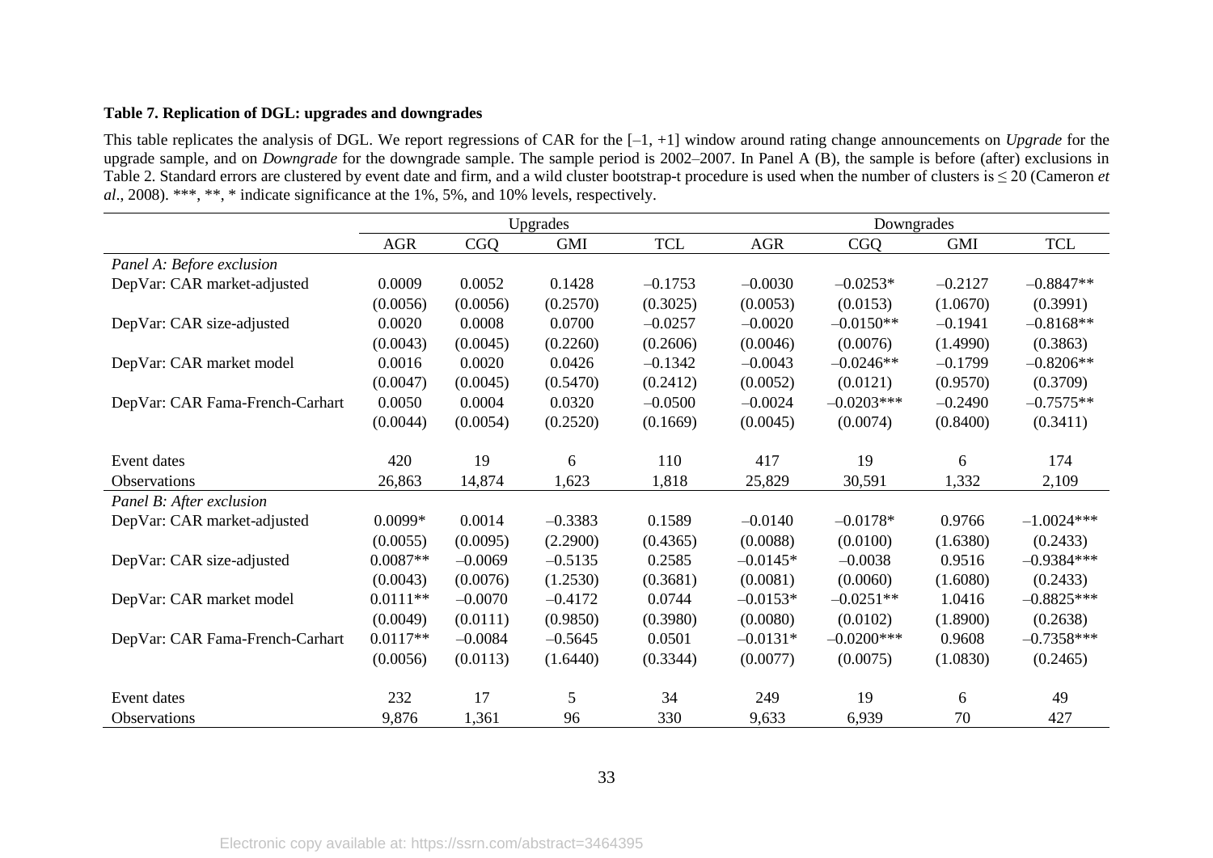**Table 7. Replication of DGL: upgrades and downgrades**

This table replicates the analysis of DGL. We report regressions of CAR for the [–1, +1] window around rating change announcements on *Upgrade* for the upgrade sample, and on *Downgrade* for the downgrade sample. The sample period is 2002–2007. In Panel A (B), the sample is before (after) exclusions in Table 2. Standard errors are clustered by event date and firm, and a wild cluster bootstrap-t procedure is used when the number of clusters is ≤ 20 (Cameron *et al*., 2008). ***, **, * indicate significance at the 1%, 5%, and 10% levels, respectively.

| | Upgrades | | | | Downgrades | | | |
|---|---|---|---|---|---|---|---|---|
| | AGR | CGQ | GMI | TCL | AGR | CGQ | GMI | TCL |
| *Panel A: Before exclusion* | | | | | | | | |
| DepVar: CAR market-adjusted | 0.0009 | 0.0052 | 0.1428 | –0.1753 | –0.0030 | –0.0253* | –0.2127 | –0.8847** |
| | (0.0056) | (0.0056) | (0.2570) | (0.3025) | (0.0053) | (0.0153) | (1.0670) | (0.3991) |
| DepVar: CAR size-adjusted | 0.0020 | 0.0008 | 0.0700 | –0.0257 | –0.0020 | –0.0150** | –0.1941 | –0.8168** |
| | (0.0043) | (0.0045) | (0.2260) | (0.2606) | (0.0046) | (0.0076) | (1.4990) | (0.3863) |
| DepVar: CAR market model | 0.0016 | 0.0020 | 0.0426 | –0.1342 | –0.0043 | –0.0246** | –0.1799 | –0.8206** |
| | (0.0047) | (0.0045) | (0.5470) | (0.2412) | (0.0052) | (0.0121) | (0.9570) | (0.3709) |
| DepVar: CAR Fama-French-Carhart | 0.0050 | 0.0004 | 0.0320 | –0.0500 | –0.0024 | –0.0203*** | –0.2490 | –0.7575** |
| | (0.0044) | (0.0054) | (0.2520) | (0.1669) | (0.0045) | (0.0074) | (0.8400) | (0.3411) |
| Event dates | 420 | 19 | 6 | 110 | 417 | 19 | 6 | 174 |
| Observations | 26,863 | 14,874 | 1,623 | 1,818 | 25,829 | 30,591 | 1,332 | 2,109 |
| *Panel B: After exclusion* | | | | | | | | |
| DepVar: CAR market-adjusted | 0.0099* | 0.0014 | –0.3383 | 0.1589 | –0.0140 | –0.0178* | 0.9766 | –1.0024*** |
| | (0.0055) | (0.0095) | (2.2900) | (0.4365) | (0.0088) | (0.0100) | (1.6380) | (0.2433) |
| DepVar: CAR size-adjusted | 0.0087** | –0.0069 | –0.5135 | 0.2585 | –0.0145* | –0.0038 | 0.9516 | –0.9384*** |
| | (0.0043) | (0.0076) | (1.2530) | (0.3681) | (0.0081) | (0.0060) | (1.6080) | (0.2433) |
| DepVar: CAR market model | 0.0111** | –0.0070 | –0.4172 | 0.0744 | –0.0153* | –0.0251** | 1.0416 | –0.8825*** |
| | (0.0049) | (0.0111) | (0.9850) | (0.3980) | (0.0080) | (0.0102) | (1.8900) | (0.2638) |
| DepVar: CAR Fama-French-Carhart | 0.0117** | –0.0084 | –0.5645 | 0.0501 | –0.0131* | –0.0200*** | 0.9608 | –0.7358*** |
| | (0.0056) | (0.0113) | (1.6440) | (0.3344) | (0.0077) | (0.0075) | (1.0830) | (0.2465) |
| Event dates | 232 | 17 | 5 | 34 | 249 | 19 | 6 | 49 |
| Observations | 9,876 | 1,361 | 96 | 330 | 9,633 | 6,939 | 70 | 427 |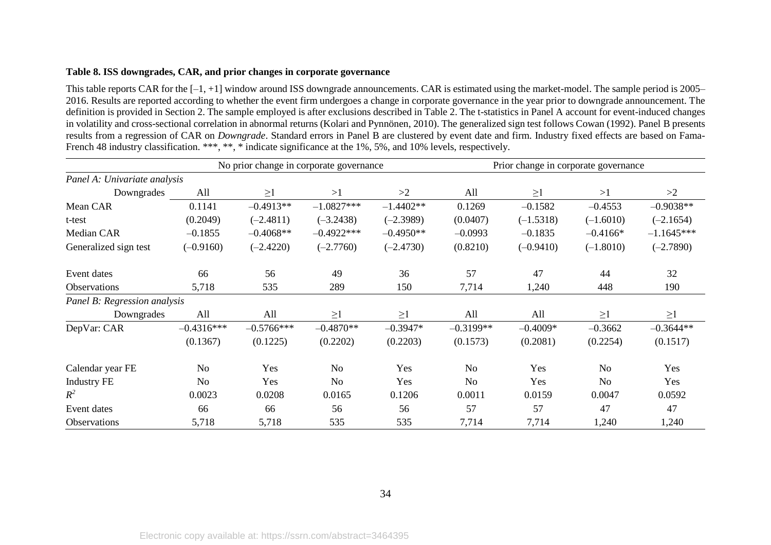**Table 8. ISS downgrades, CAR, and prior changes in corporate governance**

This table reports CAR for the [–1, +1] window around ISS downgrade announcements. CAR is estimated using the market-model. The sample period is 2005–2016. Results are reported according to whether the event firm undergoes a change in corporate governance in the year prior to downgrade announcement. The definition is provided in Section 2. The sample employed is after exclusions described in Table 2. The t-statistics in Panel A account for event-induced changes in volatility and cross-sectional correlation in abnormal returns (Kolari and Pynnönen, 2010). The generalized sign test follows Cowan (1992). Panel B presents results from a regression of CAR on *Downgrade*. Standard errors in Panel B are clustered by event date and firm. Industry fixed effects are based on Fama-French 48 industry classification. \*\*\*, \*\*, \* indicate significance at the 1%, 5%, and 10% levels, respectively.

| | No prior change in corporate governance | | | | Prior change in corporate governance | | | |
|---|---|---|---|---|---|---|---|---|
| *Panel A: Univariate analysis* | | | | | | | | |
| Downgrades | All | ≥1 | >1 | >2 | All | ≥1 | >1 | >2 |
| Mean CAR | 0.1141 | –0.4913** | –1.0827*** | –1.4402** | 0.1269 | –0.1582 | –0.4553 | –0.9038** |
| t-test | (0.2049) | (–2.4811) | (–3.2438) | (–2.3989) | (0.0407) | (–1.5318) | (–1.6010) | (–2.1654) |
| Median CAR | –0.1855 | –0.4068** | –0.4922*** | –0.4950** | –0.0993 | –0.1835 | –0.4166* | –1.1645*** |
| Generalized sign test | (–0.9160) | (–2.4220) | (–2.7760) | (–2.4730) | (0.8210) | (–0.9410) | (–1.8010) | (–2.7890) |
| Event dates | 66 | 56 | 49 | 36 | 57 | 47 | 44 | 32 |
| Observations | 5,718 | 535 | 289 | 150 | 7,714 | 1,240 | 448 | 190 |
| *Panel B: Regression analysis* | | | | | | | | |
| Downgrades | All | All | ≥1 | ≥1 | All | All | ≥1 | ≥1 |
| DepVar: CAR | –0.4316*** | –0.5766*** | –0.4870** | –0.3947* | –0.3199** | –0.4009* | –0.3662 | –0.3644** |
| | (0.1367) | (0.1225) | (0.2202) | (0.2203) | (0.1573) | (0.2081) | (0.2254) | (0.1517) |
| Calendar year FE | No | Yes | No | Yes | No | Yes | No | Yes |
| Industry FE | No | Yes | No | Yes | No | Yes | No | Yes |
| $R^2$ | 0.0023 | 0.0208 | 0.0165 | 0.1206 | 0.0011 | 0.0159 | 0.0047 | 0.0592 |
| Event dates | 66 | 66 | 56 | 56 | 57 | 57 | 47 | 47 |
| Observations | 5,718 | 5,718 | 535 | 535 | 7,714 | 7,714 | 1,240 | 1,240 |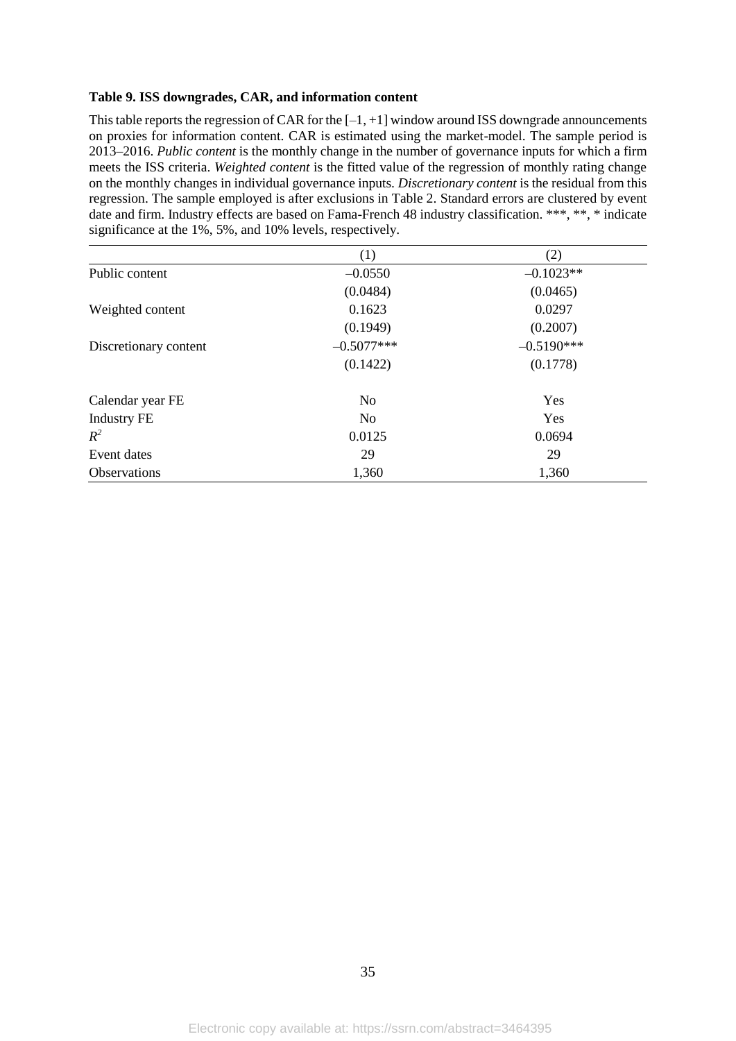**Table 9. ISS downgrades, CAR, and information content**

This table reports the regression of CAR for the [–1, +1] window around ISS downgrade announcements on proxies for information content. CAR is estimated using the market-model. The sample period is 2013–2016. *Public content* is the monthly change in the number of governance inputs for which a firm meets the ISS criteria. *Weighted content* is the fitted value of the regression of monthly rating change on the monthly changes in individual governance inputs. *Discretionary content* is the residual from this regression. The sample employed is after exclusions in Table 2. Standard errors are clustered by event date and firm. Industry effects are based on Fama-French 48 industry classification. ***, **, * indicate significance at the 1%, 5%, and 10% levels, respectively.

| | (1) | (2) |
|---|---|---|
| Public content | –0.0550 | –0.1023** |
| | (0.0484) | (0.0465) |
| Weighted content | 0.1623 | 0.0297 |
| | (0.1949) | (0.2007) |
| Discretionary content | –0.5077*** | –0.5190*** |
| | (0.1422) | (0.1778) |
| | | |
| Calendar year FE | No | Yes |
| Industry FE | No | Yes |
| $R^2$ | 0.0125 | 0.0694 |
| Event dates | 29 | 29 |
| Observations | 1,360 | 1,360 |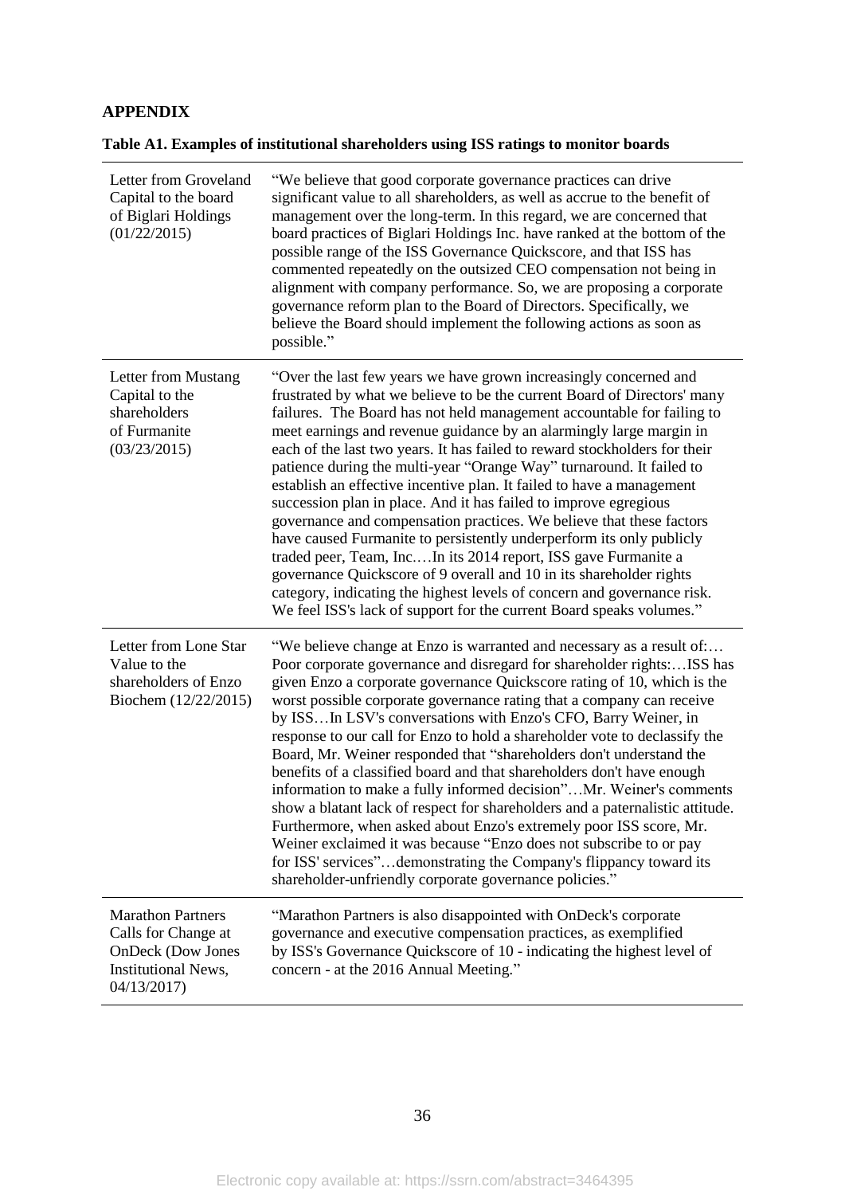## APPENDIX

**Table A1. Examples of institutional shareholders using ISS ratings to monitor boards**

| | |
|---|---|
| Letter from Groveland Capital to the board of Biglari Holdings (01/22/2015) | "We believe that good corporate governance practices can drive significant value to all shareholders, as well as accrue to the benefit of management over the long-term. In this regard, we are concerned that board practices of Biglari Holdings Inc. have ranked at the bottom of the possible range of the ISS Governance Quickscore, and that ISS has commented repeatedly on the outsized CEO compensation not being in alignment with company performance. So, we are proposing a corporate governance reform plan to the Board of Directors. Specifically, we believe the Board should implement the following actions as soon as possible." |
| Letter from Mustang Capital to the shareholders of Furmanite (03/23/2015) | "Over the last few years we have grown increasingly concerned and frustrated by what we believe to be the current Board of Directors' many failures. The Board has not held management accountable for failing to meet earnings and revenue guidance by an alarmingly large margin in each of the last two years. It has failed to reward stockholders for their patience during the multi-year "Orange Way" turnaround. It failed to establish an effective incentive plan. It failed to have a management succession plan in place. And it has failed to improve egregious governance and compensation practices. We believe that these factors have caused Furmanite to persistently underperform its only publicly traded peer, Team, Inc.…In its 2014 report, ISS gave Furmanite a governance Quickscore of 9 overall and 10 in its shareholder rights category, indicating the highest levels of concern and governance risk. We feel ISS's lack of support for the current Board speaks volumes." |
| Letter from Lone Star Value to the shareholders of Enzo Biochem (12/22/2015) | "We believe change at Enzo is warranted and necessary as a result of:… Poor corporate governance and disregard for shareholder rights:…ISS has given Enzo a corporate governance Quickscore rating of 10, which is the worst possible corporate governance rating that a company can receive by ISS…In LSV's conversations with Enzo's CFO, Barry Weiner, in response to our call for Enzo to hold a shareholder vote to declassify the Board, Mr. Weiner responded that "shareholders don't understand the benefits of a classified board and that shareholders don't have enough information to make a fully informed decision"…Mr. Weiner's comments show a blatant lack of respect for shareholders and a paternalistic attitude. Furthermore, when asked about Enzo's extremely poor ISS score, Mr. Weiner exclaimed it was because "Enzo does not subscribe to or pay for ISS' services"…demonstrating the Company's flippancy toward its shareholder-unfriendly corporate governance policies." |
| Marathon Partners Calls for Change at OnDeck (Dow Jones Institutional News, 04/13/2017) | "Marathon Partners is also disappointed with OnDeck's corporate governance and executive compensation practices, as exemplified by ISS's Governance Quickscore of 10 - indicating the highest level of concern - at the 2016 Annual Meeting." |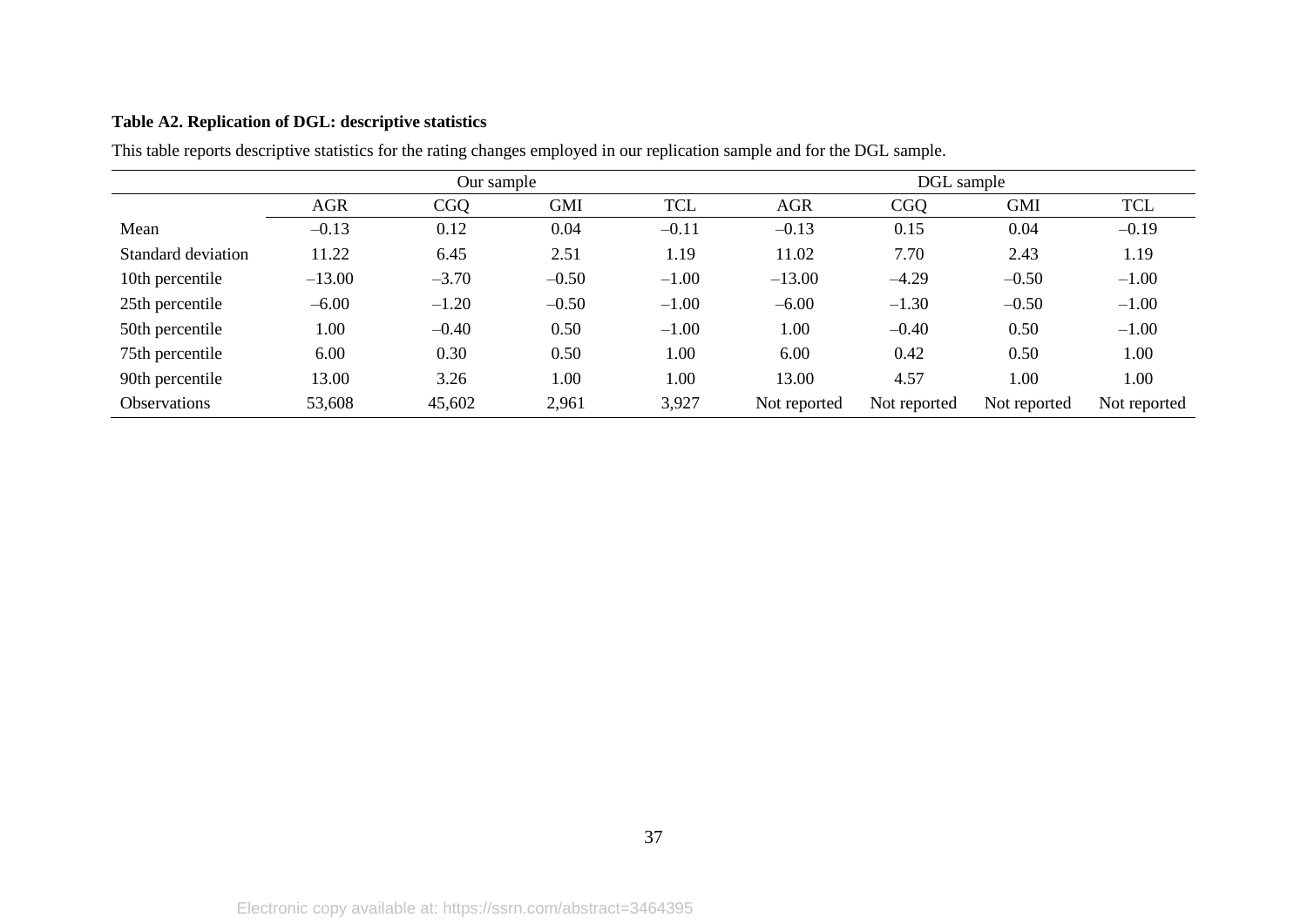**Table A2. Replication of DGL: descriptive statistics**

This table reports descriptive statistics for the rating changes employed in our replication sample and for the DGL sample.

| | Our sample | | | | DGL sample | | | |
|---|---|---|---|---|---|---|---|---|
| | AGR | CGQ | GMI | TCL | AGR | CGQ | GMI | TCL |
| Mean | –0.13 | 0.12 | 0.04 | –0.11 | –0.13 | 0.15 | 0.04 | –0.19 |
| Standard deviation | 11.22 | 6.45 | 2.51 | 1.19 | 11.02 | 7.70 | 2.43 | 1.19 |
| 10th percentile | –13.00 | –3.70 | –0.50 | –1.00 | –13.00 | –4.29 | –0.50 | –1.00 |
| 25th percentile | –6.00 | –1.20 | –0.50 | –1.00 | –6.00 | –1.30 | –0.50 | –1.00 |
| 50th percentile | 1.00 | –0.40 | 0.50 | –1.00 | 1.00 | –0.40 | 0.50 | –1.00 |
| 75th percentile | 6.00 | 0.30 | 0.50 | 1.00 | 6.00 | 0.42 | 0.50 | 1.00 |
| 90th percentile | 13.00 | 3.26 | 1.00 | 1.00 | 13.00 | 4.57 | 1.00 | 1.00 |
| Observations | 53,608 | 45,602 | 2,961 | 3,927 | Not reported | Not reported | Not reported | Not reported |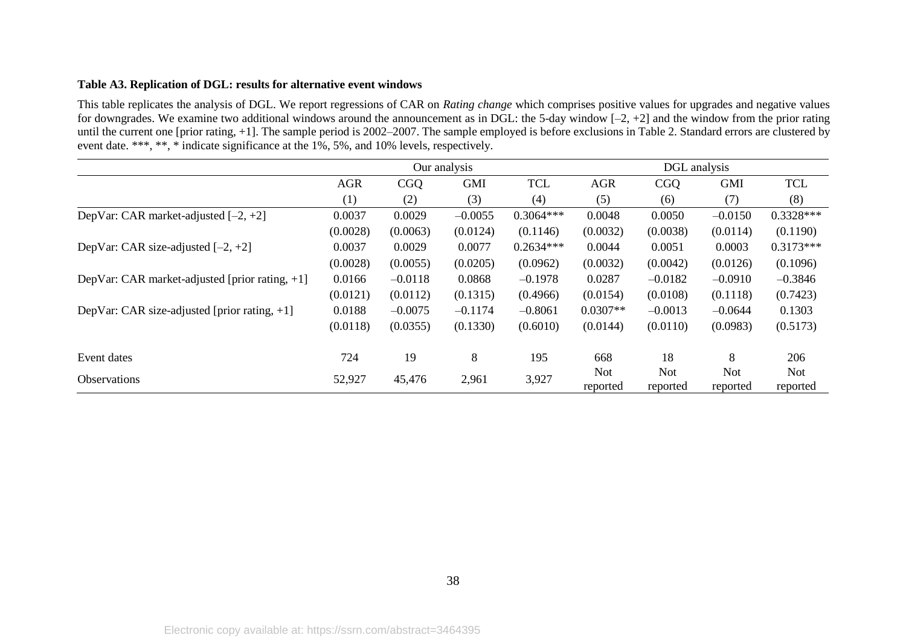**Table A3. Replication of DGL: results for alternative event windows**

This table replicates the analysis of DGL. We report regressions of CAR on *Rating change* which comprises positive values for upgrades and negative values for downgrades. We examine two additional windows around the announcement as in DGL: the 5-day window [–2, +2] and the window from the prior rating until the current one [prior rating, +1]. The sample period is 2002–2007. The sample employed is before exclusions in Table 2. Standard errors are clustered by event date. ***, **, * indicate significance at the 1%, 5%, and 10% levels, respectively.

| | Our analysis | | | | DGL analysis | | | |
|---|---|---|---|---|---|---|---|---|
| | AGR | CGQ | GMI | TCL | AGR | CGQ | GMI | TCL |
| | (1) | (2) | (3) | (4) | (5) | (6) | (7) | (8) |
| DepVar: CAR market-adjusted [–2, +2] | 0.0037 | 0.0029 | –0.0055 | 0.3064*** | 0.0048 | 0.0050 | –0.0150 | 0.3328*** |
| | (0.0028) | (0.0063) | (0.0124) | (0.1146) | (0.0032) | (0.0038) | (0.0114) | (0.1190) |
| DepVar: CAR size-adjusted [–2, +2] | 0.0037 | 0.0029 | 0.0077 | 0.2634*** | 0.0044 | 0.0051 | 0.0003 | 0.3173*** |
| | (0.0028) | (0.0055) | (0.0205) | (0.0962) | (0.0032) | (0.0042) | (0.0126) | (0.1096) |
| DepVar: CAR market-adjusted [prior rating, +1] | 0.0166 | –0.0118 | 0.0868 | –0.1978 | 0.0287 | –0.0182 | –0.0910 | –0.3846 |
| | (0.0121) | (0.0112) | (0.1315) | (0.4966) | (0.0154) | (0.0108) | (0.1118) | (0.7423) |
| DepVar: CAR size-adjusted [prior rating, +1] | 0.0188 | –0.0075 | –0.1174 | –0.8061 | 0.0307** | –0.0013 | –0.0644 | 0.1303 |
| | (0.0118) | (0.0355) | (0.1330) | (0.6010) | (0.0144) | (0.0110) | (0.0983) | (0.5173) |
| Event dates | 724 | 19 | 8 | 195 | 668 | 18 | 8 | 206 |
| Observations | 52,927 | 45,476 | 2,961 | 3,927 | Not reported | Not reported | Not reported | Not reported |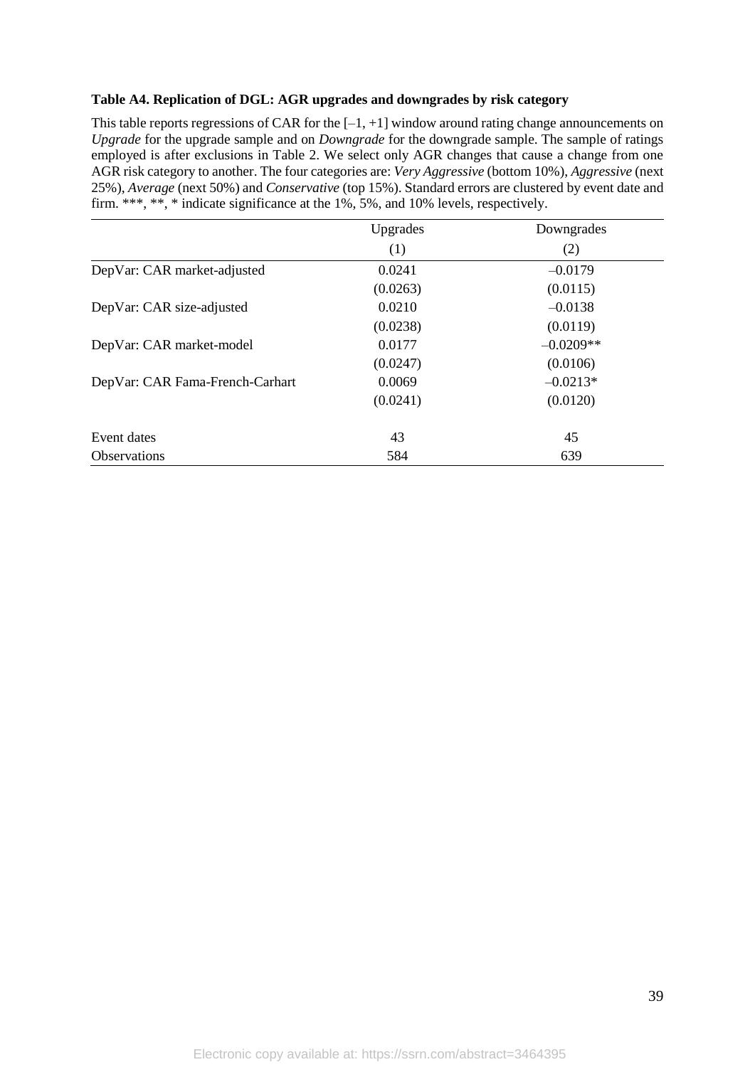**Table A4. Replication of DGL: AGR upgrades and downgrades by risk category**

This table reports regressions of CAR for the [–1, +1] window around rating change announcements on *Upgrade* for the upgrade sample and on *Downgrade* for the downgrade sample. The sample of ratings employed is after exclusions in Table 2. We select only AGR changes that cause a change from one AGR risk category to another. The four categories are: *Very Aggressive* (bottom 10%), *Aggressive* (next 25%), *Average* (next 50%) and *Conservative* (top 15%). Standard errors are clustered by event date and firm. ***, **, * indicate significance at the 1%, 5%, and 10% levels, respectively.

| | Upgrades | Downgrades |
|---|---|---|
| | (1) | (2) |
| DepVar: CAR market-adjusted | 0.0241 | –0.0179 |
| | (0.0263) | (0.0115) |
| DepVar: CAR size-adjusted | 0.0210 | –0.0138 |
| | (0.0238) | (0.0119) |
| DepVar: CAR market-model | 0.0177 | –0.0209** |
| | (0.0247) | (0.0106) |
| DepVar: CAR Fama-French-Carhart | 0.0069 | –0.0213* |
| | (0.0241) | (0.0120) |
| | | |
| Event dates | 43 | 45 |
| Observations | 584 | 639 |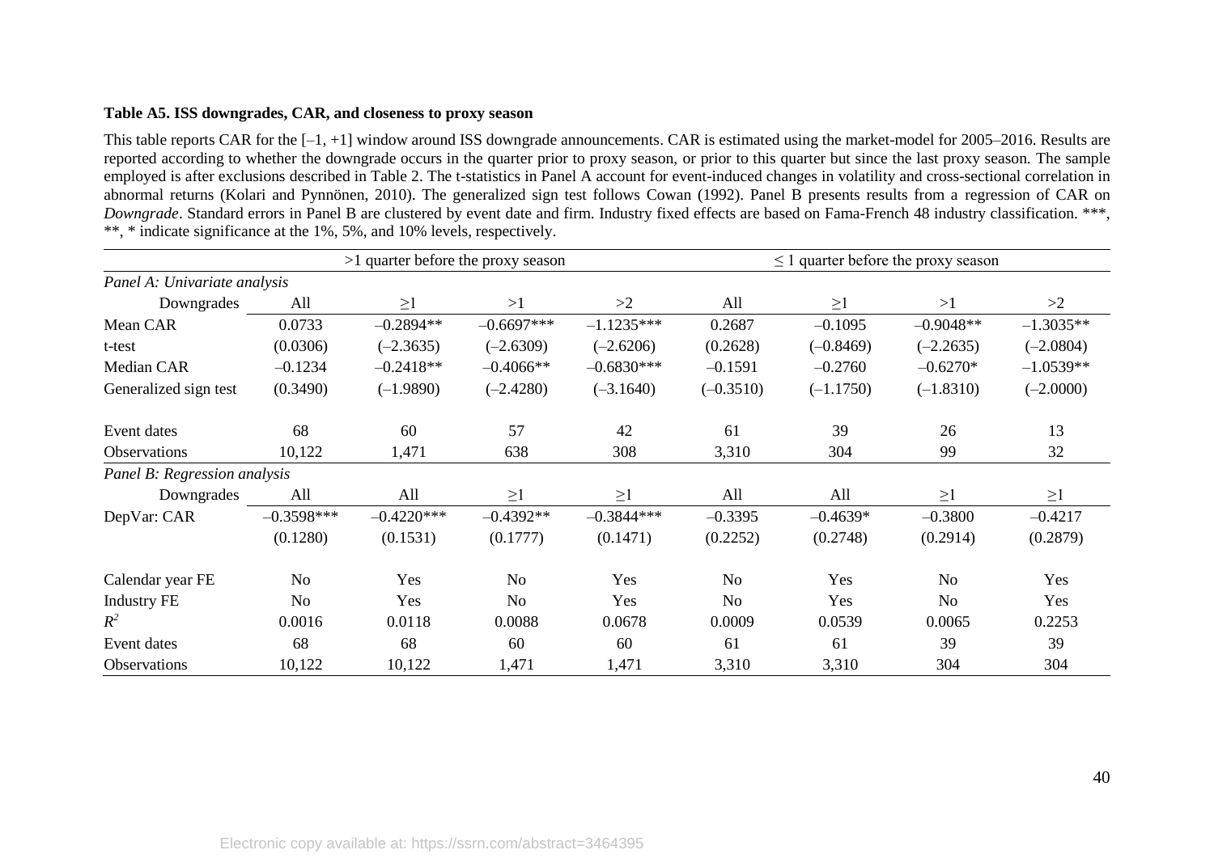**Table A5. ISS downgrades, CAR, and closeness to proxy season**

This table reports CAR for the [–1, +1] window around ISS downgrade announcements. CAR is estimated using the market-model for 2005–2016. Results are reported according to whether the downgrade occurs in the quarter prior to proxy season, or prior to this quarter but since the last proxy season. The sample employed is after exclusions described in Table 2. The t-statistics in Panel A account for event-induced changes in volatility and cross-sectional correlation in abnormal returns (Kolari and Pynnönen, 2010). The generalized sign test follows Cowan (1992). Panel B presents results from a regression of CAR on *Downgrade*. Standard errors in Panel B are clustered by event date and firm. Industry fixed effects are based on Fama-French 48 industry classification. ***, **, * indicate significance at the 1%, 5%, and 10% levels, respectively.

| | >1 quarter before the proxy season | | | | ≤ 1 quarter before the proxy season | | | |
|---|---|---|---|---|---|---|---|---|
| *Panel A: Univariate analysis* | | | | | | | | |
| Downgrades | All | ≥1 | >1 | >2 | All | ≥1 | >1 | >2 |
| Mean CAR | 0.0733 | –0.2894** | –0.6697*** | –1.1235*** | 0.2687 | –0.1095 | –0.9048** | –1.3035** |
| t-test | (0.0306) | (–2.3635) | (–2.6309) | (–2.6206) | (0.2628) | (–0.8469) | (–2.2635) | (–2.0804) |
| Median CAR | –0.1234 | –0.2418** | –0.4066** | –0.6830*** | –0.1591 | –0.2760 | –0.6270* | –1.0539** |
| Generalized sign test | (0.3490) | (–1.9890) | (–2.4280) | (–3.1640) | (–0.3510) | (–1.1750) | (–1.8310) | (–2.0000) |
| Event dates | 68 | 60 | 57 | 42 | 61 | 39 | 26 | 13 |
| Observations | 10,122 | 1,471 | 638 | 308 | 3,310 | 304 | 99 | 32 |
| *Panel B: Regression analysis* | | | | | | | | |
| Downgrades | All | All | ≥1 | ≥1 | All | All | ≥1 | ≥1 |
| DepVar: CAR | –0.3598*** | –0.4220*** | –0.4392** | –0.3844*** | –0.3395 | –0.4639* | –0.3800 | –0.4217 |
| | (0.1280) | (0.1531) | (0.1777) | (0.1471) | (0.2252) | (0.2748) | (0.2914) | (0.2879) |
| Calendar year FE | No | Yes | No | Yes | No | Yes | No | Yes |
| Industry FE | No | Yes | No | Yes | No | Yes | No | Yes |
| $R^2$ | 0.0016 | 0.0118 | 0.0088 | 0.0678 | 0.0009 | 0.0539 | 0.0065 | 0.2253 |
| Event dates | 68 | 68 | 60 | 60 | 61 | 61 | 39 | 39 |
| Observations | 10,122 | 10,122 | 1,471 | 1,471 | 3,310 | 3,310 | 304 | 304 |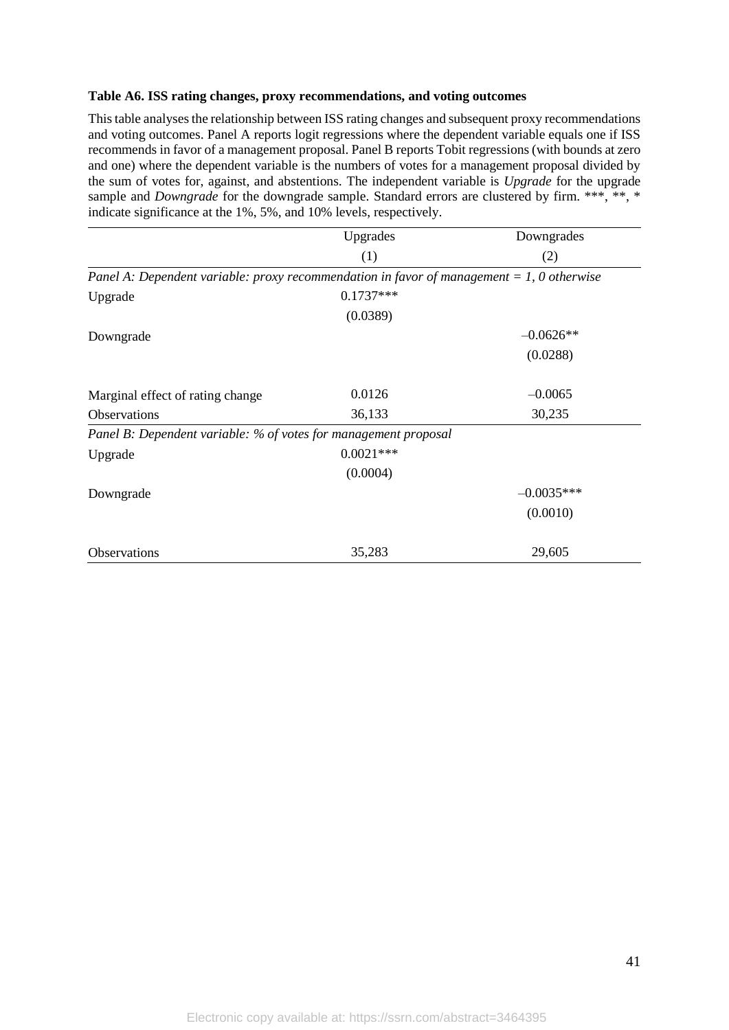**Table A6. ISS rating changes, proxy recommendations, and voting outcomes**

This table analyses the relationship between ISS rating changes and subsequent proxy recommendations and voting outcomes. Panel A reports logit regressions where the dependent variable equals one if ISS recommends in favor of a management proposal. Panel B reports Tobit regressions (with bounds at zero and one) where the dependent variable is the numbers of votes for a management proposal divided by the sum of votes for, against, and abstentions. The independent variable is *Upgrade* for the upgrade sample and *Downgrade* for the downgrade sample. Standard errors are clustered by firm. ***, **, * indicate significance at the 1%, 5%, and 10% levels, respectively.

| | Upgrades | Downgrades |
|---|---|---|
| | (1) | (2) |
| *Panel A: Dependent variable: proxy recommendation in favor of management = 1, 0 otherwise* | | |
| Upgrade | 0.1737*** | |
| | (0.0389) | |
| Downgrade | | –0.0626** |
| | | (0.0288) |
| Marginal effect of rating change | 0.0126 | –0.0065 |
| Observations | 36,133 | 30,235 |
| *Panel B: Dependent variable: % of votes for management proposal* | | |
| Upgrade | 0.0021*** | |
| | (0.0004) | |
| Downgrade | | –0.0035*** |
| | | (0.0010) |
| Observations | 35,283 | 29,605 |

Electronic copy available at: https://ssrn.com/abstract=3464395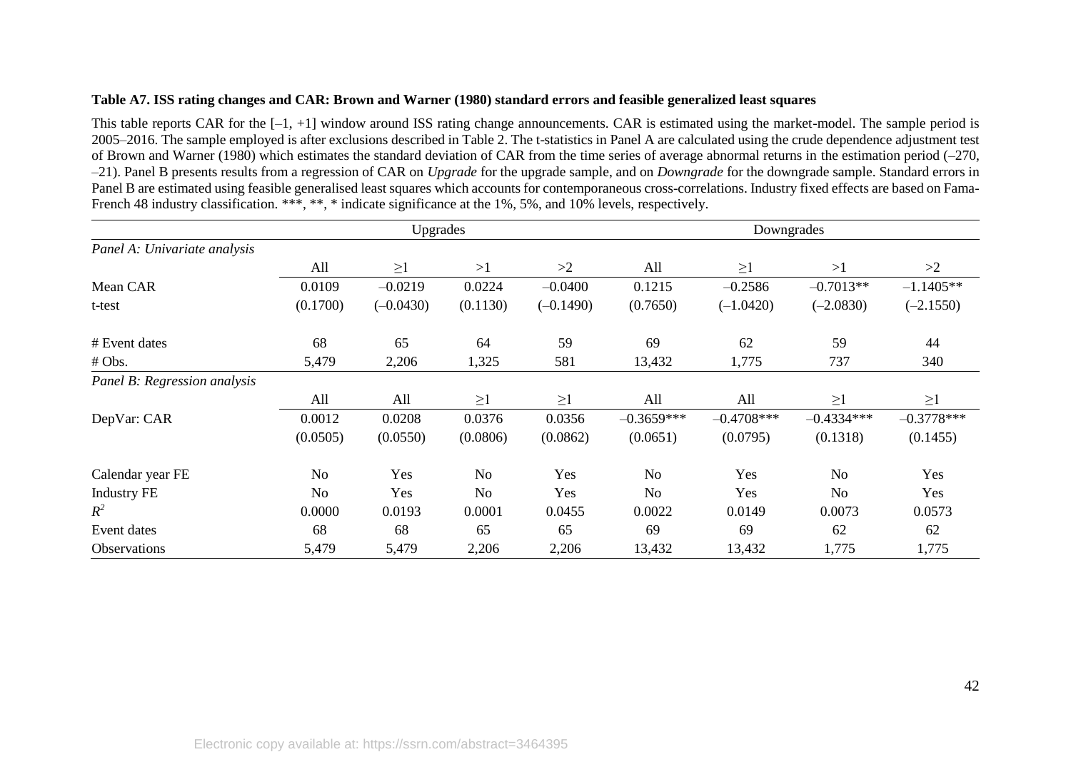**Table A7. ISS rating changes and CAR: Brown and Warner (1980) standard errors and feasible generalized least squares**

This table reports CAR for the [–1, +1] window around ISS rating change announcements. CAR is estimated using the market-model. The sample period is 2005–2016. The sample employed is after exclusions described in Table 2. The t-statistics in Panel A are calculated using the crude dependence adjustment test of Brown and Warner (1980) which estimates the standard deviation of CAR from the time series of average abnormal returns in the estimation period (–270, –21). Panel B presents results from a regression of CAR on *Upgrade* for the upgrade sample, and on *Downgrade* for the downgrade sample. Standard errors in Panel B are estimated using feasible generalised least squares which accounts for contemporaneous cross-correlations. Industry fixed effects are based on Fama-French 48 industry classification. ***, **, * indicate significance at the 1%, 5%, and 10% levels, respectively.

| | Upgrades | | | | Downgrades | | | |
|---|---|---|---|---|---|---|---|---|
| *Panel A: Univariate analysis* | | | | | | | | |
| | All | ≥1 | >1 | >2 | All | ≥1 | >1 | >2 |
| Mean CAR | 0.0109 | –0.0219 | 0.0224 | –0.0400 | 0.1215 | –0.2586 | –0.7013** | –1.1405** |
| t-test | (0.1700) | (–0.0430) | (0.1130) | (–0.1490) | (0.7650) | (–1.0420) | (–2.0830) | (–2.1550) |
| # Event dates | 68 | 65 | 64 | 59 | 69 | 62 | 59 | 44 |
| # Obs. | 5,479 | 2,206 | 1,325 | 581 | 13,432 | 1,775 | 737 | 340 |
| *Panel B: Regression analysis* | | | | | | | | |
| | All | All | ≥1 | ≥1 | All | All | ≥1 | ≥1 |
| DepVar: CAR | 0.0012 | 0.0208 | 0.0376 | 0.0356 | –0.3659*** | –0.4708*** | –0.4334*** | –0.3778*** |
| | (0.0505) | (0.0550) | (0.0806) | (0.0862) | (0.0651) | (0.0795) | (0.1318) | (0.1455) |
| Calendar year FE | No | Yes | No | Yes | No | Yes | No | Yes |
| Industry FE | No | Yes | No | Yes | No | Yes | No | Yes |
| $R^2$ | 0.0000 | 0.0193 | 0.0001 | 0.0455 | 0.0022 | 0.0149 | 0.0073 | 0.0573 |
| Event dates | 68 | 68 | 65 | 65 | 69 | 69 | 62 | 62 |
| Observations | 5,479 | 5,479 | 2,206 | 2,206 | 13,432 | 13,432 | 1,775 | 1,775 |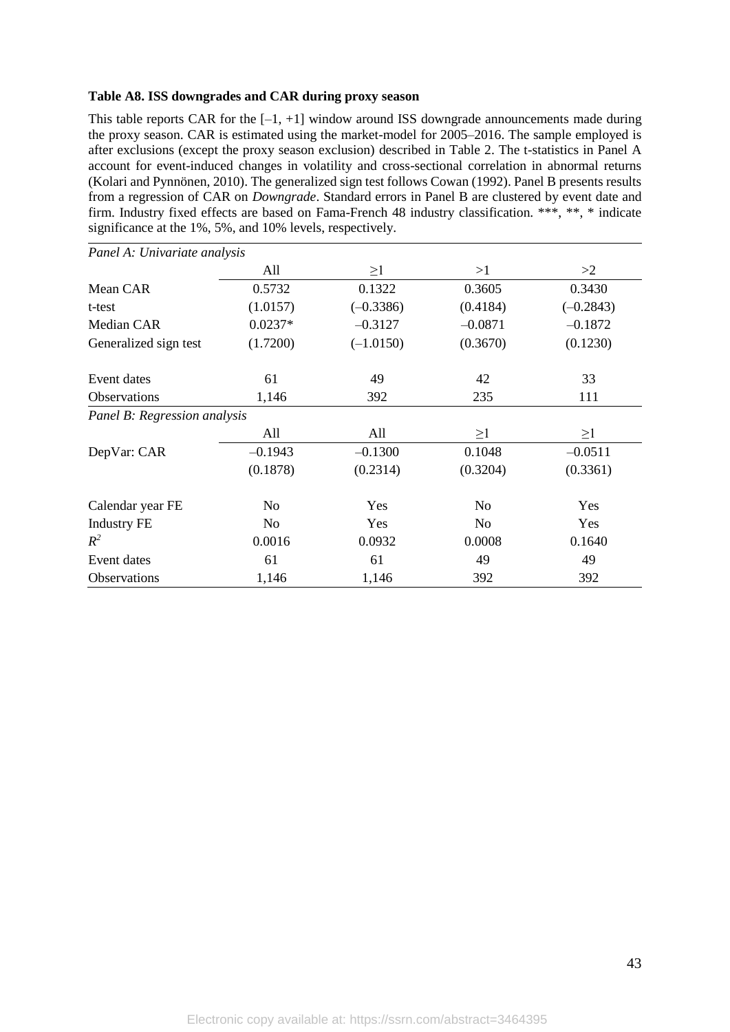**Table A8. ISS downgrades and CAR during proxy season**

This table reports CAR for the [–1, +1] window around ISS downgrade announcements made during the proxy season. CAR is estimated using the market-model for 2005–2016. The sample employed is after exclusions (except the proxy season exclusion) described in Table 2. The t-statistics in Panel A account for event-induced changes in volatility and cross-sectional correlation in abnormal returns (Kolari and Pynnönen, 2010). The generalized sign test follows Cowan (1992). Panel B presents results from a regression of CAR on *Downgrade*. Standard errors in Panel B are clustered by event date and firm. Industry fixed effects are based on Fama-French 48 industry classification. ***, **, * indicate significance at the 1%, 5%, and 10% levels, respectively.

| *Panel A: Univariate analysis* | | | | |
|---|---|---|---|---|
| | All | ≥1 | >1 | >2 |
| Mean CAR | 0.5732 | 0.1322 | 0.3605 | 0.3430 |
| t-test | (1.0157) | (–0.3386) | (0.4184) | (–0.2843) |
| Median CAR | 0.0237* | –0.3127 | –0.0871 | –0.1872 |
| Generalized sign test | (1.7200) | (–1.0150) | (0.3670) | (0.1230) |
| Event dates | 61 | 49 | 42 | 33 |
| Observations | 1,146 | 392 | 235 | 111 |
| *Panel B: Regression analysis* | | | | |
| | All | All | ≥1 | ≥1 |
| DepVar: CAR | –0.1943 | –0.1300 | 0.1048 | –0.0511 |
| | (0.1878) | (0.2314) | (0.3204) | (0.3361) |
| Calendar year FE | No | Yes | No | Yes |
| Industry FE | No | Yes | No | Yes |
| $R^2$ | 0.0016 | 0.0932 | 0.0008 | 0.1640 |
| Event dates | 61 | 61 | 49 | 49 |
| Observations | 1,146 | 1,146 | 392 | 392 |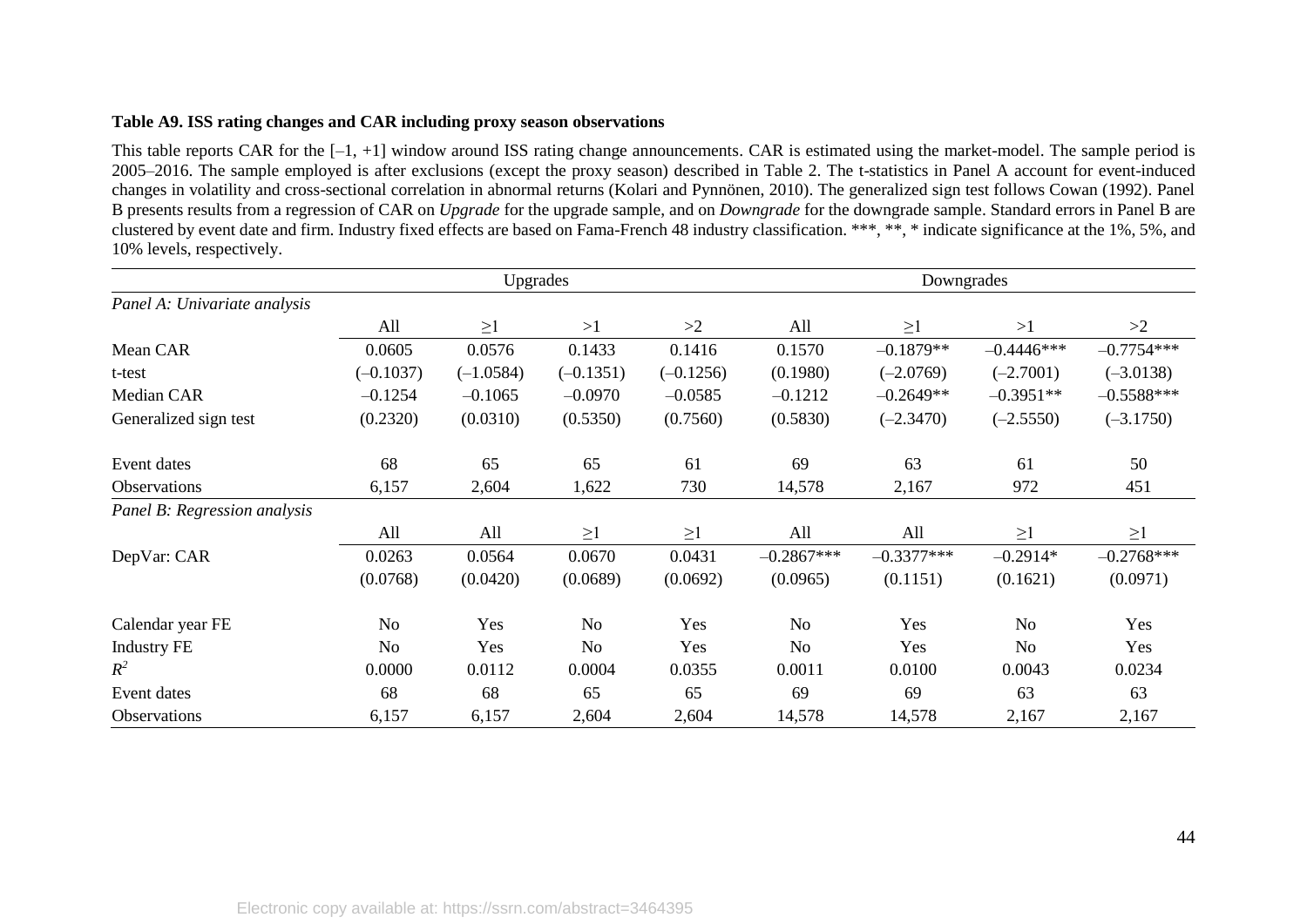**Table A9. ISS rating changes and CAR including proxy season observations**

This table reports CAR for the [–1, +1] window around ISS rating change announcements. CAR is estimated using the market-model. The sample period is 2005–2016. The sample employed is after exclusions (except the proxy season) described in Table 2. The t-statistics in Panel A account for event-induced changes in volatility and cross-sectional correlation in abnormal returns (Kolari and Pynnönen, 2010). The generalized sign test follows Cowan (1992). Panel B presents results from a regression of CAR on *Upgrade* for the upgrade sample, and on *Downgrade* for the downgrade sample. Standard errors in Panel B are clustered by event date and firm. Industry fixed effects are based on Fama-French 48 industry classification. ***, **, * indicate significance at the 1%, 5%, and 10% levels, respectively.

| | Upgrades | | | | Downgrades | | | |
|---|---|---|---|---|---|---|---|---|
| *Panel A: Univariate analysis* | | | | | | | | |
| | All | ≥1 | >1 | >2 | All | ≥1 | >1 | >2 |
| Mean CAR | 0.0605 | 0.0576 | 0.1433 | 0.1416 | 0.1570 | –0.1879** | –0.4446*** | –0.7754*** |
| t-test | (–0.1037) | (–1.0584) | (–0.1351) | (–0.1256) | (0.1980) | (–2.0769) | (–2.7001) | (–3.0138) |
| Median CAR | –0.1254 | –0.1065 | –0.0970 | –0.0585 | –0.1212 | –0.2649** | –0.3951** | –0.5588*** |
| Generalized sign test | (0.2320) | (0.0310) | (0.5350) | (0.7560) | (0.5830) | (–2.3470) | (–2.5550) | (–3.1750) |
| Event dates | 68 | 65 | 65 | 61 | 69 | 63 | 61 | 50 |
| Observations | 6,157 | 2,604 | 1,622 | 730 | 14,578 | 2,167 | 972 | 451 |
| *Panel B: Regression analysis* | | | | | | | | |
| | All | All | ≥1 | ≥1 | All | All | ≥1 | ≥1 |
| DepVar: CAR | 0.0263 | 0.0564 | 0.0670 | 0.0431 | –0.2867*** | –0.3377*** | –0.2914* | –0.2768*** |
| | (0.0768) | (0.0420) | (0.0689) | (0.0692) | (0.0965) | (0.1151) | (0.1621) | (0.0971) |
| Calendar year FE | No | Yes | No | Yes | No | Yes | No | Yes |
| Industry FE | No | Yes | No | Yes | No | Yes | No | Yes |
| $R^2$ | 0.0000 | 0.0112 | 0.0004 | 0.0355 | 0.0011 | 0.0100 | 0.0043 | 0.0234 |
| Event dates | 68 | 68 | 65 | 65 | 69 | 69 | 63 | 63 |
| Observations | 6,157 | 6,157 | 2,604 | 2,604 | 14,578 | 14,578 | 2,167 | 2,167 |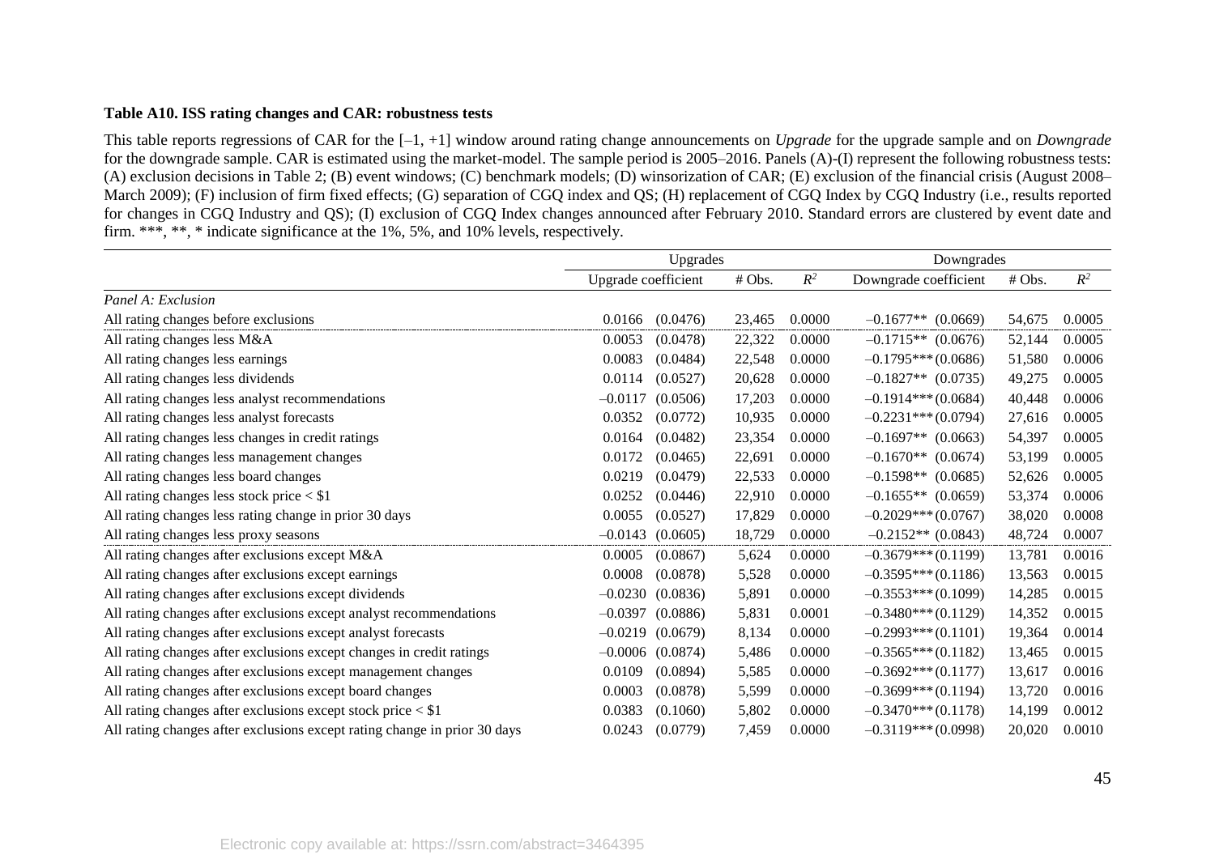**Table A10. ISS rating changes and CAR: robustness tests**

This table reports regressions of CAR for the [–1, +1] window around rating change announcements on *Upgrade* for the upgrade sample and on *Downgrade* for the downgrade sample. CAR is estimated using the market-model. The sample period is 2005–2016. Panels (A)-(I) represent the following robustness tests: (A) exclusion decisions in Table 2; (B) event windows; (C) benchmark models; (D) winsorization of CAR; (E) exclusion of the financial crisis (August 2008–March 2009); (F) inclusion of firm fixed effects; (G) separation of CGQ index and QS; (H) replacement of CGQ Index by CGQ Industry (i.e., results reported for changes in CGQ Industry and QS); (I) exclusion of CGQ Index changes announced after February 2010. Standard errors are clustered by event date and firm. \*\*\*, \*\*, \* indicate significance at the 1%, 5%, and 10% levels, respectively.

| | Upgrades | | | | Downgrades | | | |
|---|---|---|---|---|---|---|---|---|
| | Upgrade coefficient | | # Obs. | $R^2$ | Downgrade coefficient | | # Obs. | $R^2$ |
| *Panel A: Exclusion* | | | | | | | | |
| All rating changes before exclusions | 0.0166 | (0.0476) | 23,465 | 0.0000 | –0.1677** | (0.0669) | 54,675 | 0.0005 |
| All rating changes less M&A | 0.0053 | (0.0478) | 22,322 | 0.0000 | –0.1715** | (0.0676) | 52,144 | 0.0005 |
| All rating changes less earnings | 0.0083 | (0.0484) | 22,548 | 0.0000 | –0.1795*** | (0.0686) | 51,580 | 0.0006 |
| All rating changes less dividends | 0.0114 | (0.0527) | 20,628 | 0.0000 | –0.1827** | (0.0735) | 49,275 | 0.0005 |
| All rating changes less analyst recommendations | –0.0117 | (0.0506) | 17,203 | 0.0000 | –0.1914*** | (0.0684) | 40,448 | 0.0006 |
| All rating changes less analyst forecasts | 0.0352 | (0.0772) | 10,935 | 0.0000 | –0.2231*** | (0.0794) | 27,616 | 0.0005 |
| All rating changes less changes in credit ratings | 0.0164 | (0.0482) | 23,354 | 0.0000 | –0.1697** | (0.0663) | 54,397 | 0.0005 |
| All rating changes less management changes | 0.0172 | (0.0465) | 22,691 | 0.0000 | –0.1670** | (0.0674) | 53,199 | 0.0005 |
| All rating changes less board changes | 0.0219 | (0.0479) | 22,533 | 0.0000 | –0.1598** | (0.0685) | 52,626 | 0.0005 |
| All rating changes less stock price < $1 | 0.0252 | (0.0446) | 22,910 | 0.0000 | –0.1655** | (0.0659) | 53,374 | 0.0006 |
| All rating changes less rating change in prior 30 days | 0.0055 | (0.0527) | 17,829 | 0.0000 | –0.2029*** | (0.0767) | 38,020 | 0.0008 |
| All rating changes less proxy seasons | –0.0143 | (0.0605) | 18,729 | 0.0000 | –0.2152** | (0.0843) | 48,724 | 0.0007 |
| All rating changes after exclusions except M&A | 0.0005 | (0.0867) | 5,624 | 0.0000 | –0.3679*** | (0.1199) | 13,781 | 0.0016 |
| All rating changes after exclusions except earnings | 0.0008 | (0.0878) | 5,528 | 0.0000 | –0.3595*** | (0.1186) | 13,563 | 0.0015 |
| All rating changes after exclusions except dividends | –0.0230 | (0.0836) | 5,891 | 0.0000 | –0.3553*** | (0.1099) | 14,285 | 0.0015 |
| All rating changes after exclusions except analyst recommendations | –0.0397 | (0.0886) | 5,831 | 0.0001 | –0.3480*** | (0.1129) | 14,352 | 0.0015 |
| All rating changes after exclusions except analyst forecasts | –0.0219 | (0.0679) | 8,134 | 0.0000 | –0.2993*** | (0.1101) | 19,364 | 0.0014 |
| All rating changes after exclusions except changes in credit ratings | –0.0006 | (0.0874) | 5,486 | 0.0000 | –0.3565*** | (0.1182) | 13,465 | 0.0015 |
| All rating changes after exclusions except management changes | 0.0109 | (0.0894) | 5,585 | 0.0000 | –0.3692*** | (0.1177) | 13,617 | 0.0016 |
| All rating changes after exclusions except board changes | 0.0003 | (0.0878) | 5,599 | 0.0000 | –0.3699*** | (0.1194) | 13,720 | 0.0016 |
| All rating changes after exclusions except stock price < $1 | 0.0383 | (0.1060) | 5,802 | 0.0000 | –0.3470*** | (0.1178) | 14,199 | 0.0012 |
| All rating changes after exclusions except rating change in prior 30 days | 0.0243 | (0.0779) | 7,459 | 0.0000 | –0.3119*** | (0.0998) | 20,020 | 0.0010 |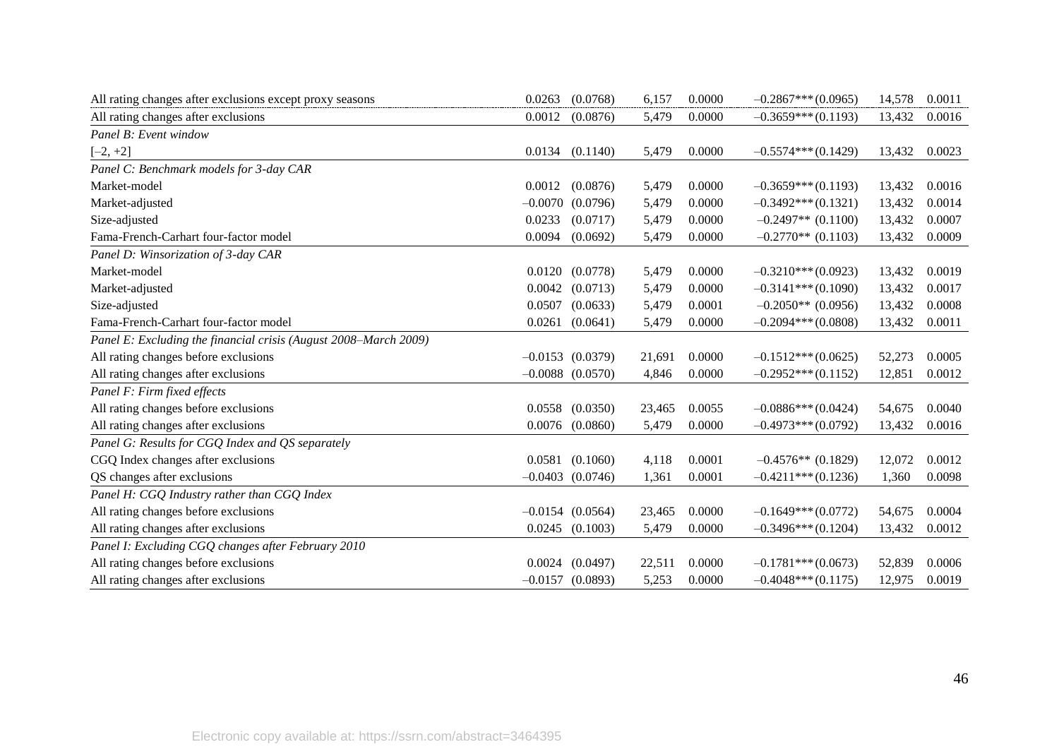| | | | | | | | |
|---|---|---|---|---|---|---|---|
| All rating changes after exclusions except proxy seasons | 0.0263 | (0.0768) | 6,157 | 0.0000 | –0.2867*** (0.0965) | 14,578 | 0.0011 |
| All rating changes after exclusions | 0.0012 | (0.0876) | 5,479 | 0.0000 | –0.3659*** (0.1193) | 13,432 | 0.0016 |
| *Panel B: Event window* | | | | | | | |
| [–2, +2] | 0.0134 | (0.1140) | 5,479 | 0.0000 | –0.5574*** (0.1429) | 13,432 | 0.0023 |
| *Panel C: Benchmark models for 3-day CAR* | | | | | | | |
| Market-model | 0.0012 | (0.0876) | 5,479 | 0.0000 | –0.3659*** (0.1193) | 13,432 | 0.0016 |
| Market-adjusted | –0.0070 | (0.0796) | 5,479 | 0.0000 | –0.3492*** (0.1321) | 13,432 | 0.0014 |
| Size-adjusted | 0.0233 | (0.0717) | 5,479 | 0.0000 | –0.2497** (0.1100) | 13,432 | 0.0007 |
| Fama-French-Carhart four-factor model | 0.0094 | (0.0692) | 5,479 | 0.0000 | –0.2770** (0.1103) | 13,432 | 0.0009 |
| *Panel D: Winsorization of 3-day CAR* | | | | | | | |
| Market-model | 0.0120 | (0.0778) | 5,479 | 0.0000 | –0.3210*** (0.0923) | 13,432 | 0.0019 |
| Market-adjusted | 0.0042 | (0.0713) | 5,479 | 0.0000 | –0.3141*** (0.1090) | 13,432 | 0.0017 |
| Size-adjusted | 0.0507 | (0.0633) | 5,479 | 0.0001 | –0.2050** (0.0956) | 13,432 | 0.0008 |
| Fama-French-Carhart four-factor model | 0.0261 | (0.0641) | 5,479 | 0.0000 | –0.2094*** (0.0808) | 13,432 | 0.0011 |
| *Panel E: Excluding the financial crisis (August 2008–March 2009)* | | | | | | | |
| All rating changes before exclusions | –0.0153 | (0.0379) | 21,691 | 0.0000 | –0.1512*** (0.0625) | 52,273 | 0.0005 |
| All rating changes after exclusions | –0.0088 | (0.0570) | 4,846 | 0.0000 | –0.2952*** (0.1152) | 12,851 | 0.0012 |
| *Panel F: Firm fixed effects* | | | | | | | |
| All rating changes before exclusions | 0.0558 | (0.0350) | 23,465 | 0.0055 | –0.0886*** (0.0424) | 54,675 | 0.0040 |
| All rating changes after exclusions | 0.0076 | (0.0860) | 5,479 | 0.0000 | –0.4973*** (0.0792) | 13,432 | 0.0016 |
| *Panel G: Results for CGQ Index and QS separately* | | | | | | | |
| CGQ Index changes after exclusions | 0.0581 | (0.1060) | 4,118 | 0.0001 | –0.4576** (0.1829) | 12,072 | 0.0012 |
| QS changes after exclusions | –0.0403 | (0.0746) | 1,361 | 0.0001 | –0.4211*** (0.1236) | 1,360 | 0.0098 |
| *Panel H: CGQ Industry rather than CGQ Index* | | | | | | | |
| All rating changes before exclusions | –0.0154 | (0.0564) | 23,465 | 0.0000 | –0.1649*** (0.0772) | 54,675 | 0.0004 |
| All rating changes after exclusions | 0.0245 | (0.1003) | 5,479 | 0.0000 | –0.3496*** (0.1204) | 13,432 | 0.0012 |
| *Panel I: Excluding CGQ changes after February 2010* | | | | | | | |
| All rating changes before exclusions | 0.0024 | (0.0497) | 22,511 | 0.0000 | –0.1781*** (0.0673) | 52,839 | 0.0006 |
| All rating changes after exclusions | –0.0157 | (0.0893) | 5,253 | 0.0000 | –0.4048*** (0.1175) | 12,975 | 0.0019 |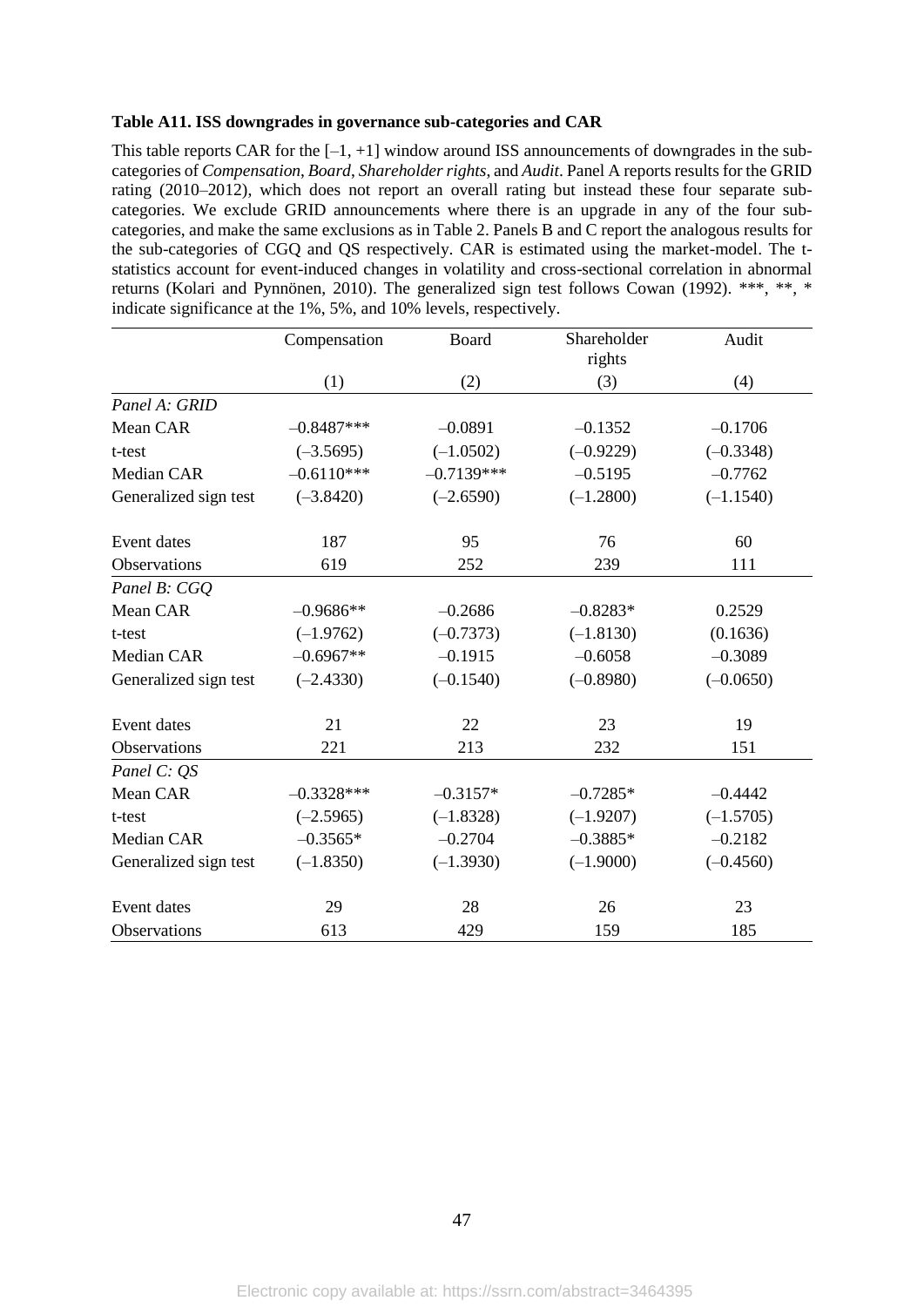**Table A11. ISS downgrades in governance sub-categories and CAR**

This table reports CAR for the [–1, +1] window around ISS announcements of downgrades in the sub-categories of *Compensation*, *Board*, *Shareholder rights*, and *Audit*. Panel A reports results for the GRID rating (2010–2012), which does not report an overall rating but instead these four separate sub-categories. We exclude GRID announcements where there is an upgrade in any of the four sub-categories, and make the same exclusions as in Table 2. Panels B and C report the analogous results for the sub-categories of CGQ and QS respectively. CAR is estimated using the market-model. The t-statistics account for event-induced changes in volatility and cross-sectional correlation in abnormal returns (Kolari and Pynnönen, 2010). The generalized sign test follows Cowan (1992). ***, **, * indicate significance at the 1%, 5%, and 10% levels, respectively.

| | Compensation | Board | Shareholder rights | Audit |
|---|---|---|---|---|
| | (1) | (2) | (3) | (4) |
| *Panel A: GRID* | | | | |
| Mean CAR | –0.8487*** | –0.0891 | –0.1352 | –0.1706 |
| t-test | (–3.5695) | (–1.0502) | (–0.9229) | (–0.3348) |
| Median CAR | –0.6110*** | –0.7139*** | –0.5195 | –0.7762 |
| Generalized sign test | (–3.8420) | (–2.6590) | (–1.2800) | (–1.1540) |
| Event dates | 187 | 95 | 76 | 60 |
| Observations | 619 | 252 | 239 | 111 |
| *Panel B: CGQ* | | | | |
| Mean CAR | –0.9686** | –0.2686 | –0.8283* | 0.2529 |
| t-test | (–1.9762) | (–0.7373) | (–1.8130) | (0.1636) |
| Median CAR | –0.6967** | –0.1915 | –0.6058 | –0.3089 |
| Generalized sign test | (–2.4330) | (–0.1540) | (–0.8980) | (–0.0650) |
| Event dates | 21 | 22 | 23 | 19 |
| Observations | 221 | 213 | 232 | 151 |
| *Panel C: QS* | | | | |
| Mean CAR | –0.3328*** | –0.3157* | –0.7285* | –0.4442 |
| t-test | (–2.5965) | (–1.8328) | (–1.9207) | (–1.5705) |
| Median CAR | –0.3565* | –0.2704 | –0.3885* | –0.2182 |
| Generalized sign test | (–1.8350) | (–1.3930) | (–1.9000) | (–0.4560) |
| Event dates | 29 | 28 | 26 | 23 |
| Observations | 613 | 429 | 159 | 185 |

Electronic copy available at: https://ssrn.com/abstract=3464395